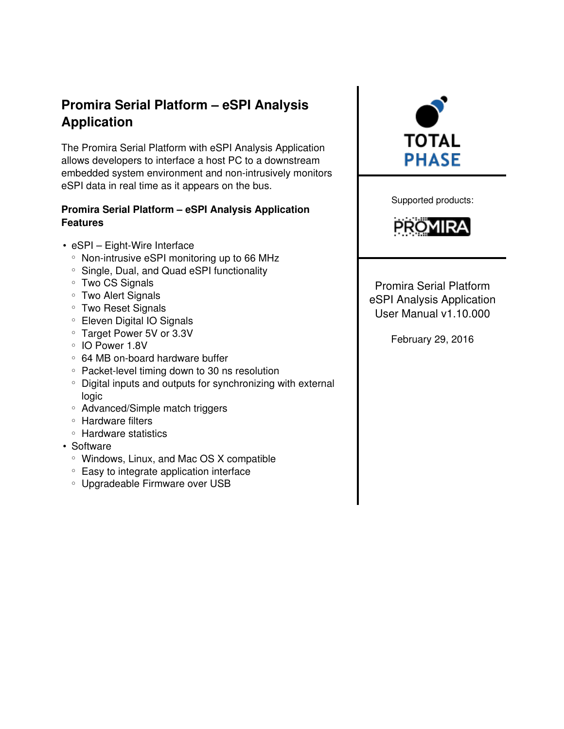# Promira Serial Platform – eSPI Analysis Application

The Promira Serial Platform with eSPI Analysis Application allows developers to interface a host PC to a downstream embedded system environment and non-intrusively monitors eSPI data in real time as it appears on the bus.

## Promira Serial Platform – eSPI Analysis Application Features

- eSPI – Eight-Wire Interface
  - Non-intrusive eSPI monitoring up to 66 MHz
  - Single, Dual, and Quad eSPI functionality
  - Two CS Signals
  - Two Alert Signals
  - Two Reset Signals
  - Eleven Digital IO Signals
  - Target Power 5V or 3.3V
  - IO Power 1.8V
  - 64 MB on-board hardware buffer
  - Packet-level timing down to 30 ns resolution
  - Digital inputs and outputs for synchronizing with external logic
  - Advanced/Simple match triggers
  - Hardware filters
  - Hardware statistics
- Software
  - Windows, Linux, and Mac OS X compatible
  - Easy to integrate application interface
  - Upgradeable Firmware over USB

TOTAL PHASE

Supported products:

PROMIRA

Promira Serial Platform
eSPI Analysis Application
User Manual v1.10.000

February 29, 2016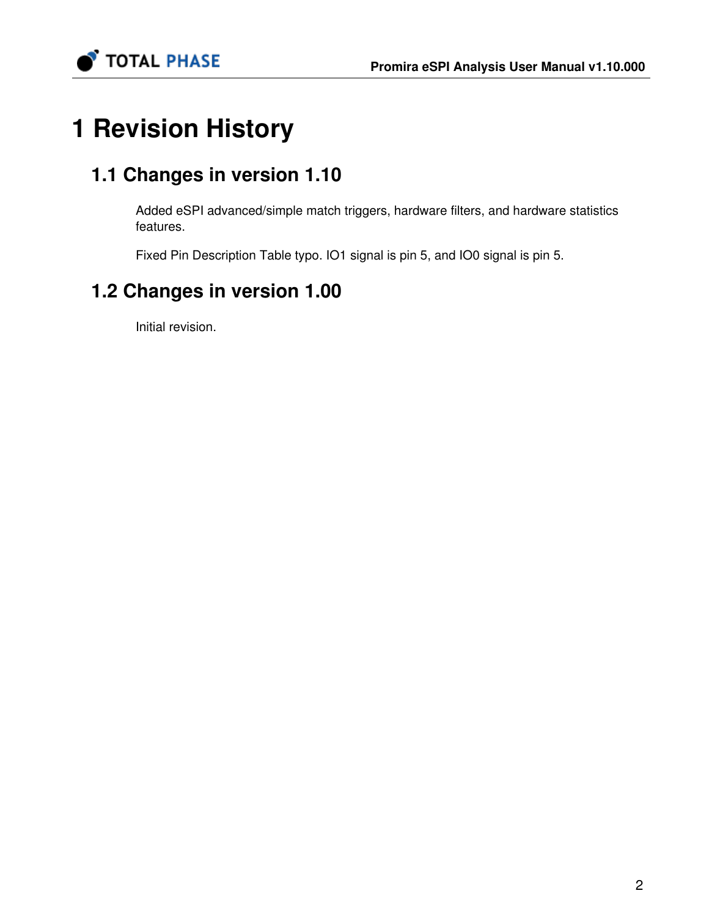# 1 Revision History

## 1.1 Changes in version 1.10

Added eSPI advanced/simple match triggers, hardware filters, and hardware statistics features.

Fixed Pin Description Table typo. IO1 signal is pin 5, and IO0 signal is pin 5.

## 1.2 Changes in version 1.00

Initial revision.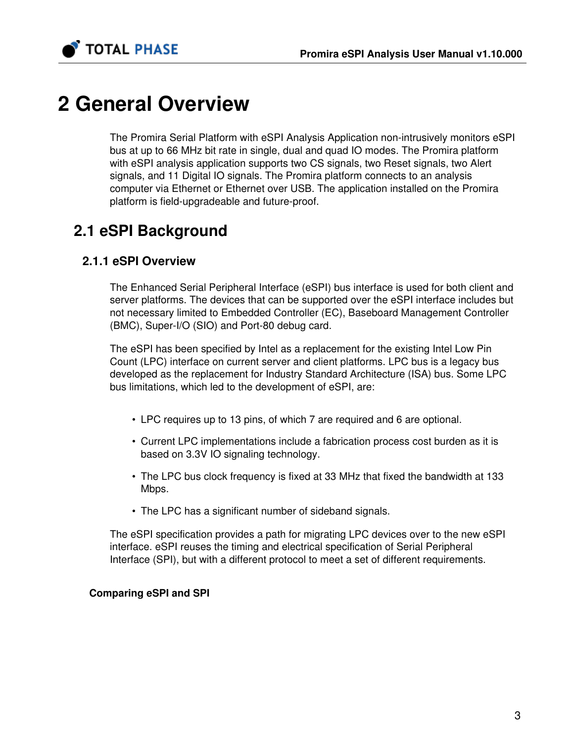# 2 General Overview

The Promira Serial Platform with eSPI Analysis Application non-intrusively monitors eSPI bus at up to 66 MHz bit rate in single, dual and quad IO modes. The Promira platform with eSPI analysis application supports two CS signals, two Reset signals, two Alert signals, and 11 Digital IO signals. The Promira platform connects to an analysis computer via Ethernet or Ethernet over USB. The application installed on the Promira platform is field-upgradeable and future-proof.

## 2.1 eSPI Background

### 2.1.1 eSPI Overview

The Enhanced Serial Peripheral Interface (eSPI) bus interface is used for both client and server platforms. The devices that can be supported over the eSPI interface includes but not necessary limited to Embedded Controller (EC), Baseboard Management Controller (BMC), Super-I/O (SIO) and Port-80 debug card.

The eSPI has been specified by Intel as a replacement for the existing Intel Low Pin Count (LPC) interface on current server and client platforms. LPC bus is a legacy bus developed as the replacement for Industry Standard Architecture (ISA) bus. Some LPC bus limitations, which led to the development of eSPI, are:

- LPC requires up to 13 pins, of which 7 are required and 6 are optional.
- Current LPC implementations include a fabrication process cost burden as it is based on 3.3V IO signaling technology.
- The LPC bus clock frequency is fixed at 33 MHz that fixed the bandwidth at 133 Mbps.
- The LPC has a significant number of sideband signals.

The eSPI specification provides a path for migrating LPC devices over to the new eSPI interface. eSPI reuses the timing and electrical specification of Serial Peripheral Interface (SPI), but with a different protocol to meet a set of different requirements.

**Comparing eSPI and SPI**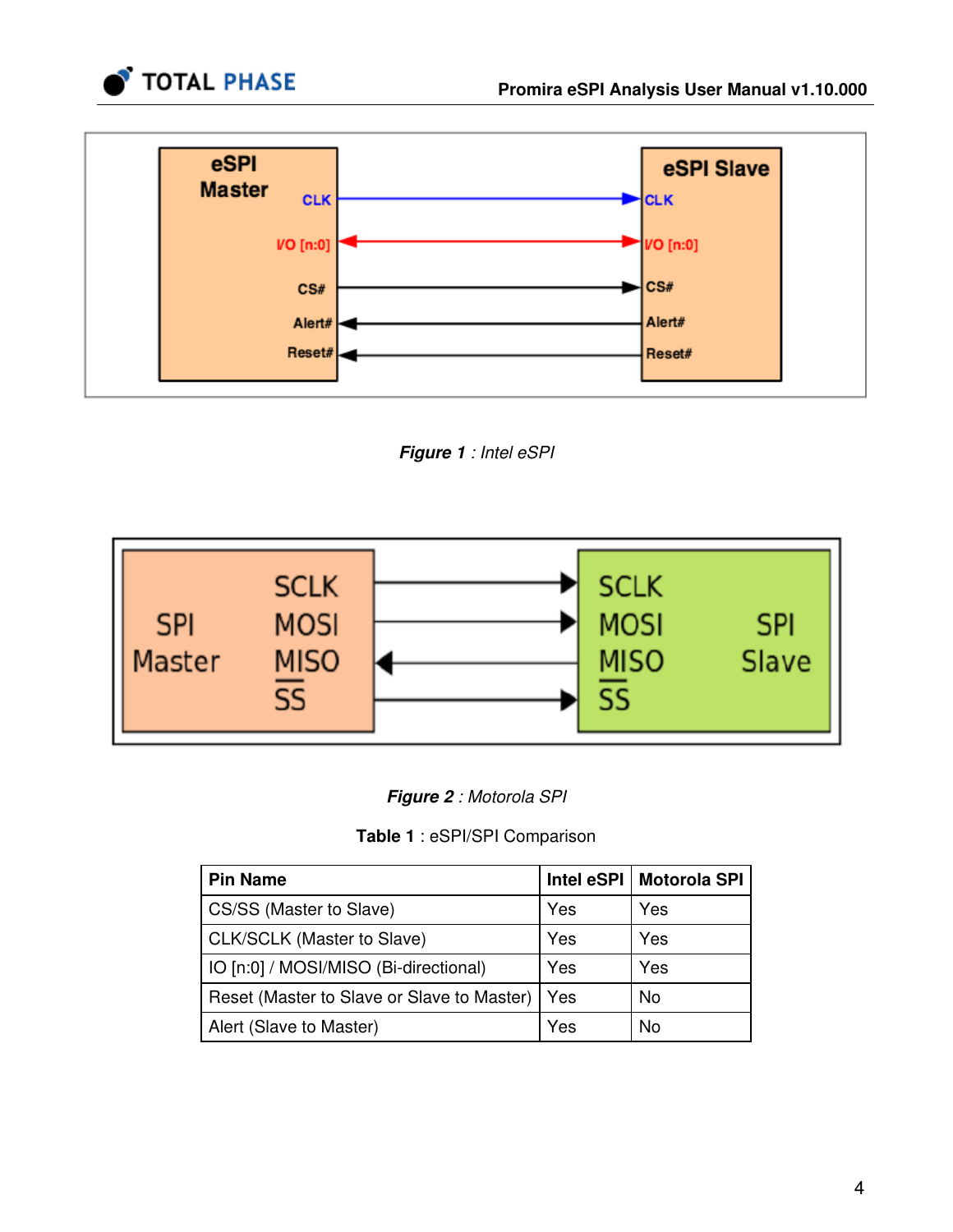*Figure 1* : Intel eSPI

*Figure 2* : Motorola SPI

**Table 1** : eSPI/SPI Comparison

| Pin Name | Intel eSPI | Motorola SPI |
|---|---|---|
| CS/SS (Master to Slave) | Yes | Yes |
| CLK/SCLK (Master to Slave) | Yes | Yes |
| IO [n:0] / MOSI/MISO (Bi-directional) | Yes | Yes |
| Reset (Master to Slave or Slave to Master) | Yes | No |
| Alert (Slave to Master) | Yes | No |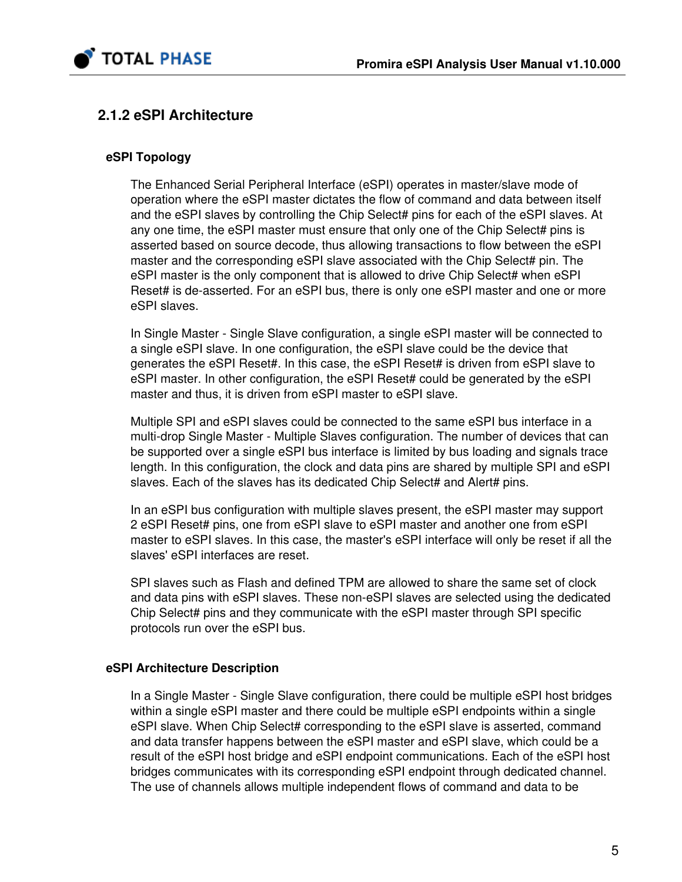### 2.1.2 eSPI Architecture

#### eSPI Topology

The Enhanced Serial Peripheral Interface (eSPI) operates in master/slave mode of operation where the eSPI master dictates the flow of command and data between itself and the eSPI slaves by controlling the Chip Select# pins for each of the eSPI slaves. At any one time, the eSPI master must ensure that only one of the Chip Select# pins is asserted based on source decode, thus allowing transactions to flow between the eSPI master and the corresponding eSPI slave associated with the Chip Select# pin. The eSPI master is the only component that is allowed to drive Chip Select# when eSPI Reset# is de-asserted. For an eSPI bus, there is only one eSPI master and one or more eSPI slaves.

In Single Master - Single Slave configuration, a single eSPI master will be connected to a single eSPI slave. In one configuration, the eSPI slave could be the device that generates the eSPI Reset#. In this case, the eSPI Reset# is driven from eSPI slave to eSPI master. In other configuration, the eSPI Reset# could be generated by the eSPI master and thus, it is driven from eSPI master to eSPI slave.

Multiple SPI and eSPI slaves could be connected to the same eSPI bus interface in a multi-drop Single Master - Multiple Slaves configuration. The number of devices that can be supported over a single eSPI bus interface is limited by bus loading and signals trace length. In this configuration, the clock and data pins are shared by multiple SPI and eSPI slaves. Each of the slaves has its dedicated Chip Select# and Alert# pins.

In an eSPI bus configuration with multiple slaves present, the eSPI master may support 2 eSPI Reset# pins, one from eSPI slave to eSPI master and another one from eSPI master to eSPI slaves. In this case, the master's eSPI interface will only be reset if all the slaves' eSPI interfaces are reset.

SPI slaves such as Flash and defined TPM are allowed to share the same set of clock and data pins with eSPI slaves. These non-eSPI slaves are selected using the dedicated Chip Select# pins and they communicate with the eSPI master through SPI specific protocols run over the eSPI bus.

#### eSPI Architecture Description

In a Single Master - Single Slave configuration, there could be multiple eSPI host bridges within a single eSPI master and there could be multiple eSPI endpoints within a single eSPI slave. When Chip Select# corresponding to the eSPI slave is asserted, command and data transfer happens between the eSPI master and eSPI slave, which could be a result of the eSPI host bridge and eSPI endpoint communications. Each of the eSPI host bridges communicates with its corresponding eSPI endpoint through dedicated channel. The use of channels allows multiple independent flows of command and data to be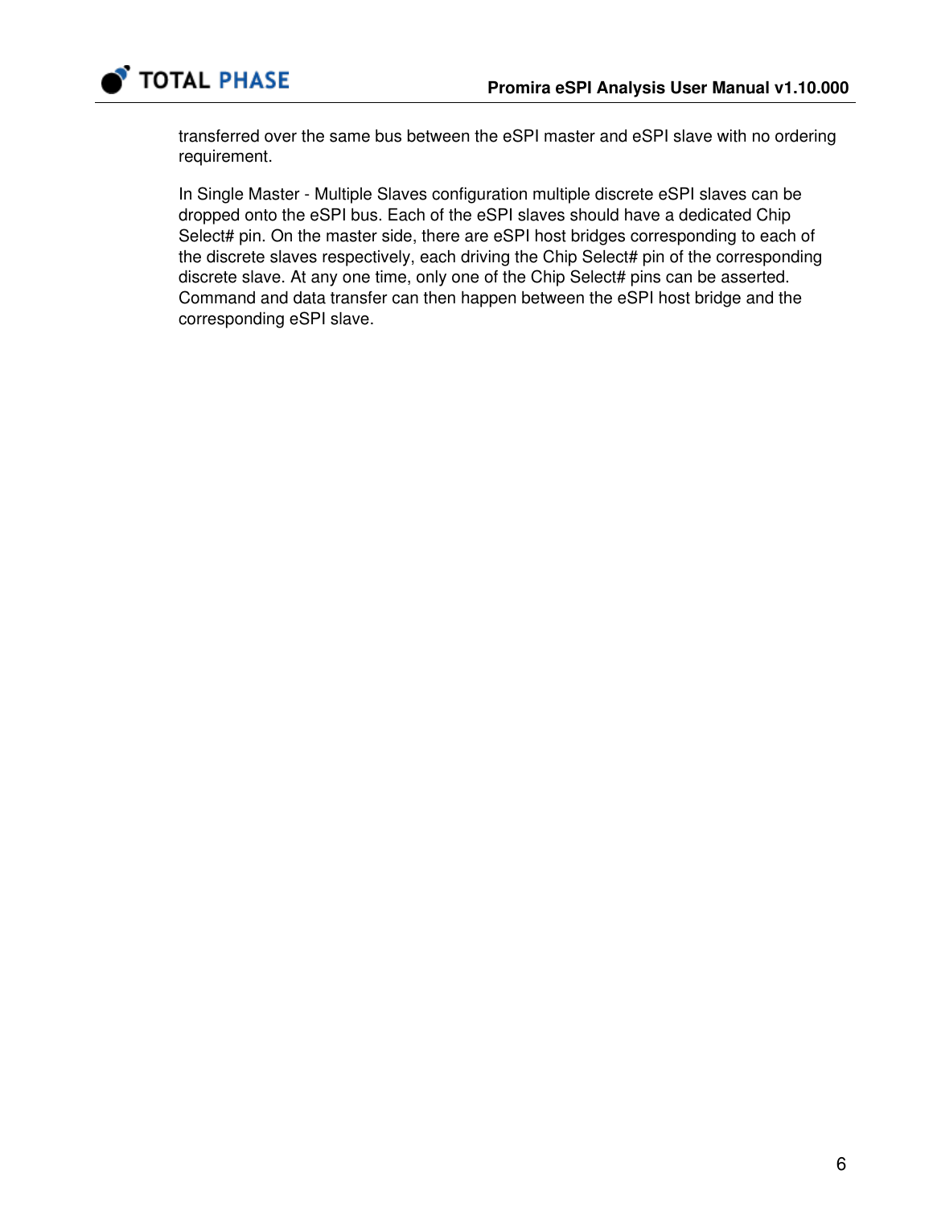transferred over the same bus between the eSPI master and eSPI slave with no ordering requirement.

In Single Master - Multiple Slaves configuration multiple discrete eSPI slaves can be dropped onto the eSPI bus. Each of the eSPI slaves should have a dedicated Chip Select# pin. On the master side, there are eSPI host bridges corresponding to each of the discrete slaves respectively, each driving the Chip Select# pin of the corresponding discrete slave. At any one time, only one of the Chip Select# pins can be asserted. Command and data transfer can then happen between the eSPI host bridge and the corresponding eSPI slave.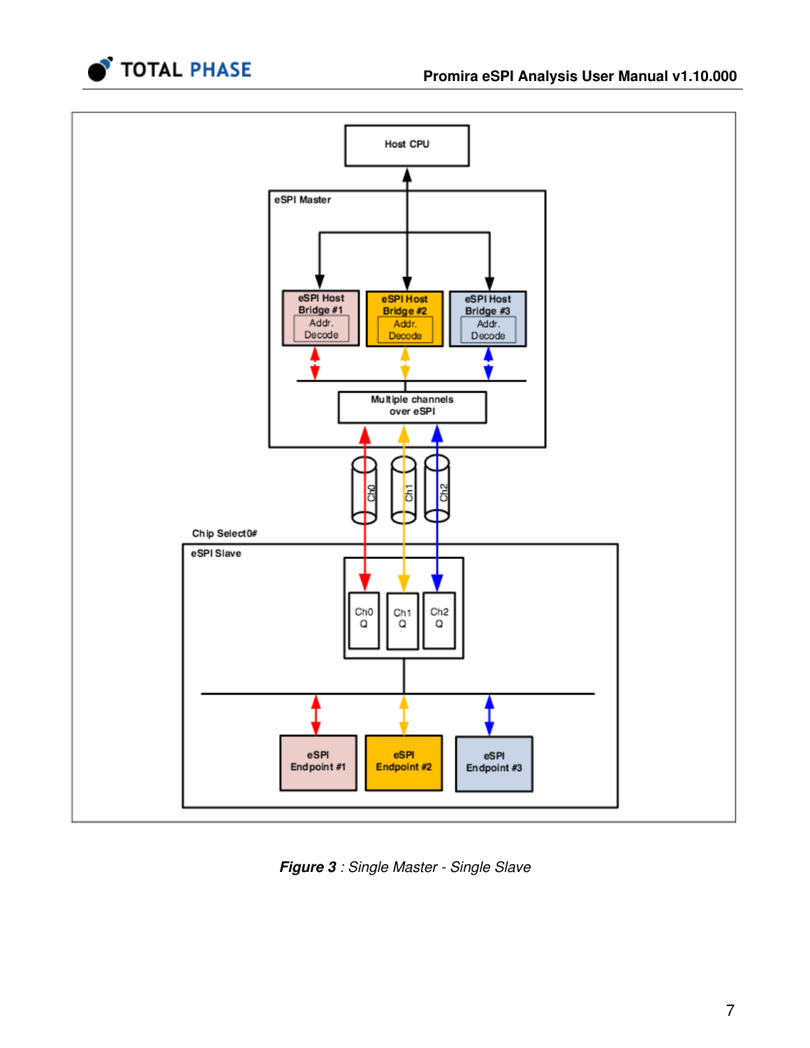*Figure 3* : *Single Master - Single Slave*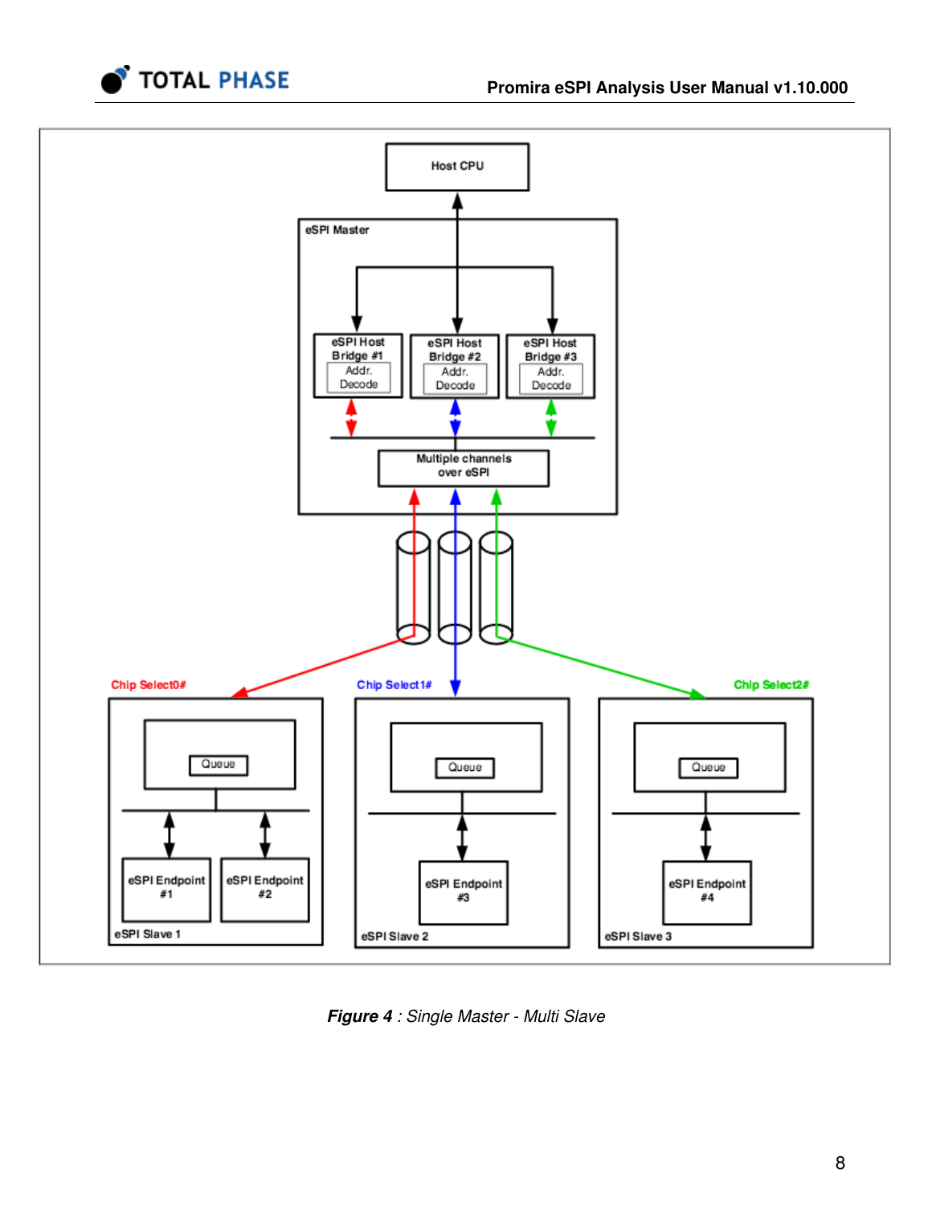*Figure 4 : Single Master - Multi Slave*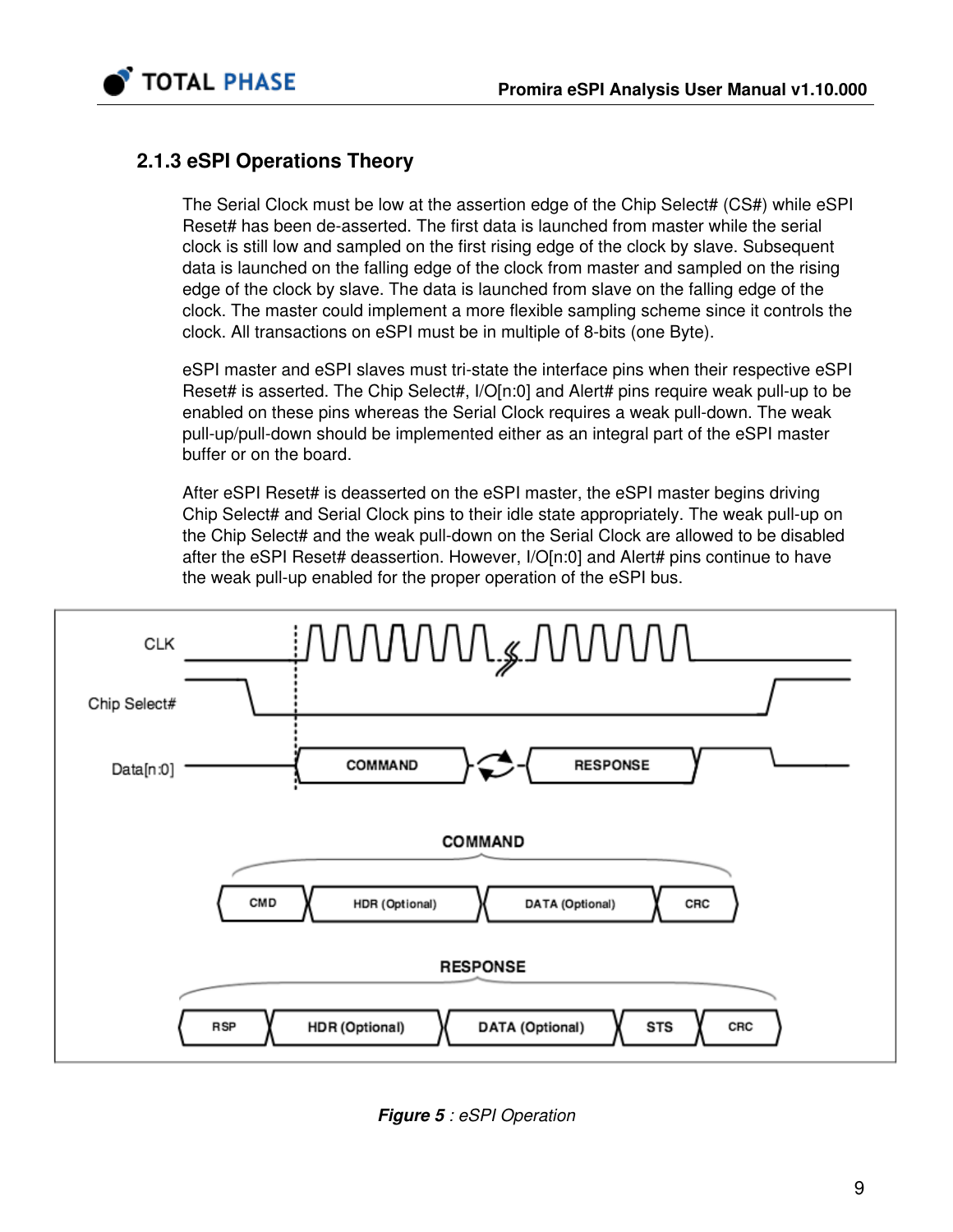### 2.1.3 eSPI Operations Theory

The Serial Clock must be low at the assertion edge of the Chip Select# (CS#) while eSPI Reset# has been de-asserted. The first data is launched from master while the serial clock is still low and sampled on the first rising edge of the clock by slave. Subsequent data is launched on the falling edge of the clock from master and sampled on the rising edge of the clock by slave. The data is launched from slave on the falling edge of the clock. The master could implement a more flexible sampling scheme since it controls the clock. All transactions on eSPI must be in multiple of 8-bits (one Byte).

eSPI master and eSPI slaves must tri-state the interface pins when their respective eSPI Reset# is asserted. The Chip Select#, I/O[n:0] and Alert# pins require weak pull-up to be enabled on these pins whereas the Serial Clock requires a weak pull-down. The weak pull-up/pull-down should be implemented either as an integral part of the eSPI master buffer or on the board.

After eSPI Reset# is deasserted on the eSPI master, the eSPI master begins driving Chip Select# and Serial Clock pins to their idle state appropriately. The weak pull-up on the Chip Select# and the weak pull-down on the Serial Clock are allowed to be disabled after the eSPI Reset# deassertion. However, I/O[n:0] and Alert# pins continue to have the weak pull-up enabled for the proper operation of the eSPI bus.

***Figure 5** : eSPI Operation*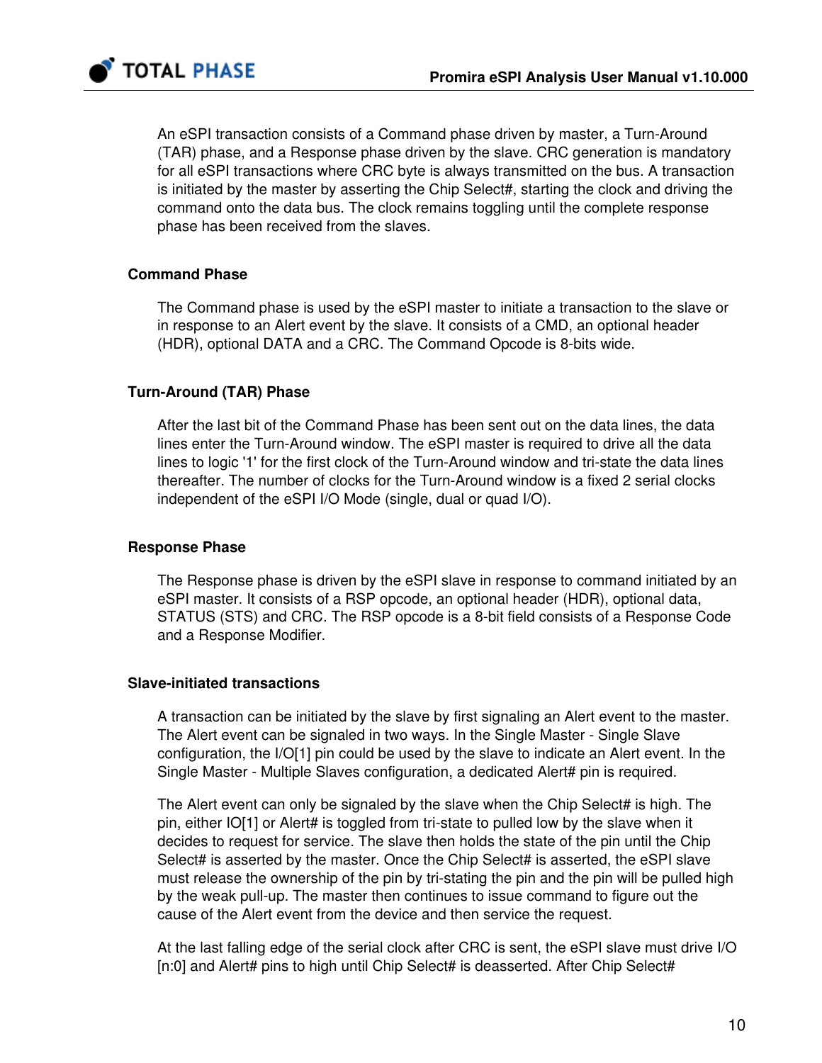An eSPI transaction consists of a Command phase driven by master, a Turn-Around (TAR) phase, and a Response phase driven by the slave. CRC generation is mandatory for all eSPI transactions where CRC byte is always transmitted on the bus. A transaction is initiated by the master by asserting the Chip Select#, starting the clock and driving the command onto the data bus. The clock remains toggling until the complete response phase has been received from the slaves.

#### Command Phase

The Command phase is used by the eSPI master to initiate a transaction to the slave or in response to an Alert event by the slave. It consists of a CMD, an optional header (HDR), optional DATA and a CRC. The Command Opcode is 8-bits wide.

#### Turn-Around (TAR) Phase

After the last bit of the Command Phase has been sent out on the data lines, the data lines enter the Turn-Around window. The eSPI master is required to drive all the data lines to logic '1' for the first clock of the Turn-Around window and tri-state the data lines thereafter. The number of clocks for the Turn-Around window is a fixed 2 serial clocks independent of the eSPI I/O Mode (single, dual or quad I/O).

#### Response Phase

The Response phase is driven by the eSPI slave in response to command initiated by an eSPI master. It consists of a RSP opcode, an optional header (HDR), optional data, STATUS (STS) and CRC. The RSP opcode is a 8-bit field consists of a Response Code and a Response Modifier.

#### Slave-initiated transactions

A transaction can be initiated by the slave by first signaling an Alert event to the master. The Alert event can be signaled in two ways. In the Single Master - Single Slave configuration, the I/O[1] pin could be used by the slave to indicate an Alert event. In the Single Master - Multiple Slaves configuration, a dedicated Alert# pin is required.

The Alert event can only be signaled by the slave when the Chip Select# is high. The pin, either IO[1] or Alert# is toggled from tri-state to pulled low by the slave when it decides to request for service. The slave then holds the state of the pin until the Chip Select# is asserted by the master. Once the Chip Select# is asserted, the eSPI slave must release the ownership of the pin by tri-stating the pin and the pin will be pulled high by the weak pull-up. The master then continues to issue command to figure out the cause of the Alert event from the device and then service the request.

At the last falling edge of the serial clock after CRC is sent, the eSPI slave must drive I/O [n:0] and Alert# pins to high until Chip Select# is deasserted. After Chip Select#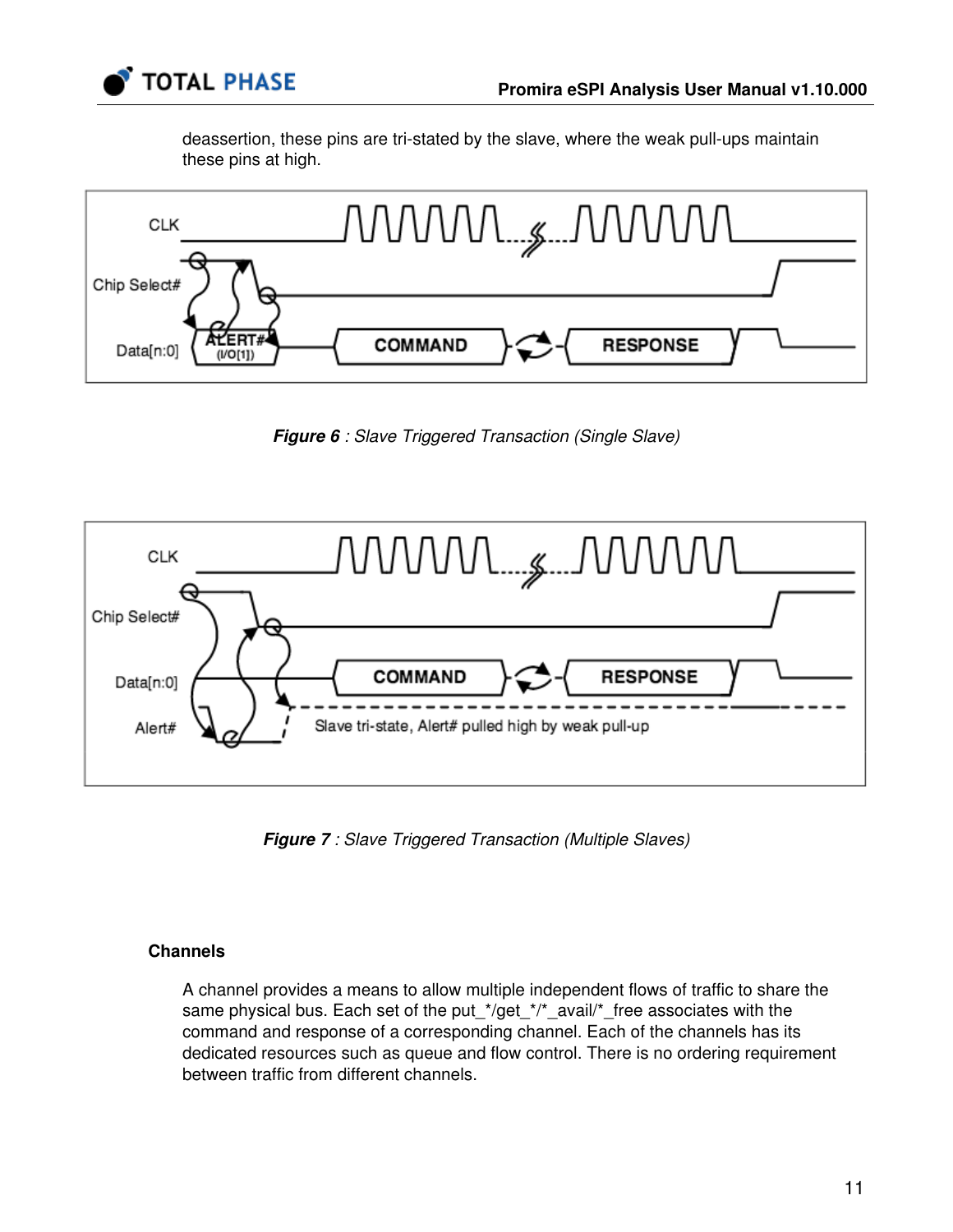deassertion, these pins are tri-stated by the slave, where the weak pull-ups maintain these pins at high.

***Figure 6** : Slave Triggered Transaction (Single Slave)*

***Figure 7** : Slave Triggered Transaction (Multiple Slaves)*

### Channels

A channel provides a means to allow multiple independent flows of traffic to share the same physical bus. Each set of the put_*/get_*/*_avail/*_free associates with the command and response of a corresponding channel. Each of the channels has its dedicated resources such as queue and flow control. There is no ordering requirement between traffic from different channels.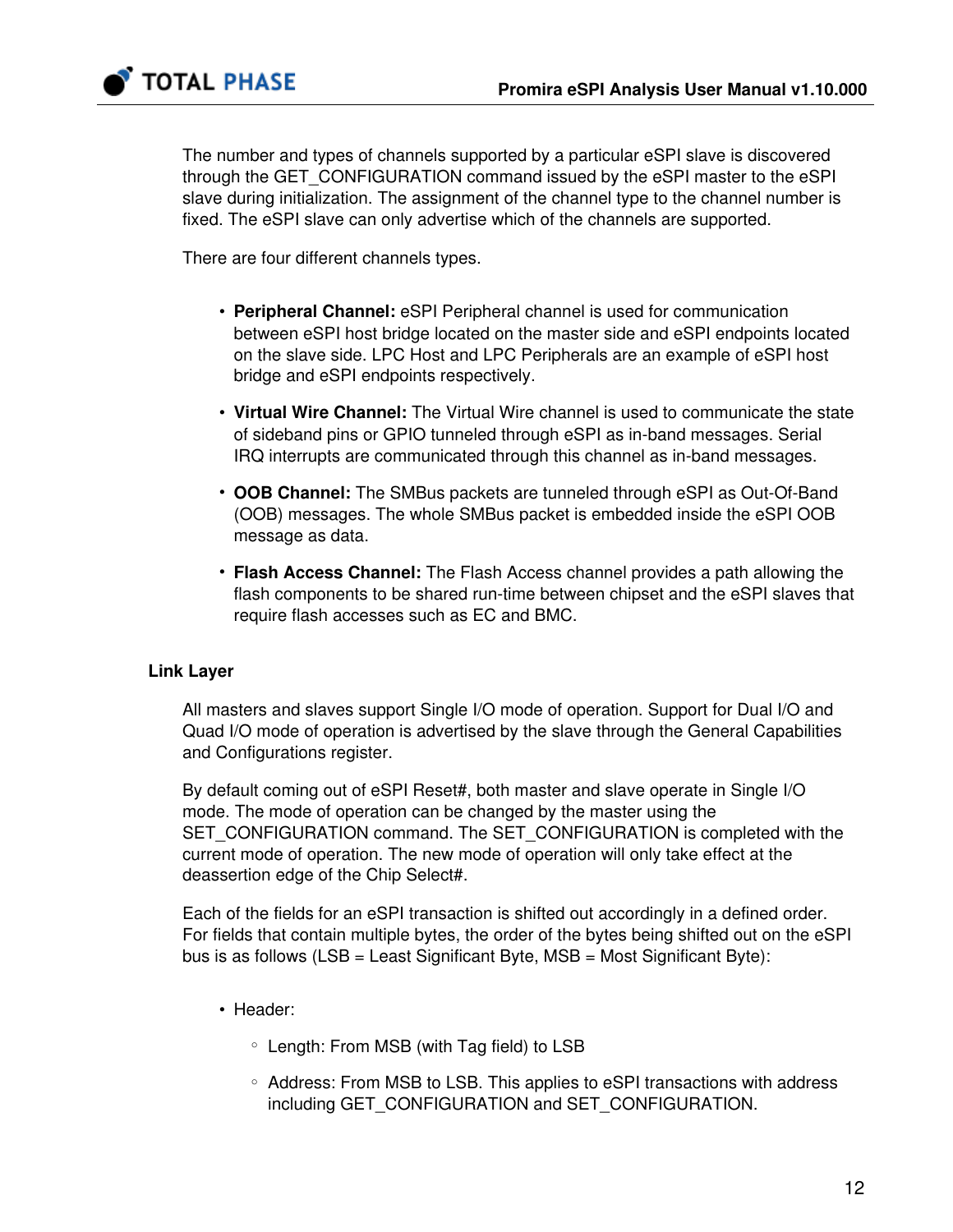The number and types of channels supported by a particular eSPI slave is discovered through the GET_CONFIGURATION command issued by the eSPI master to the eSPI slave during initialization. The assignment of the channel type to the channel number is fixed. The eSPI slave can only advertise which of the channels are supported.

There are four different channels types.

- **Peripheral Channel:** eSPI Peripheral channel is used for communication between eSPI host bridge located on the master side and eSPI endpoints located on the slave side. LPC Host and LPC Peripherals are an example of eSPI host bridge and eSPI endpoints respectively.
- **Virtual Wire Channel:** The Virtual Wire channel is used to communicate the state of sideband pins or GPIO tunneled through eSPI as in-band messages. Serial IRQ interrupts are communicated through this channel as in-band messages.
- **OOB Channel:** The SMBus packets are tunneled through eSPI as Out-Of-Band (OOB) messages. The whole SMBus packet is embedded inside the eSPI OOB message as data.
- **Flash Access Channel:** The Flash Access channel provides a path allowing the flash components to be shared run-time between chipset and the eSPI slaves that require flash accesses such as EC and BMC.

### Link Layer

All masters and slaves support Single I/O mode of operation. Support for Dual I/O and Quad I/O mode of operation is advertised by the slave through the General Capabilities and Configurations register.

By default coming out of eSPI Reset#, both master and slave operate in Single I/O mode. The mode of operation can be changed by the master using the SET_CONFIGURATION command. The SET_CONFIGURATION is completed with the current mode of operation. The new mode of operation will only take effect at the deassertion edge of the Chip Select#.

Each of the fields for an eSPI transaction is shifted out accordingly in a defined order. For fields that contain multiple bytes, the order of the bytes being shifted out on the eSPI bus is as follows (LSB = Least Significant Byte, MSB = Most Significant Byte):

- Header:
  - Length: From MSB (with Tag field) to LSB
  - Address: From MSB to LSB. This applies to eSPI transactions with address including GET_CONFIGURATION and SET_CONFIGURATION.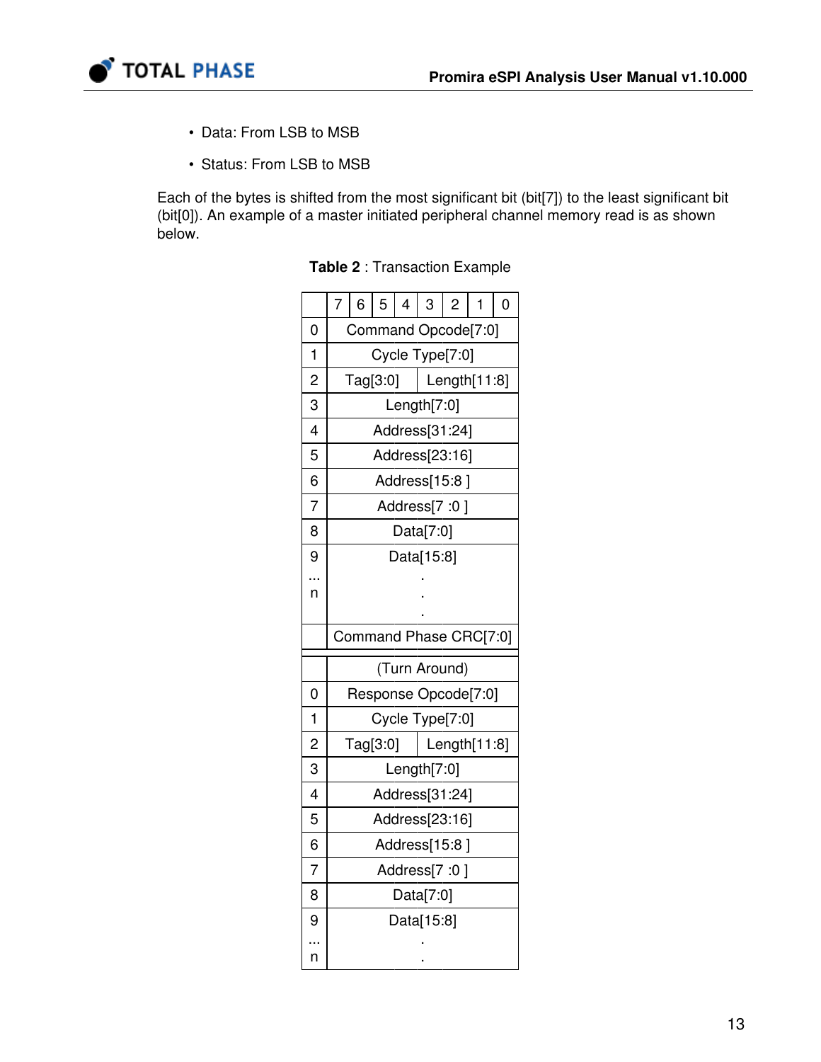- Data: From LSB to MSB
- Status: From LSB to MSB

Each of the bytes is shifted from the most significant bit (bit[7]) to the least significant bit (bit[0]). An example of a master initiated peripheral channel memory read is as shown below.

**Table 2** : Transaction Example

| | 7 | 6 | 5 | 4 | 3 | 2 | 1 | 0 |
|---|---|---|---|---|---|---|---|---|
| 0 | Command Opcode[7:0] | | | | | | | |
| 1 | Cycle Type[7:0] | | | | | | | |
| 2 | Tag[3:0] | | | | Length[11:8] | | | |
| 3 | Length[7:0] | | | | | | | |
| 4 | Address[31:24] | | | | | | | |
| 5 | Address[23:16] | | | | | | | |
| 6 | Address[15:8 ] | | | | | | | |
| 7 | Address[7 :0 ] | | | | | | | |
| 8 | Data[7:0] | | | | | | | |
| 9 ... n | Data[15:8] . . . | | | | | | | |
| | Command Phase CRC[7:0] | | | | | | | |
| | (Turn Around) | | | | | | | |
| 0 | Response Opcode[7:0] | | | | | | | |
| 1 | Cycle Type[7:0] | | | | | | | |
| 2 | Tag[3:0] | | | | Length[11:8] | | | |
| 3 | Length[7:0] | | | | | | | |
| 4 | Address[31:24] | | | | | | | |
| 5 | Address[23:16] | | | | | | | |
| 6 | Address[15:8 ] | | | | | | | |
| 7 | Address[7 :0 ] | | | | | | | |
| 8 | Data[7:0] | | | | | | | |
| 9 ... n | Data[15:8] . . | | | | | | | |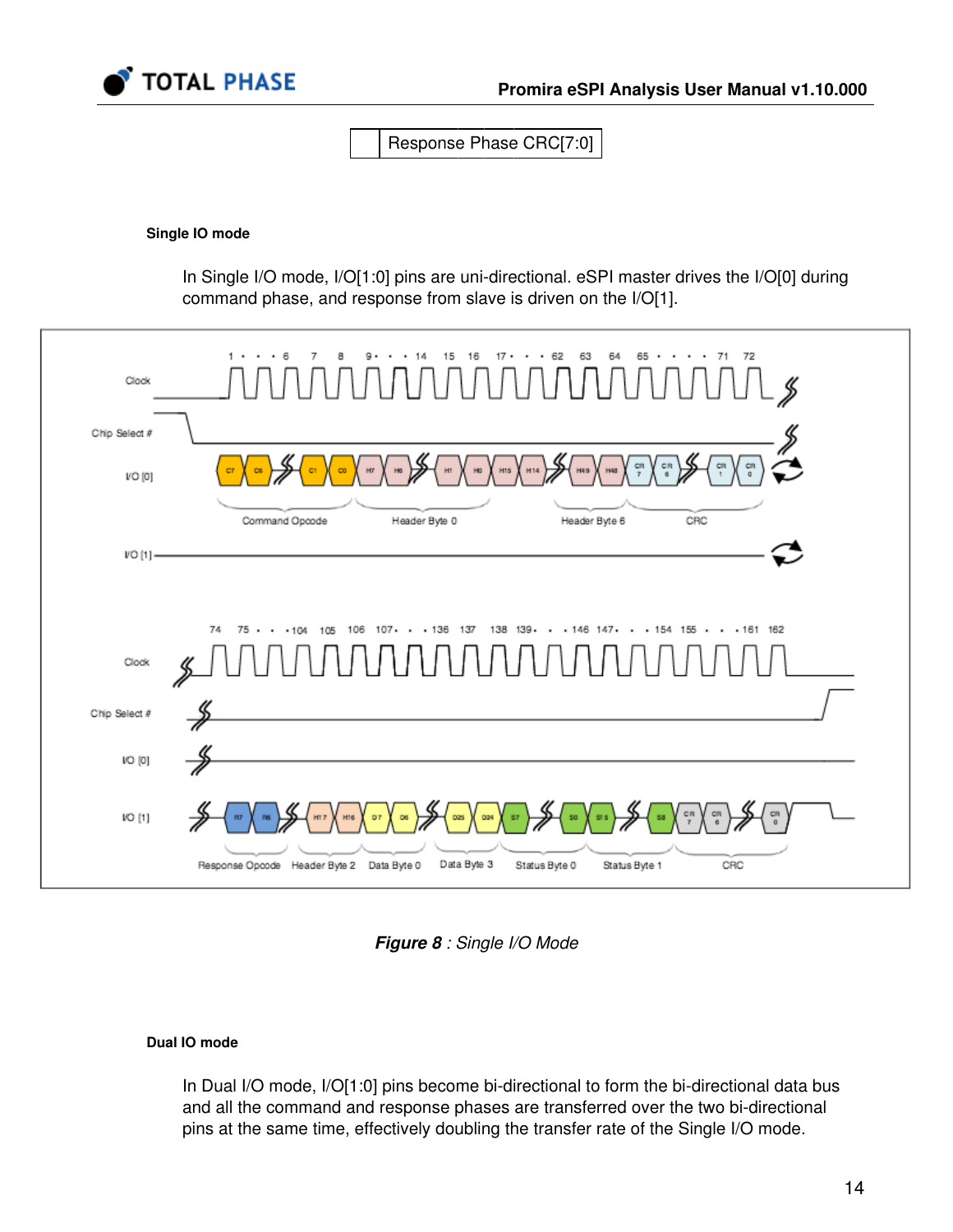| | Response Phase CRC[7:0] |
|---|---|

#### Single IO mode

In Single I/O mode, I/O[1:0] pins are uni-directional. eSPI master drives the I/O[0] during command phase, and response from slave is driven on the I/O[1].

***Figure 8** : Single I/O Mode*

#### Dual IO mode

In Dual I/O mode, I/O[1:0] pins become bi-directional to form the bi-directional data bus and all the command and response phases are transferred over the two bi-directional pins at the same time, effectively doubling the transfer rate of the Single I/O mode.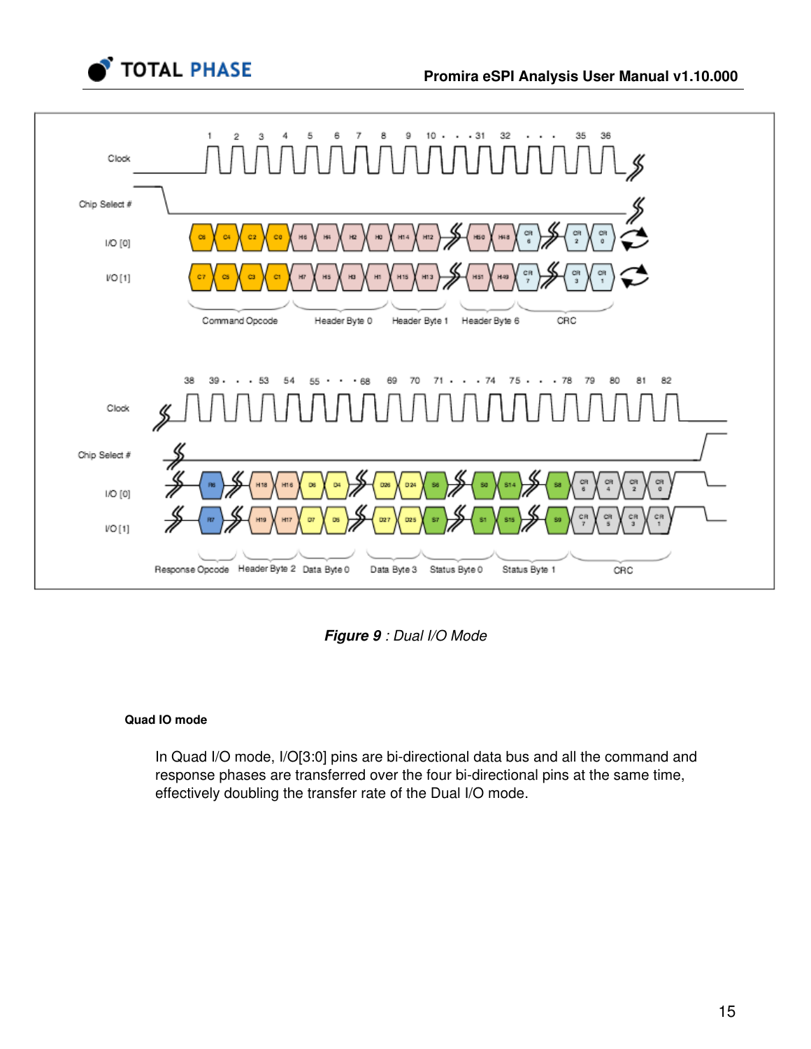*Figure 9* : Dual I/O Mode

#### Quad IO mode

In Quad I/O mode, I/O[3:0] pins are bi-directional data bus and all the command and response phases are transferred over the four bi-directional pins at the same time, effectively doubling the transfer rate of the Dual I/O mode.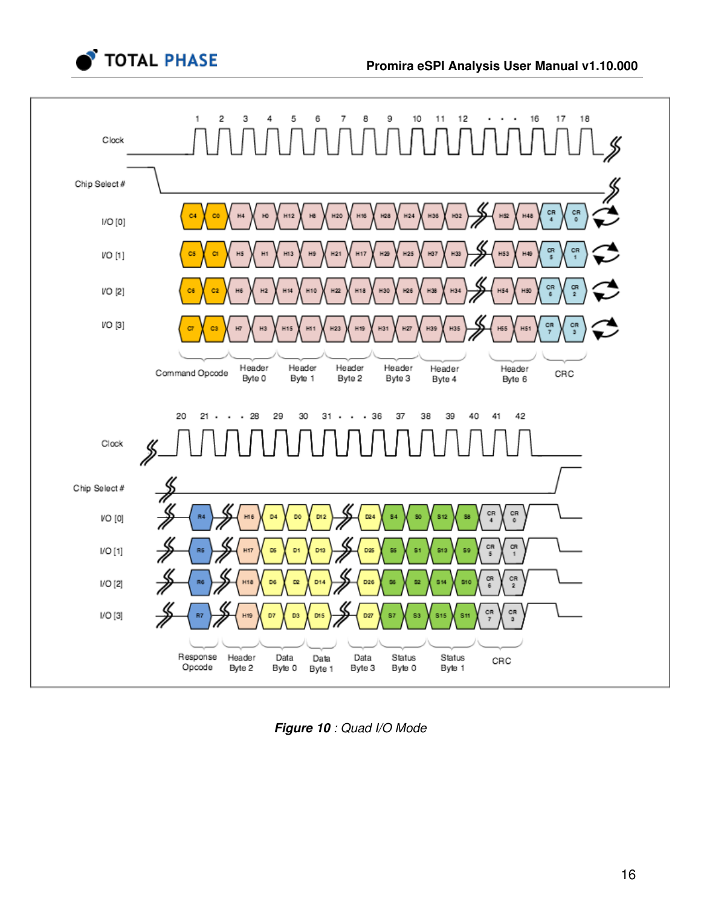*Figure 10* : Quad I/O Mode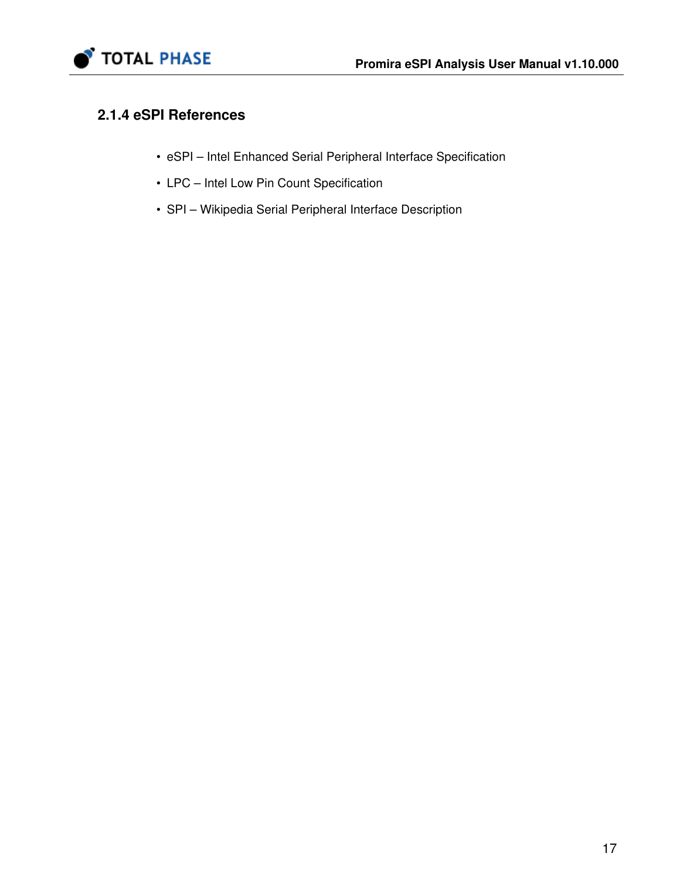### 2.1.4 eSPI References

- eSPI – Intel Enhanced Serial Peripheral Interface Specification
- LPC – Intel Low Pin Count Specification
- SPI – Wikipedia Serial Peripheral Interface Description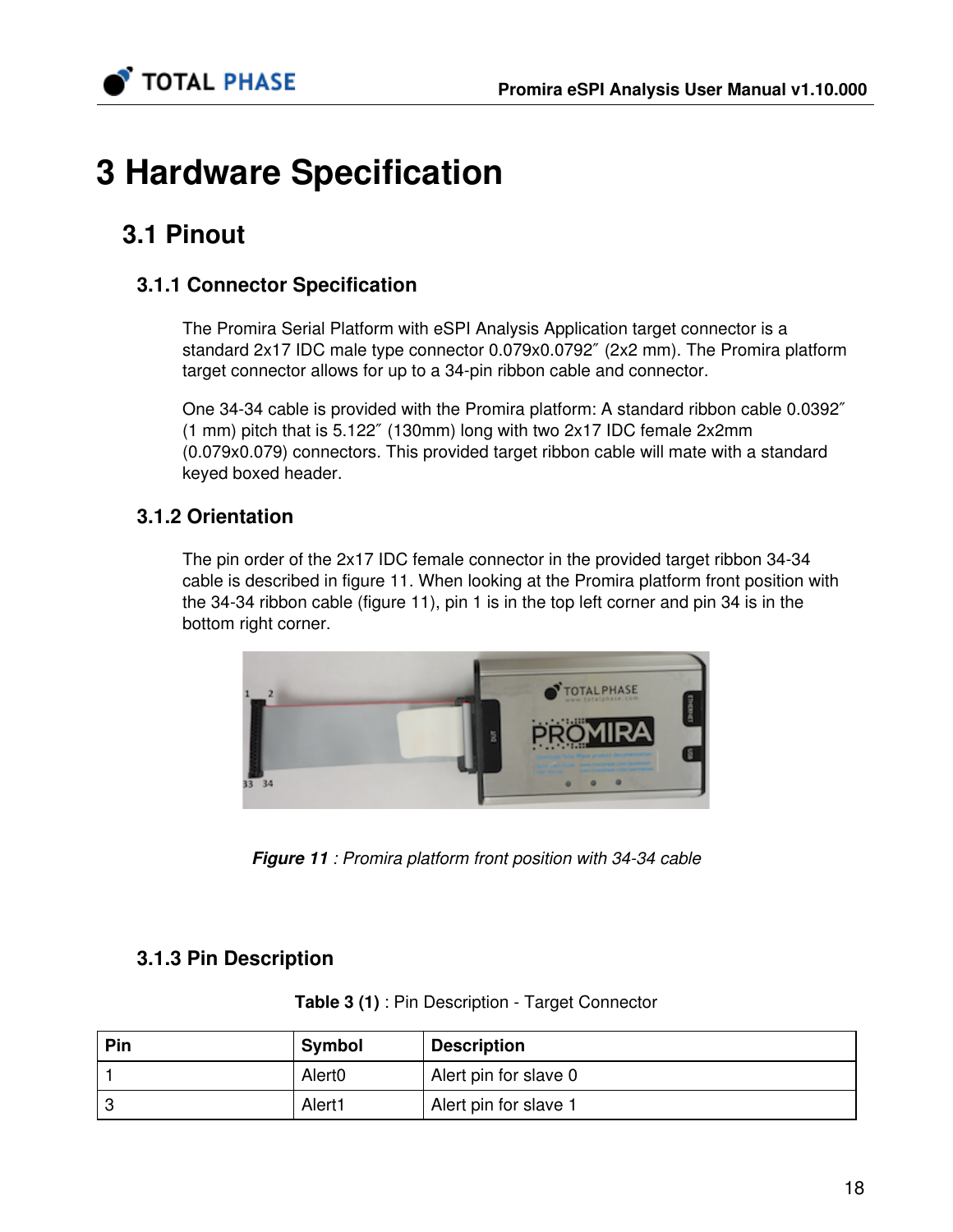# 3 Hardware Specification

## 3.1 Pinout

### 3.1.1 Connector Specification

The Promira Serial Platform with eSPI Analysis Application target connector is a standard 2x17 IDC male type connector 0.079x0.0792″ (2x2 mm). The Promira platform target connector allows for up to a 34-pin ribbon cable and connector.

One 34-34 cable is provided with the Promira platform: A standard ribbon cable 0.0392″ (1 mm) pitch that is 5.122″ (130mm) long with two 2x17 IDC female 2x2mm (0.079x0.079) connectors. This provided target ribbon cable will mate with a standard keyed boxed header.

### 3.1.2 Orientation

The pin order of the 2x17 IDC female connector in the provided target ribbon 34-34 cable is described in figure 11. When looking at the Promira platform front position with the 34-34 ribbon cable (figure 11), pin 1 is in the top left corner and pin 34 is in the bottom right corner.

***Figure 11*** *: Promira platform front position with 34-34 cable*

### 3.1.3 Pin Description

**Table 3 (1)** : Pin Description - Target Connector

| Pin | Symbol | Description |
|---|---|---|
| 1 | Alert0 | Alert pin for slave 0 |
| 3 | Alert1 | Alert pin for slave 1 |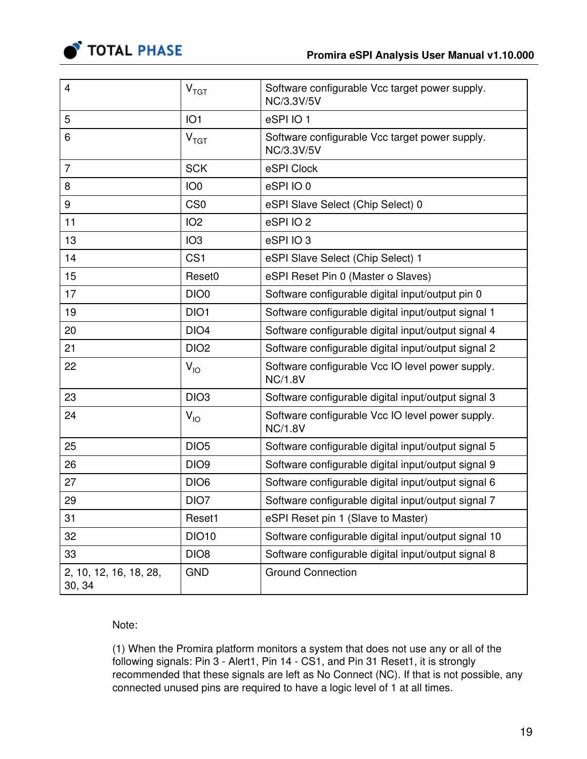| | | |
|---|---|---|
| 4 | $V_{TGT}$ | Software configurable Vcc target power supply. NC/3.3V/5V |
| 5 | IO1 | eSPI IO 1 |
| 6 | $V_{TGT}$ | Software configurable Vcc target power supply. NC/3.3V/5V |
| 7 | SCK | eSPI Clock |
| 8 | IO0 | eSPI IO 0 |
| 9 | CS0 | eSPI Slave Select (Chip Select) 0 |
| 11 | IO2 | eSPI IO 2 |
| 13 | IO3 | eSPI IO 3 |
| 14 | CS1 | eSPI Slave Select (Chip Select) 1 |
| 15 | Reset0 | eSPI Reset Pin 0 (Master o Slaves) |
| 17 | DIO0 | Software configurable digital input/output pin 0 |
| 19 | DIO1 | Software configurable digital input/output signal 1 |
| 20 | DIO4 | Software configurable digital input/output signal 4 |
| 21 | DIO2 | Software configurable digital input/output signal 2 |
| 22 | $V_{IO}$ | Software configurable Vcc IO level power supply. NC/1.8V |
| 23 | DIO3 | Software configurable digital input/output signal 3 |
| 24 | $V_{IO}$ | Software configurable Vcc IO level power supply. NC/1.8V |
| 25 | DIO5 | Software configurable digital input/output signal 5 |
| 26 | DIO9 | Software configurable digital input/output signal 9 |
| 27 | DIO6 | Software configurable digital input/output signal 6 |
| 29 | DIO7 | Software configurable digital input/output signal 7 |
| 31 | Reset1 | eSPI Reset pin 1 (Slave to Master) |
| 32 | DIO10 | Software configurable digital input/output signal 10 |
| 33 | DIO8 | Software configurable digital input/output signal 8 |
| 2, 10, 12, 16, 18, 28, 30, 34 | GND | Ground Connection |

Note:

(1) When the Promira platform monitors a system that does not use any or all of the following signals: Pin 3 - Alert1, Pin 14 - CS1, and Pin 31 Reset1, it is strongly recommended that these signals are left as No Connect (NC). If that is not possible, any connected unused pins are required to have a logic level of 1 at all times.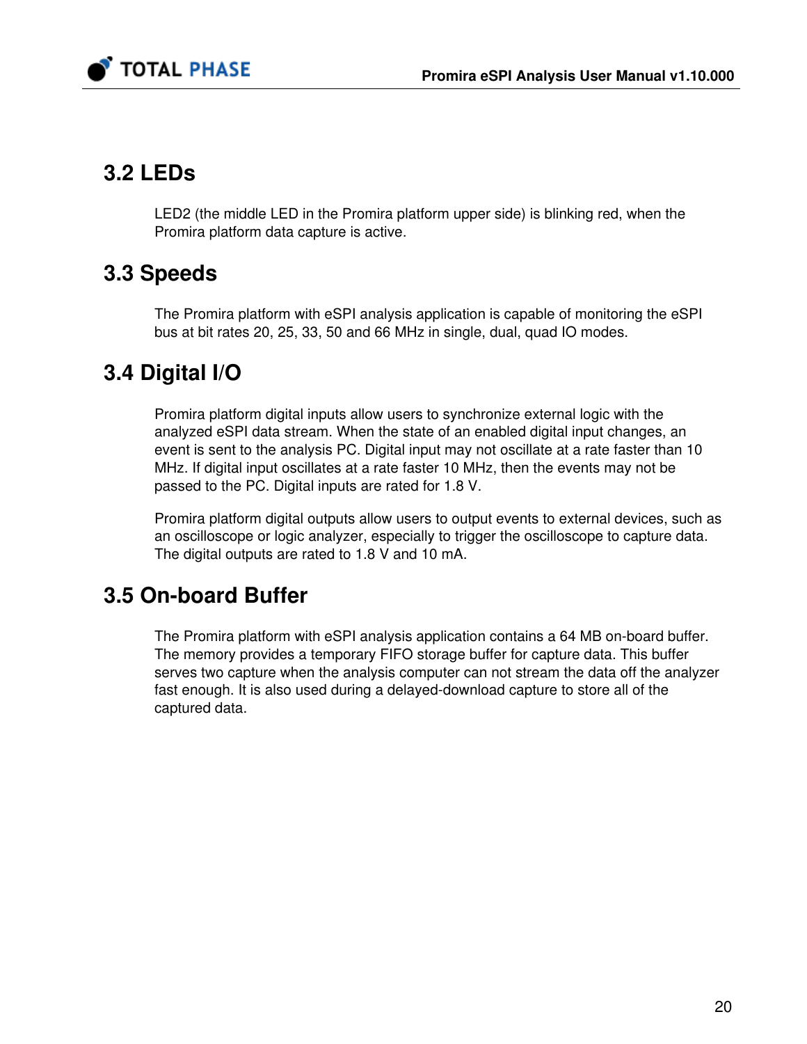## 3.2 LEDs

LED2 (the middle LED in the Promira platform upper side) is blinking red, when the Promira platform data capture is active.

## 3.3 Speeds

The Promira platform with eSPI analysis application is capable of monitoring the eSPI bus at bit rates 20, 25, 33, 50 and 66 MHz in single, dual, quad IO modes.

## 3.4 Digital I/O

Promira platform digital inputs allow users to synchronize external logic with the analyzed eSPI data stream. When the state of an enabled digital input changes, an event is sent to the analysis PC. Digital input may not oscillate at a rate faster than 10 MHz. If digital input oscillates at a rate faster 10 MHz, then the events may not be passed to the PC. Digital inputs are rated for 1.8 V.

Promira platform digital outputs allow users to output events to external devices, such as an oscilloscope or logic analyzer, especially to trigger the oscilloscope to capture data. The digital outputs are rated to 1.8 V and 10 mA.

## 3.5 On-board Buffer

The Promira platform with eSPI analysis application contains a 64 MB on-board buffer. The memory provides a temporary FIFO storage buffer for capture data. This buffer serves two capture when the analysis computer can not stream the data off the analyzer fast enough. It is also used during a delayed-download capture to store all of the captured data.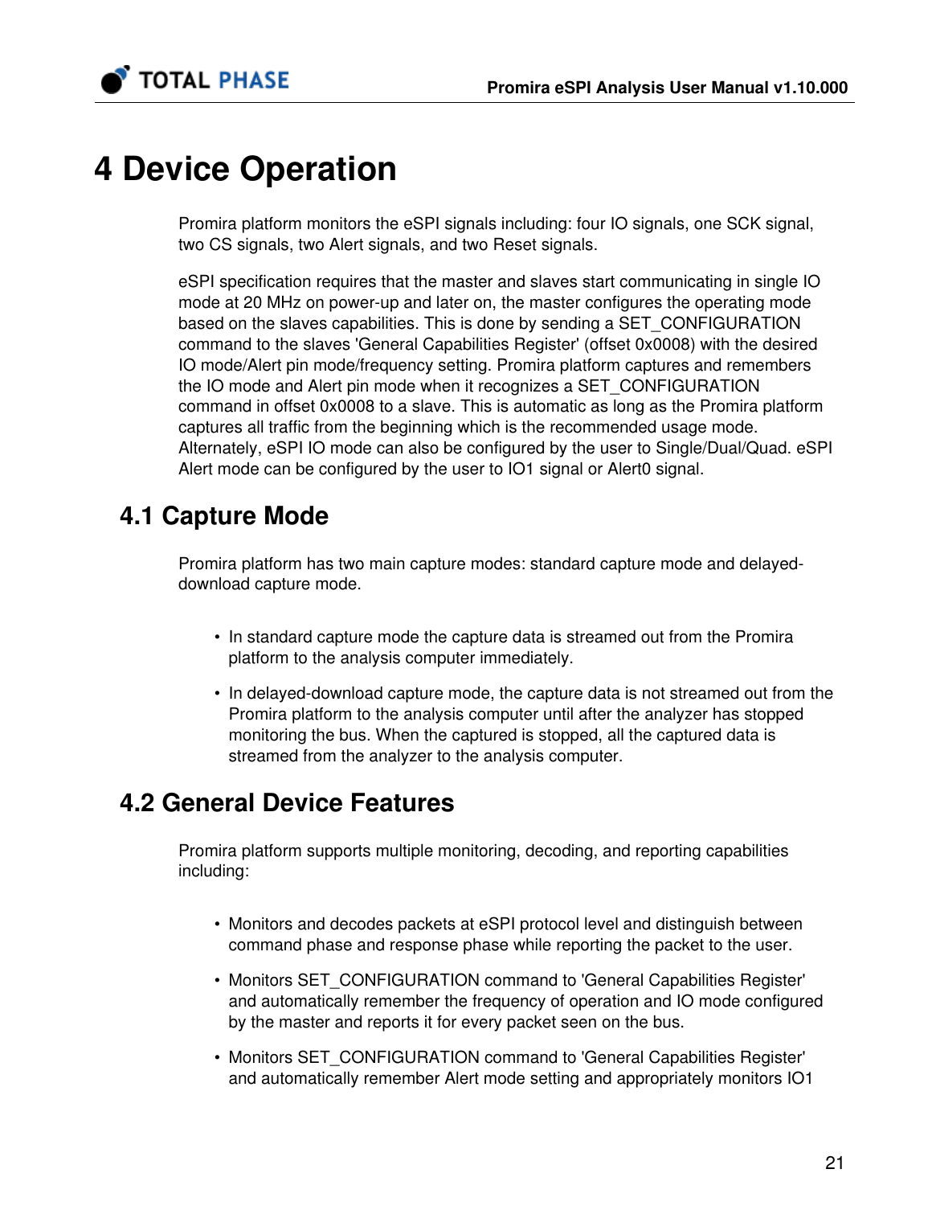# 4 Device Operation

Promira platform monitors the eSPI signals including: four IO signals, one SCK signal, two CS signals, two Alert signals, and two Reset signals.

eSPI specification requires that the master and slaves start communicating in single IO mode at 20 MHz on power-up and later on, the master configures the operating mode based on the slaves capabilities. This is done by sending a SET_CONFIGURATION command to the slaves 'General Capabilities Register' (offset 0x0008) with the desired IO mode/Alert pin mode/frequency setting. Promira platform captures and remembers the IO mode and Alert pin mode when it recognizes a SET_CONFIGURATION command in offset 0x0008 to a slave. This is automatic as long as the Promira platform captures all traffic from the beginning which is the recommended usage mode. Alternately, eSPI IO mode can also be configured by the user to Single/Dual/Quad. eSPI Alert mode can be configured by the user to IO1 signal or Alert0 signal.

## 4.1 Capture Mode

Promira platform has two main capture modes: standard capture mode and delayed-download capture mode.

- In standard capture mode the capture data is streamed out from the Promira platform to the analysis computer immediately.
- In delayed-download capture mode, the capture data is not streamed out from the Promira platform to the analysis computer until after the analyzer has stopped monitoring the bus. When the captured is stopped, all the captured data is streamed from the analyzer to the analysis computer.

## 4.2 General Device Features

Promira platform supports multiple monitoring, decoding, and reporting capabilities including:

- Monitors and decodes packets at eSPI protocol level and distinguish between command phase and response phase while reporting the packet to the user.
- Monitors SET_CONFIGURATION command to 'General Capabilities Register' and automatically remember the frequency of operation and IO mode configured by the master and reports it for every packet seen on the bus.
- Monitors SET_CONFIGURATION command to 'General Capabilities Register' and automatically remember Alert mode setting and appropriately monitors IO1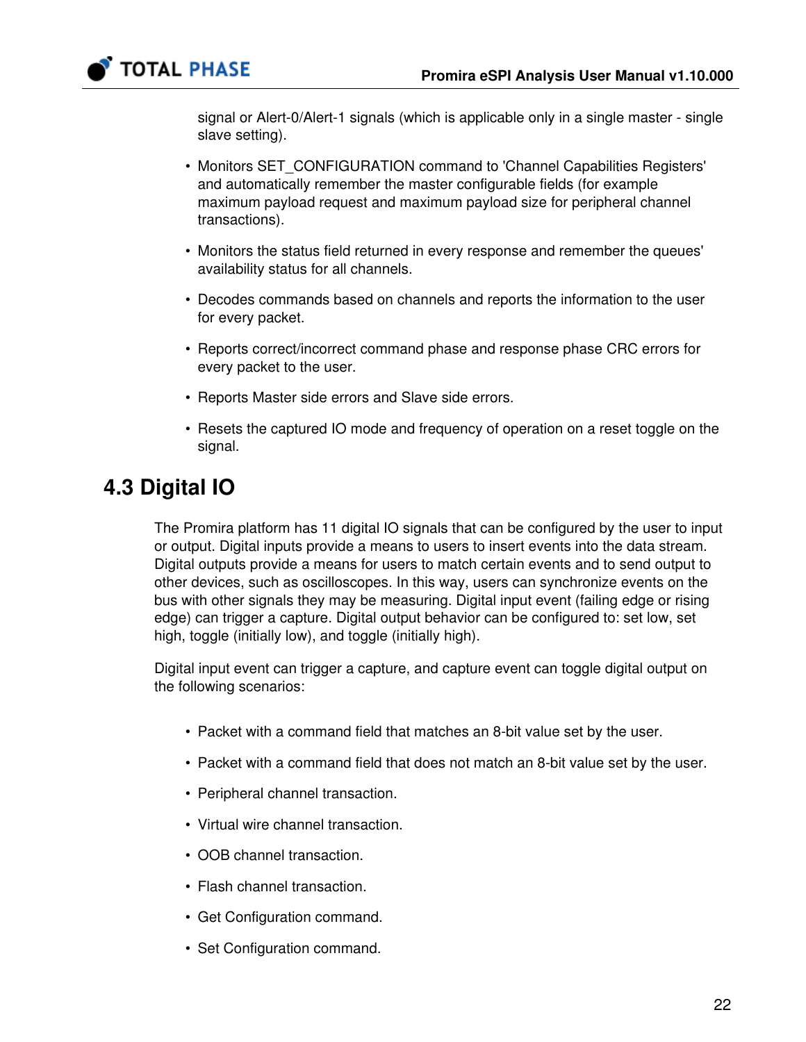signal or Alert-0/Alert-1 signals (which is applicable only in a single master - single slave setting).

- Monitors SET_CONFIGURATION command to 'Channel Capabilities Registers' and automatically remember the master configurable fields (for example maximum payload request and maximum payload size for peripheral channel transactions).
- Monitors the status field returned in every response and remember the queues' availability status for all channels.
- Decodes commands based on channels and reports the information to the user for every packet.
- Reports correct/incorrect command phase and response phase CRC errors for every packet to the user.
- Reports Master side errors and Slave side errors.
- Resets the captured IO mode and frequency of operation on a reset toggle on the signal.

## 4.3 Digital IO

The Promira platform has 11 digital IO signals that can be configured by the user to input or output. Digital inputs provide a means to users to insert events into the data stream. Digital outputs provide a means for users to match certain events and to send output to other devices, such as oscilloscopes. In this way, users can synchronize events on the bus with other signals they may be measuring. Digital input event (failing edge or rising edge) can trigger a capture. Digital output behavior can be configured to: set low, set high, toggle (initially low), and toggle (initially high).

Digital input event can trigger a capture, and capture event can toggle digital output on the following scenarios:

- Packet with a command field that matches an 8-bit value set by the user.
- Packet with a command field that does not match an 8-bit value set by the user.
- Peripheral channel transaction.
- Virtual wire channel transaction.
- OOB channel transaction.
- Flash channel transaction.
- Get Configuration command.
- Set Configuration command.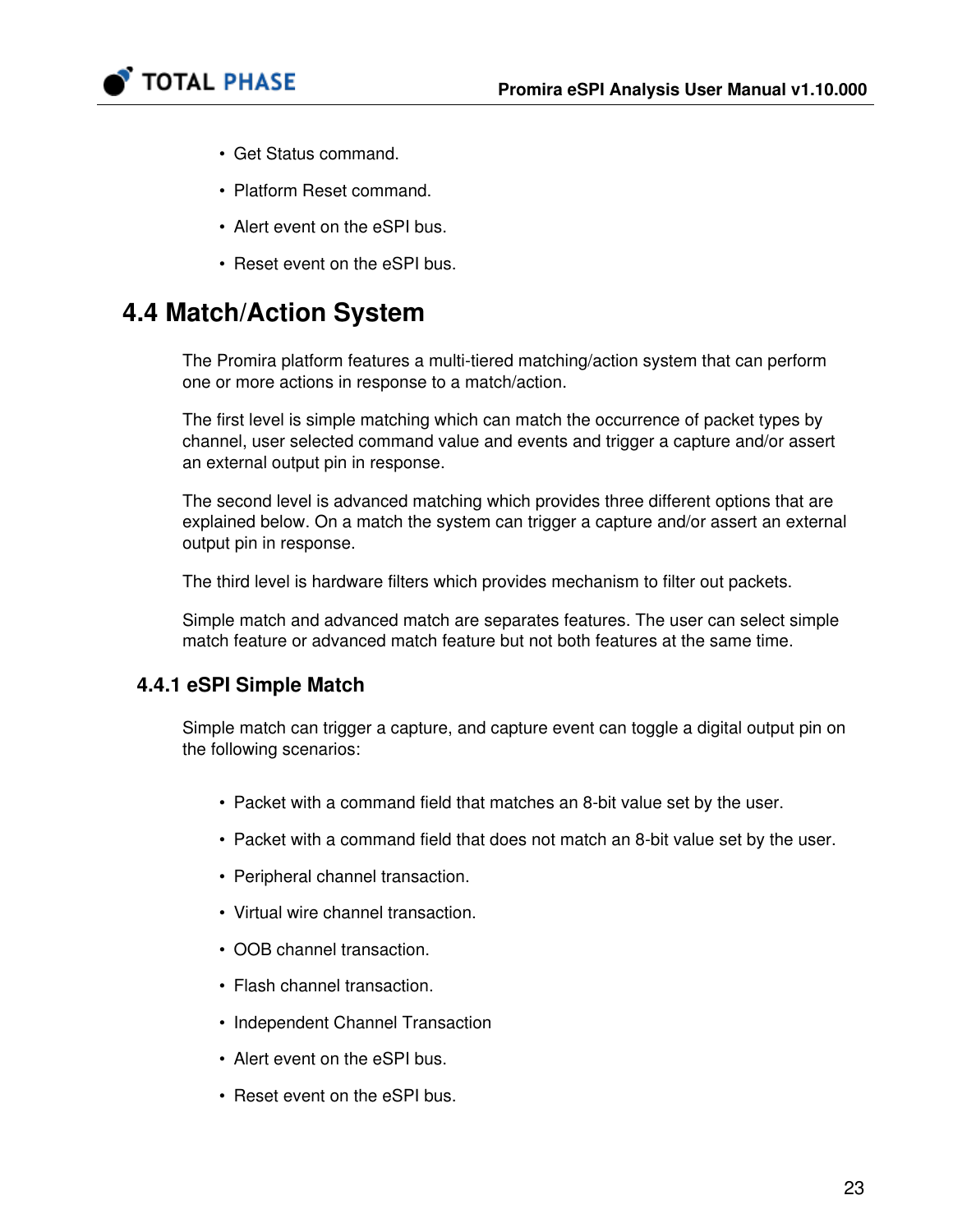- Get Status command.
- Platform Reset command.
- Alert event on the eSPI bus.
- Reset event on the eSPI bus.

## 4.4 Match/Action System

The Promira platform features a multi-tiered matching/action system that can perform one or more actions in response to a match/action.

The first level is simple matching which can match the occurrence of packet types by channel, user selected command value and events and trigger a capture and/or assert an external output pin in response.

The second level is advanced matching which provides three different options that are explained below. On a match the system can trigger a capture and/or assert an external output pin in response.

The third level is hardware filters which provides mechanism to filter out packets.

Simple match and advanced match are separates features. The user can select simple match feature or advanced match feature but not both features at the same time.

### 4.4.1 eSPI Simple Match

Simple match can trigger a capture, and capture event can toggle a digital output pin on the following scenarios:

- Packet with a command field that matches an 8-bit value set by the user.
- Packet with a command field that does not match an 8-bit value set by the user.
- Peripheral channel transaction.
- Virtual wire channel transaction.
- OOB channel transaction.
- Flash channel transaction.
- Independent Channel Transaction
- Alert event on the eSPI bus.
- Reset event on the eSPI bus.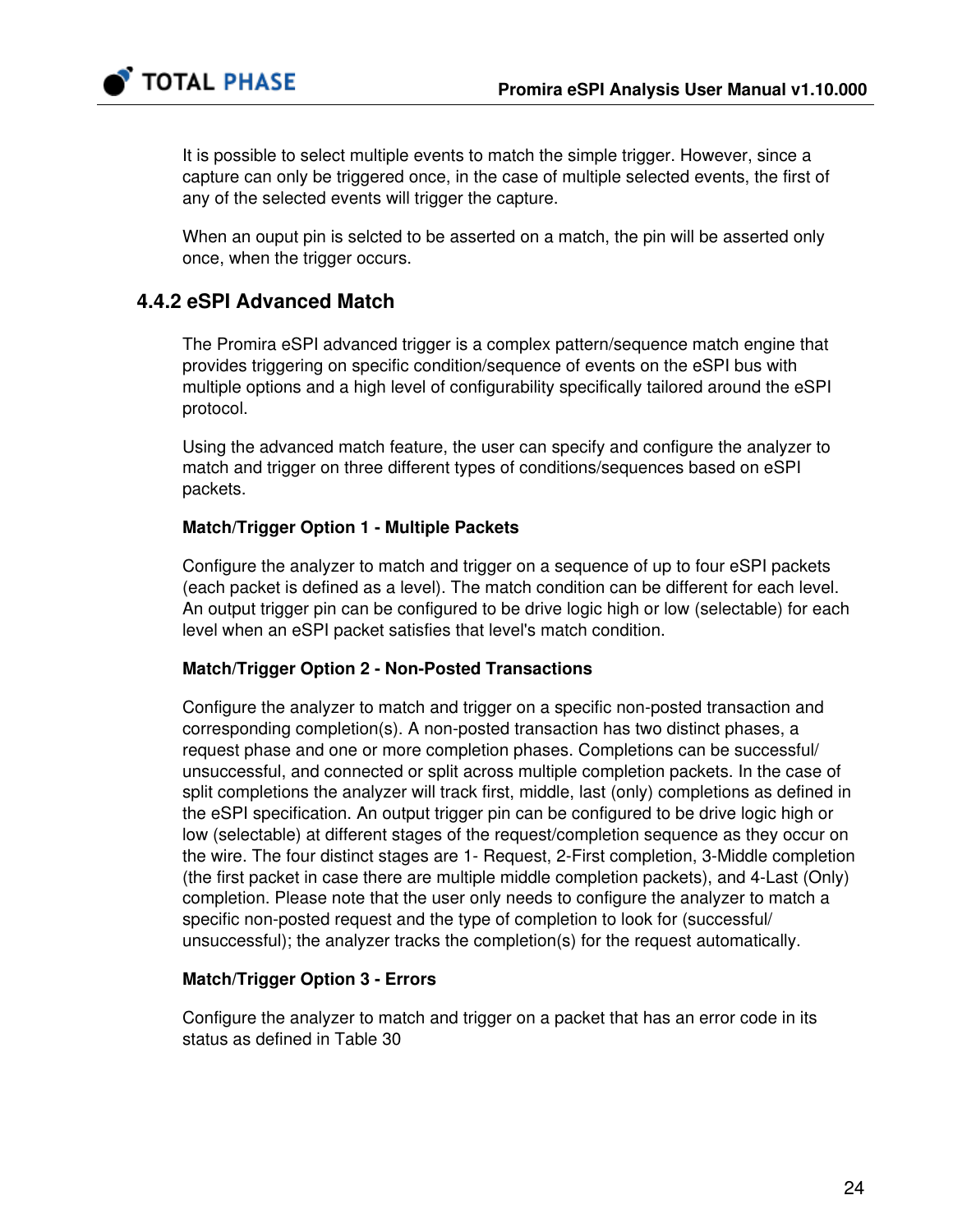It is possible to select multiple events to match the simple trigger. However, since a capture can only be triggered once, in the case of multiple selected events, the first of any of the selected events will trigger the capture.

When an ouput pin is selcted to be asserted on a match, the pin will be asserted only once, when the trigger occurs.

### 4.4.2 eSPI Advanced Match

The Promira eSPI advanced trigger is a complex pattern/sequence match engine that provides triggering on specific condition/sequence of events on the eSPI bus with multiple options and a high level of configurability specifically tailored around the eSPI protocol.

Using the advanced match feature, the user can specify and configure the analyzer to match and trigger on three different types of conditions/sequences based on eSPI packets.

**Match/Trigger Option 1 - Multiple Packets**

Configure the analyzer to match and trigger on a sequence of up to four eSPI packets (each packet is defined as a level). The match condition can be different for each level. An output trigger pin can be configured to be drive logic high or low (selectable) for each level when an eSPI packet satisfies that level's match condition.

**Match/Trigger Option 2 - Non-Posted Transactions**

Configure the analyzer to match and trigger on a specific non-posted transaction and corresponding completion(s). A non-posted transaction has two distinct phases, a request phase and one or more completion phases. Completions can be successful/ unsuccessful, and connected or split across multiple completion packets. In the case of split completions the analyzer will track first, middle, last (only) completions as defined in the eSPI specification. An output trigger pin can be configured to be drive logic high or low (selectable) at different stages of the request/completion sequence as they occur on the wire. The four distinct stages are 1- Request, 2-First completion, 3-Middle completion (the first packet in case there are multiple middle completion packets), and 4-Last (Only) completion. Please note that the user only needs to configure the analyzer to match a specific non-posted request and the type of completion to look for (successful/ unsuccessful); the analyzer tracks the completion(s) for the request automatically.

**Match/Trigger Option 3 - Errors**

Configure the analyzer to match and trigger on a packet that has an error code in its status as defined in Table 30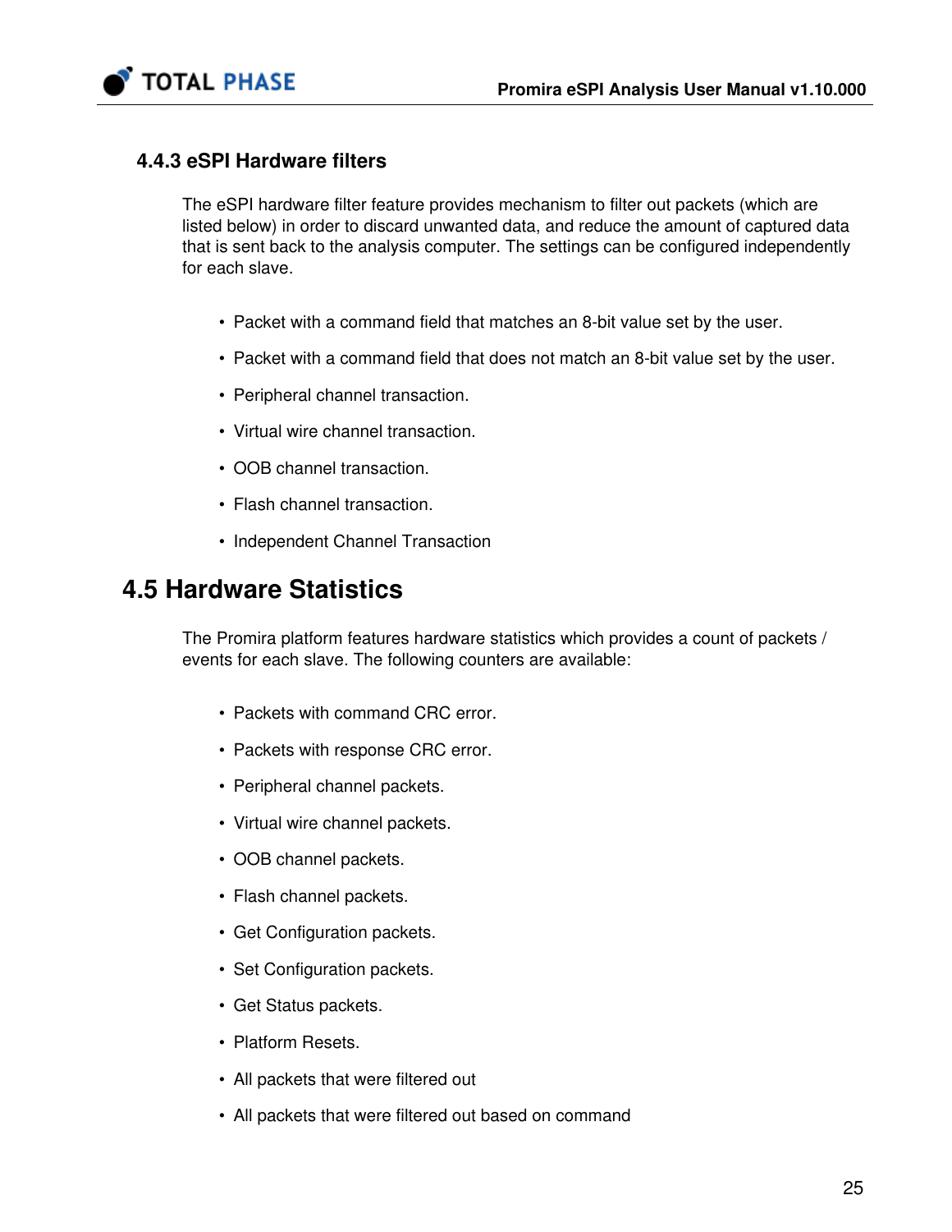### 4.4.3 eSPI Hardware filters

The eSPI hardware filter feature provides mechanism to filter out packets (which are listed below) in order to discard unwanted data, and reduce the amount of captured data that is sent back to the analysis computer. The settings can be configured independently for each slave.

- Packet with a command field that matches an 8-bit value set by the user.
- Packet with a command field that does not match an 8-bit value set by the user.
- Peripheral channel transaction.
- Virtual wire channel transaction.
- OOB channel transaction.
- Flash channel transaction.
- Independent Channel Transaction

## 4.5 Hardware Statistics

The Promira platform features hardware statistics which provides a count of packets / events for each slave. The following counters are available:

- Packets with command CRC error.
- Packets with response CRC error.
- Peripheral channel packets.
- Virtual wire channel packets.
- OOB channel packets.
- Flash channel packets.
- Get Configuration packets.
- Set Configuration packets.
- Get Status packets.
- Platform Resets.
- All packets that were filtered out
- All packets that were filtered out based on command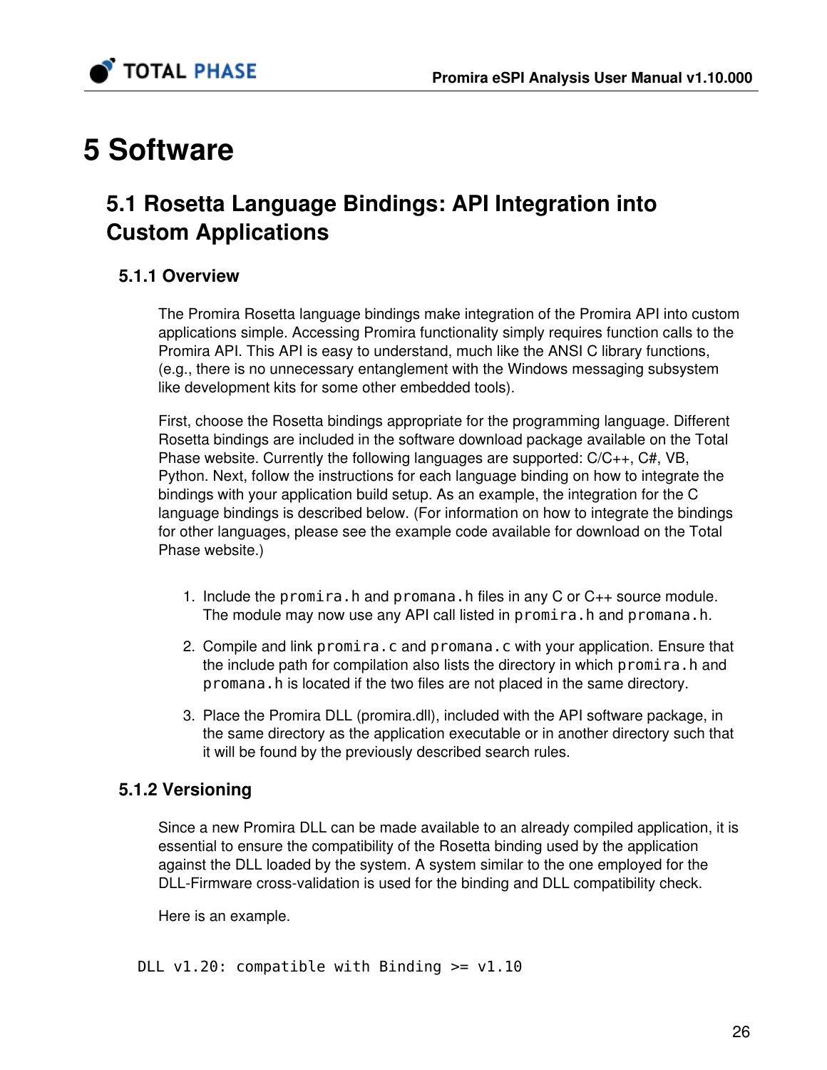# 5 Software

## 5.1 Rosetta Language Bindings: API Integration into Custom Applications

### 5.1.1 Overview

The Promira Rosetta language bindings make integration of the Promira API into custom applications simple. Accessing Promira functionality simply requires function calls to the Promira API. This API is easy to understand, much like the ANSI C library functions, (e.g., there is no unnecessary entanglement with the Windows messaging subsystem like development kits for some other embedded tools).

First, choose the Rosetta bindings appropriate for the programming language. Different Rosetta bindings are included in the software download package available on the Total Phase website. Currently the following languages are supported: C/C++, C#, VB, Python. Next, follow the instructions for each language binding on how to integrate the bindings with your application build setup. As an example, the integration for the C language bindings is described below. (For information on how to integrate the bindings for other languages, please see the example code available for download on the Total Phase website.)

1. Include the `promira.h` and `promana.h` files in any C or C++ source module. The module may now use any API call listed in `promira.h` and `promana.h`.
2. Compile and link `promira.c` and `promana.c` with your application. Ensure that the include path for compilation also lists the directory in which `promira.h` and `promana.h` is located if the two files are not placed in the same directory.
3. Place the Promira DLL (promira.dll), included with the API software package, in the same directory as the application executable or in another directory such that it will be found by the previously described search rules.

### 5.1.2 Versioning

Since a new Promira DLL can be made available to an already compiled application, it is essential to ensure the compatibility of the Rosetta binding used by the application against the DLL loaded by the system. A system similar to the one employed for the DLL-Firmware cross-validation is used for the binding and DLL compatibility check.

Here is an example.

```
DLL v1.20: compatible with Binding >= v1.10
```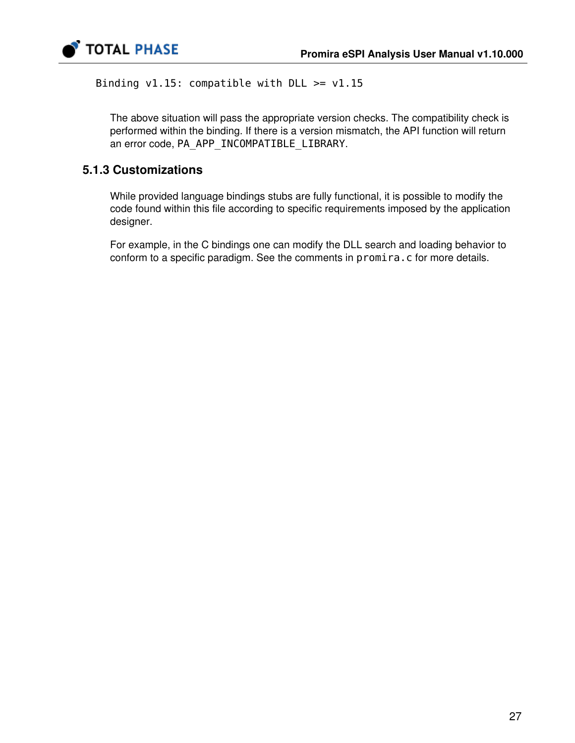```
Binding v1.15: compatible with DLL >= v1.15
```

The above situation will pass the appropriate version checks. The compatibility check is performed within the binding. If there is a version mismatch, the API function will return an error code, `PA_APP_INCOMPATIBLE_LIBRARY`.

### 5.1.3 Customizations

While provided language bindings stubs are fully functional, it is possible to modify the code found within this file according to specific requirements imposed by the application designer.

For example, in the C bindings one can modify the DLL search and loading behavior to conform to a specific paradigm. See the comments in `promira.c` for more details.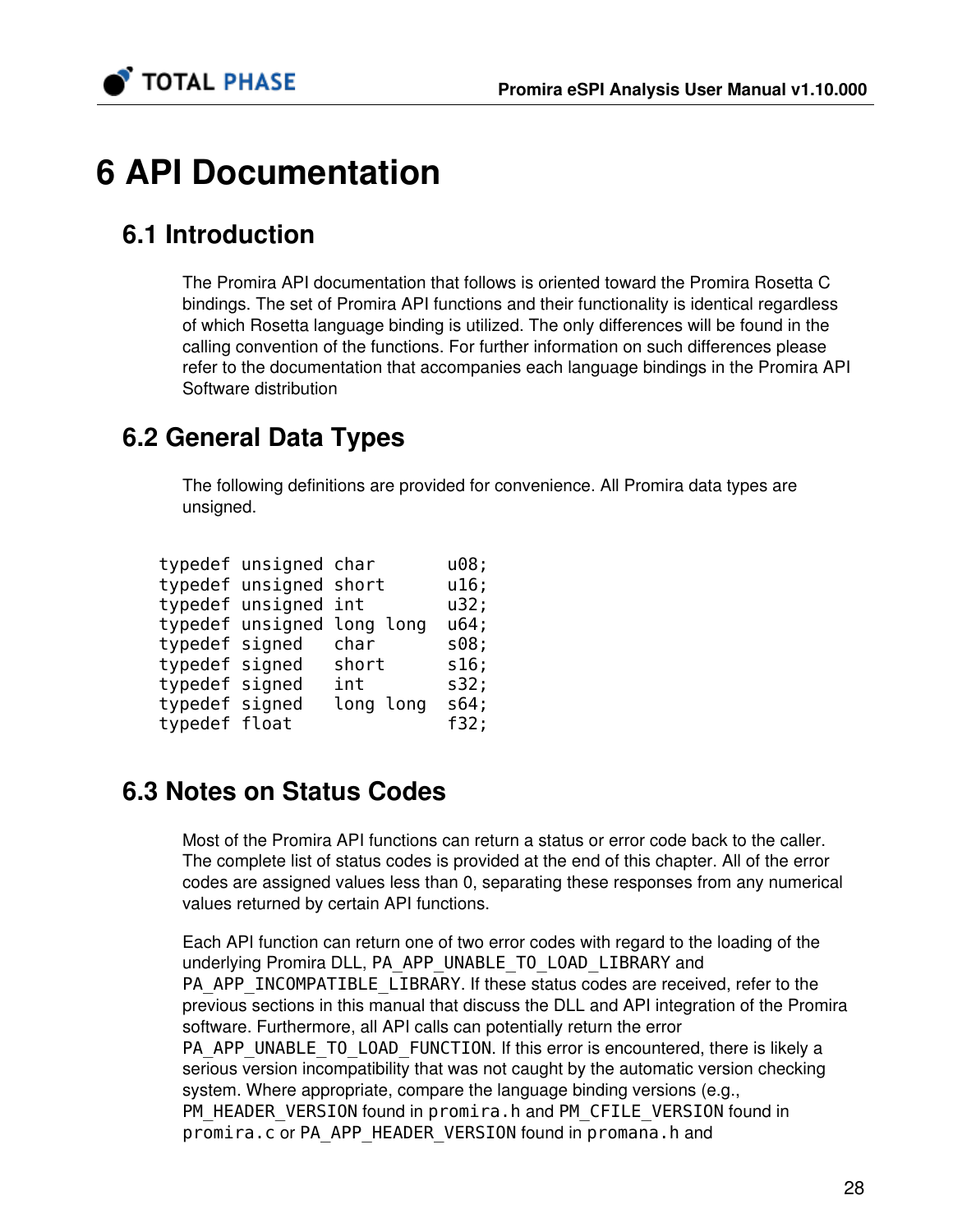# 6 API Documentation

## 6.1 Introduction

The Promira API documentation that follows is oriented toward the Promira Rosetta C bindings. The set of Promira API functions and their functionality is identical regardless of which Rosetta language binding is utilized. The only differences will be found in the calling convention of the functions. For further information on such differences please refer to the documentation that accompanies each language bindings in the Promira API Software distribution

## 6.2 General Data Types

The following definitions are provided for convenience. All Promira data types are unsigned.

```
typedef unsigned char       u08;
typedef unsigned short      u16;
typedef unsigned int        u32;
typedef unsigned long long  u64;
typedef signed   char       s08;
typedef signed   short      s16;
typedef signed   int        s32;
typedef signed   long long  s64;
typedef float               f32;
```

## 6.3 Notes on Status Codes

Most of the Promira API functions can return a status or error code back to the caller. The complete list of status codes is provided at the end of this chapter. All of the error codes are assigned values less than 0, separating these responses from any numerical values returned by certain API functions.

Each API function can return one of two error codes with regard to the loading of the underlying Promira DLL, `PA_APP_UNABLE_TO_LOAD_LIBRARY` and `PA_APP_INCOMPATIBLE_LIBRARY`. If these status codes are received, refer to the previous sections in this manual that discuss the DLL and API integration of the Promira software. Furthermore, all API calls can potentially return the error `PA_APP_UNABLE_TO_LOAD_FUNCTION`. If this error is encountered, there is likely a serious version incompatibility that was not caught by the automatic version checking system. Where appropriate, compare the language binding versions (e.g., `PM_HEADER_VERSION` found in `promira.h` and `PM_CFILE_VERSION` found in `promira.c` or `PA_APP_HEADER_VERSION` found in `promana.h` and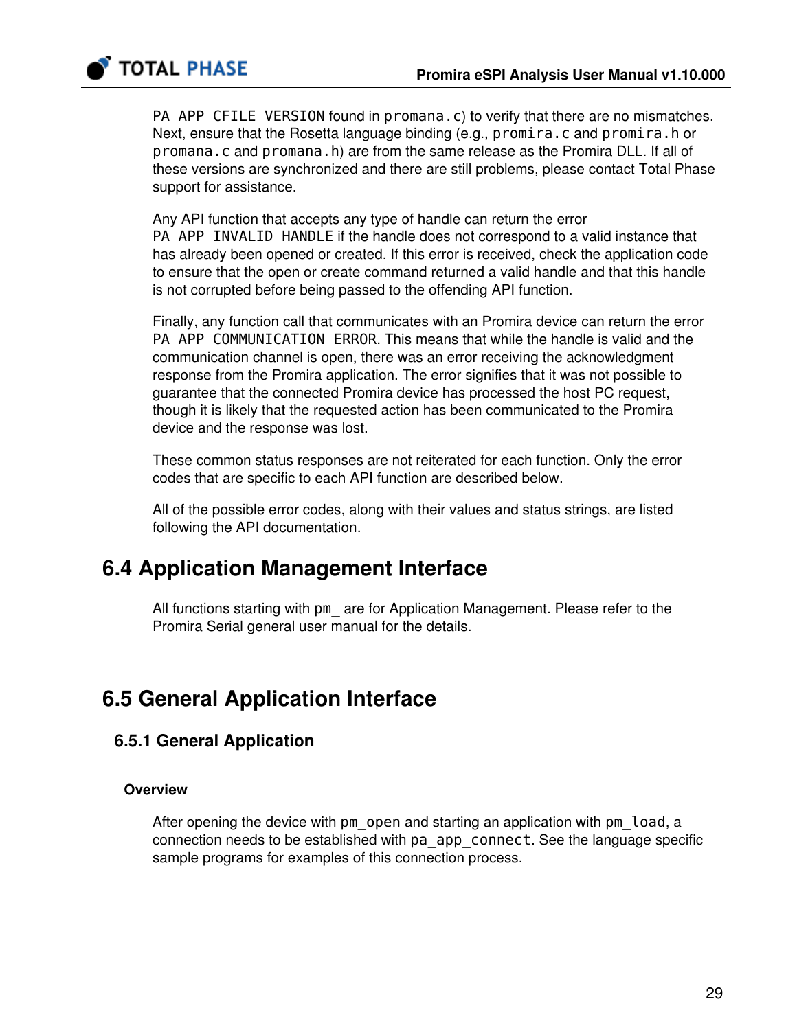PA_APP_CFILE_VERSION found in promana.c) to verify that there are no mismatches. Next, ensure that the Rosetta language binding (e.g., promira.c and promira.h or promana.c and promana.h) are from the same release as the Promira DLL. If all of these versions are synchronized and there are still problems, please contact Total Phase support for assistance.

Any API function that accepts any type of handle can return the error PA_APP_INVALID_HANDLE if the handle does not correspond to a valid instance that has already been opened or created. If this error is received, check the application code to ensure that the open or create command returned a valid handle and that this handle is not corrupted before being passed to the offending API function.

Finally, any function call that communicates with an Promira device can return the error PA_APP_COMMUNICATION_ERROR. This means that while the handle is valid and the communication channel is open, there was an error receiving the acknowledgment response from the Promira application. The error signifies that it was not possible to guarantee that the connected Promira device has processed the host PC request, though it is likely that the requested action has been communicated to the Promira device and the response was lost.

These common status responses are not reiterated for each function. Only the error codes that are specific to each API function are described below.

All of the possible error codes, along with their values and status strings, are listed following the API documentation.

## 6.4 Application Management Interface

All functions starting with pm_ are for Application Management. Please refer to the Promira Serial general user manual for the details.

## 6.5 General Application Interface

### 6.5.1 General Application

#### Overview

After opening the device with pm_open and starting an application with pm_load, a connection needs to be established with pa_app_connect. See the language specific sample programs for examples of this connection process.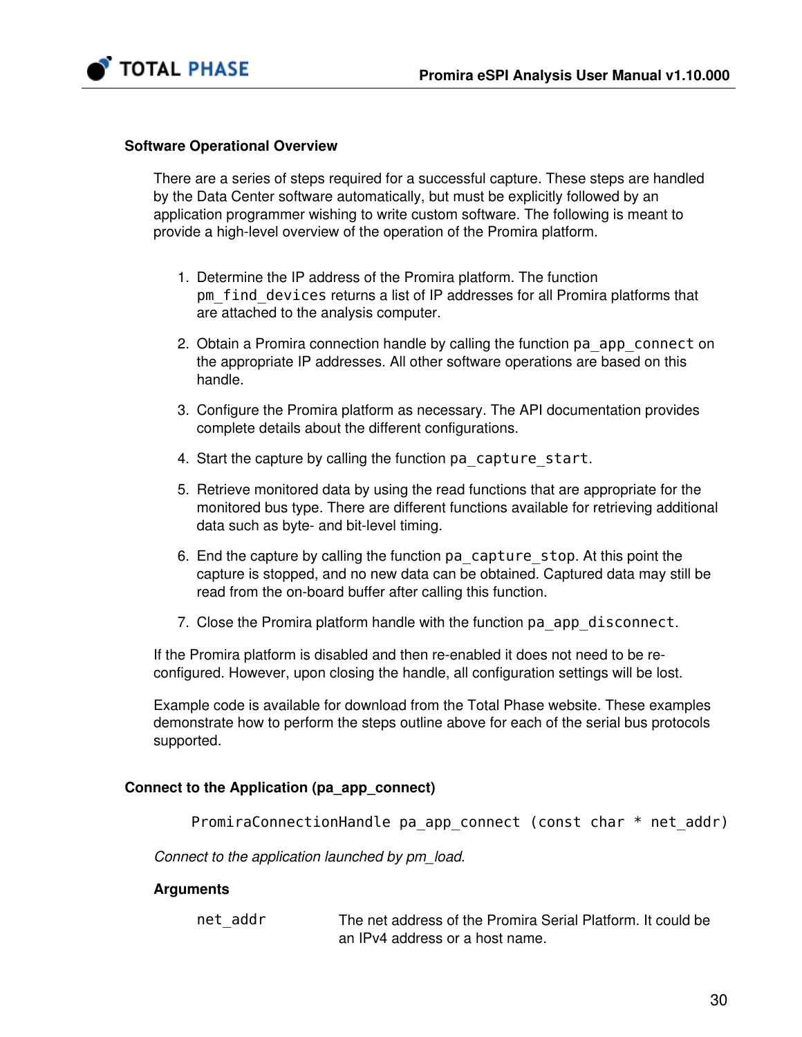### Software Operational Overview

There are a series of steps required for a successful capture. These steps are handled by the Data Center software automatically, but must be explicitly followed by an application programmer wishing to write custom software. The following is meant to provide a high-level overview of the operation of the Promira platform.

1. Determine the IP address of the Promira platform. The function `pm_find_devices` returns a list of IP addresses for all Promira platforms that are attached to the analysis computer.
2. Obtain a Promira connection handle by calling the function `pa_app_connect` on the appropriate IP addresses. All other software operations are based on this handle.
3. Configure the Promira platform as necessary. The API documentation provides complete details about the different configurations.
4. Start the capture by calling the function `pa_capture_start`.
5. Retrieve monitored data by using the read functions that are appropriate for the monitored bus type. There are different functions available for retrieving additional data such as byte- and bit-level timing.
6. End the capture by calling the function `pa_capture_stop`. At this point the capture is stopped, and no new data can be obtained. Captured data may still be read from the on-board buffer after calling this function.
7. Close the Promira platform handle with the function `pa_app_disconnect`.

If the Promira platform is disabled and then re-enabled it does not need to be re-configured. However, upon closing the handle, all configuration settings will be lost.

Example code is available for download from the Total Phase website. These examples demonstrate how to perform the steps outline above for each of the serial bus protocols supported.

### Connect to the Application (pa_app_connect)

```
PromiraConnectionHandle pa_app_connect (const char * net_addr)
```

*Connect to the application launched by pm_load.*

#### Arguments

| | |
|---|---|
| `net_addr` | The net address of the Promira Serial Platform. It could be an IPv4 address or a host name. |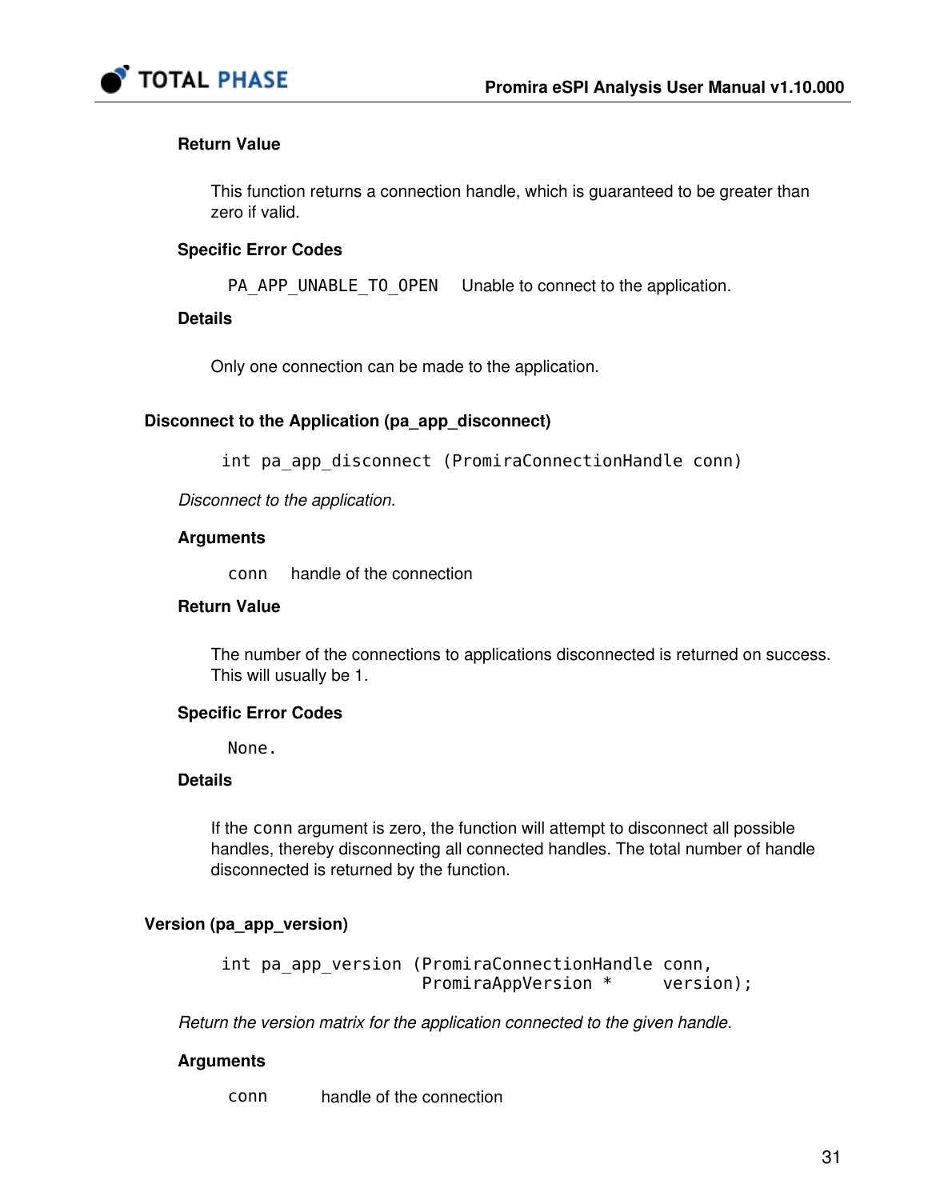#### Return Value

This function returns a connection handle, which is guaranteed to be greater than zero if valid.

#### Specific Error Codes

| | |
|---|---|
| `PA_APP_UNABLE_TO_OPEN` | Unable to connect to the application. |

#### Details

Only one connection can be made to the application.

### Disconnect to the Application (pa_app_disconnect)

```
int pa_app_disconnect (PromiraConnectionHandle conn)
```

*Disconnect to the application.*

#### Arguments

| | |
|---|---|
| `conn` | handle of the connection |

#### Return Value

The number of the connections to applications disconnected is returned on success. This will usually be 1.

#### Specific Error Codes

None.

#### Details

If the `conn` argument is zero, the function will attempt to disconnect all possible handles, thereby disconnecting all connected handles. The total number of handle disconnected is returned by the function.

### Version (pa_app_version)

```
int pa_app_version (PromiraConnectionHandle conn,
                    PromiraAppVersion *      version);
```

*Return the version matrix for the application connected to the given handle.*

#### Arguments

| | |
|---|---|
| `conn` | handle of the connection |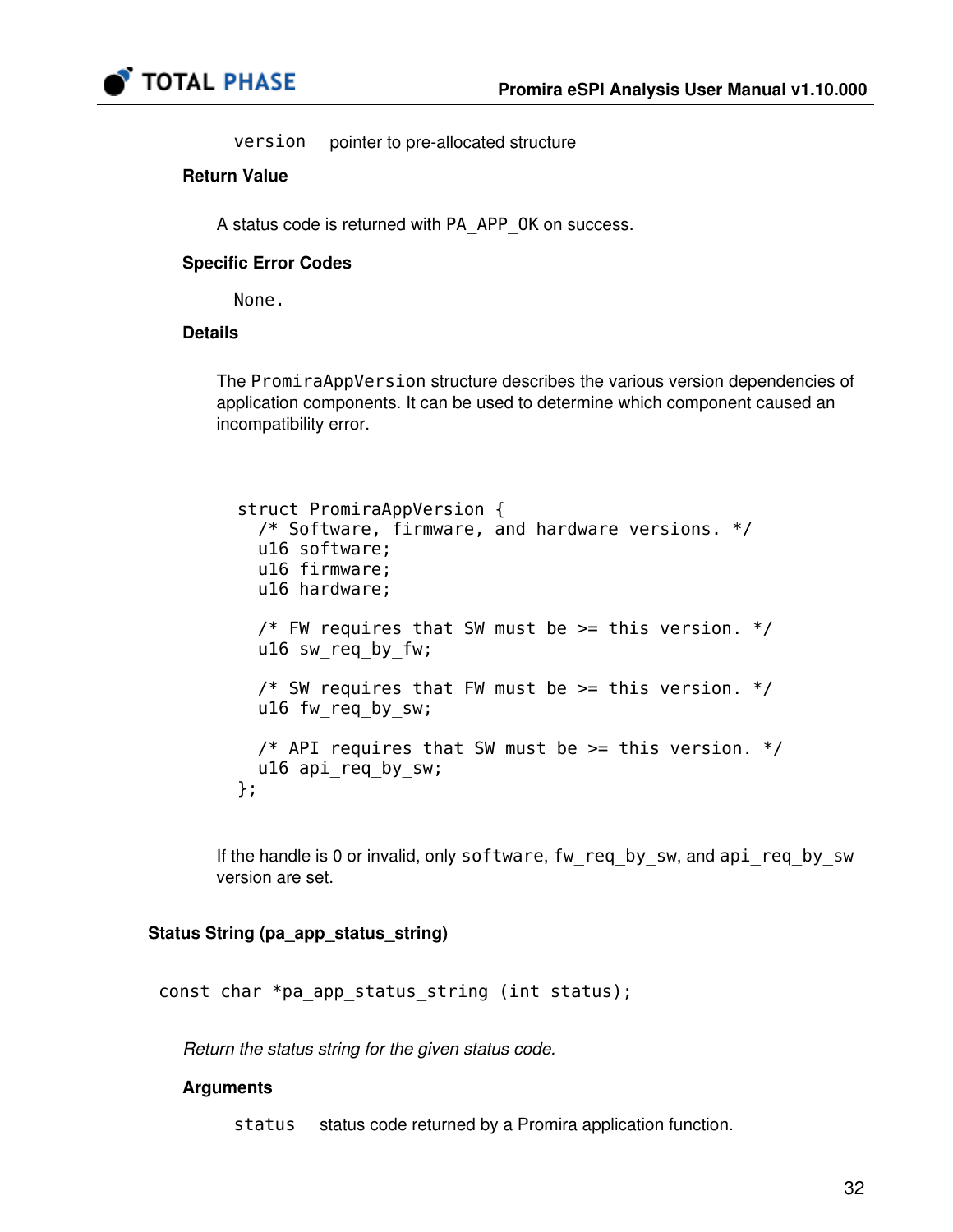`version` pointer to pre-allocated structure

#### Return Value

A status code is returned with `PA_APP_OK` on success.

#### Specific Error Codes

None.

#### Details

The `PromiraAppVersion` structure describes the various version dependencies of application components. It can be used to determine which component caused an incompatibility error.

```
struct PromiraAppVersion {
  /* Software, firmware, and hardware versions. */
  u16 software;
  u16 firmware;
  u16 hardware;

  /* FW requires that SW must be >= this version. */
  u16 sw_req_by_fw;

  /* SW requires that FW must be >= this version. */
  u16 fw_req_by_sw;

  /* API requires that SW must be >= this version. */
  u16 api_req_by_sw;
};
```

If the handle is 0 or invalid, only `software`, `fw_req_by_sw`, and `api_req_by_sw` version are set.

### Status String (pa_app_status_string)

```
const char *pa_app_status_string (int status);
```

*Return the status string for the given status code.*

#### Arguments

`status` status code returned by a Promira application function.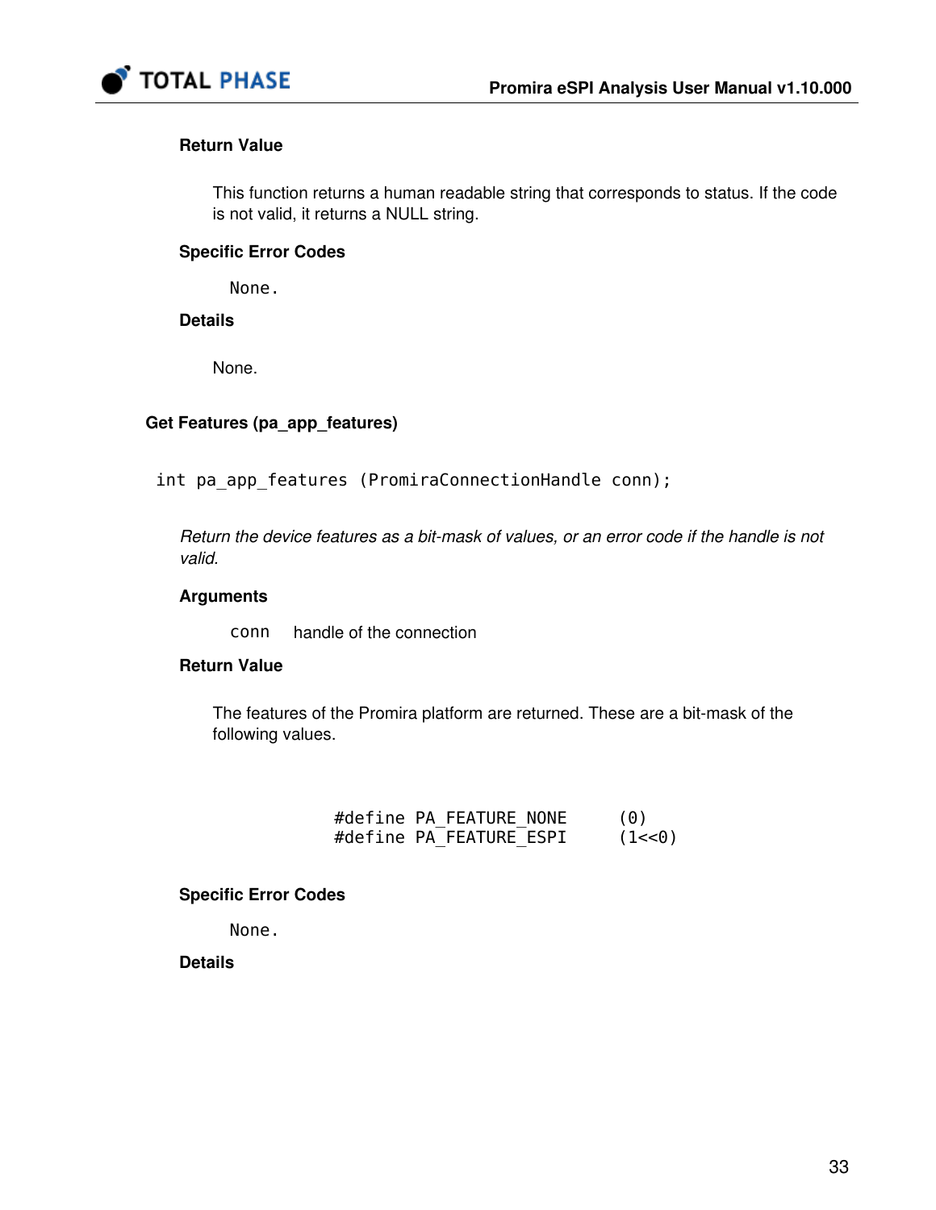#### Return Value

This function returns a human readable string that corresponds to status. If the code is not valid, it returns a NULL string.

#### Specific Error Codes

```
None.
```

#### Details

None.

### Get Features (pa_app_features)

```
int pa_app_features (PromiraConnectionHandle conn);
```

*Return the device features as a bit-mask of values, or an error code if the handle is not valid.*

#### Arguments

| | |
|---|---|
| `conn` | handle of the connection |

#### Return Value

The features of the Promira platform are returned. These are a bit-mask of the following values.

```
#define PA_FEATURE_NONE     (0)
#define PA_FEATURE_ESPI     (1<<0)
```

#### Specific Error Codes

```
None.
```

#### Details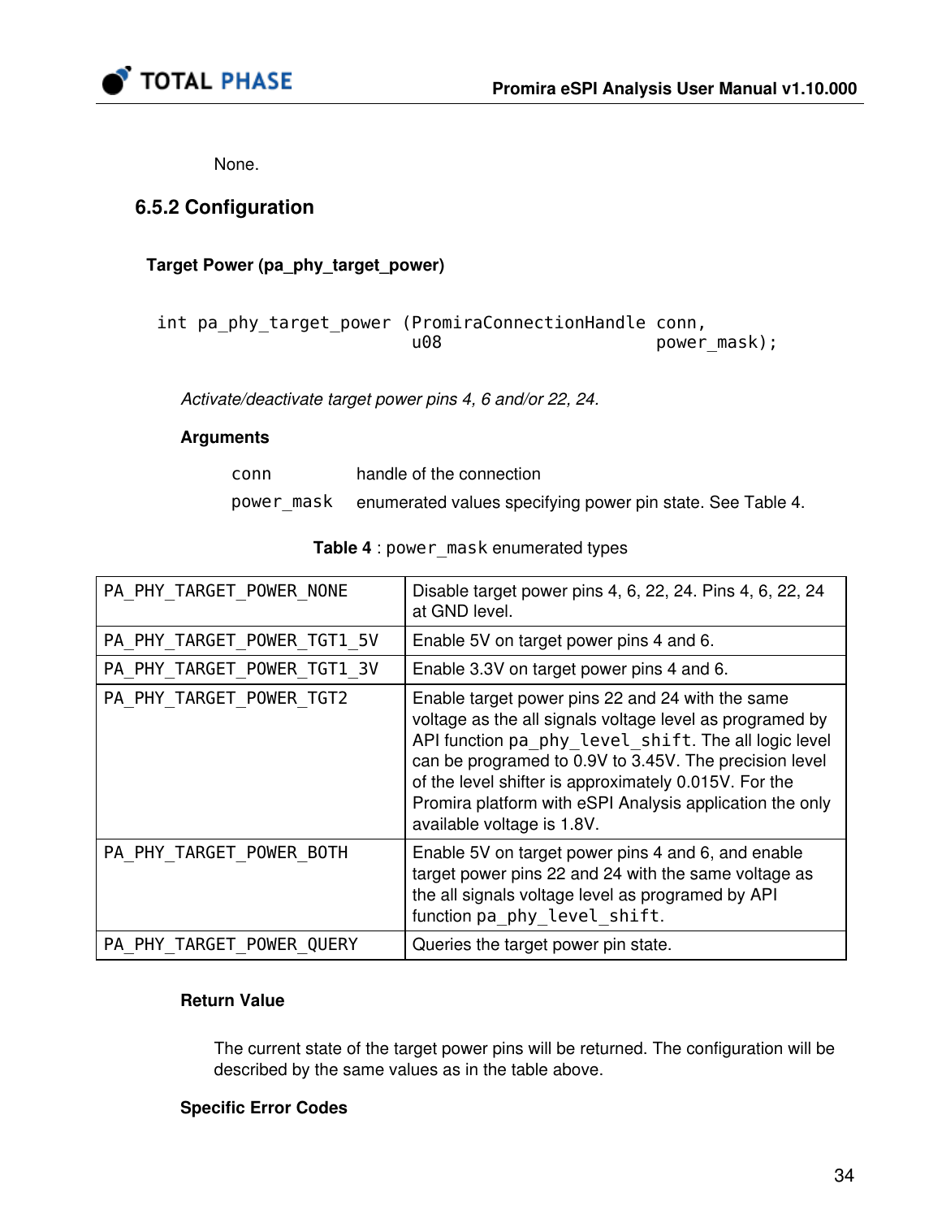None.

### 6.5.2 Configuration

**Target Power (pa_phy_target_power)**

```
int pa_phy_target_power (PromiraConnectionHandle conn,
                         u08                     power_mask);
```

*Activate/deactivate target power pins 4, 6 and/or 22, 24.*

**Arguments**

| | |
|---|---|
| `conn` | handle of the connection |
| `power_mask` | enumerated values specifying power pin state. See Table 4. |

**Table 4** : `power_mask` enumerated types

| | |
|---|---|
| `PA_PHY_TARGET_POWER_NONE` | Disable target power pins 4, 6, 22, 24. Pins 4, 6, 22, 24 at GND level. |
| `PA_PHY_TARGET_POWER_TGT1_5V` | Enable 5V on target power pins 4 and 6. |
| `PA_PHY_TARGET_POWER_TGT1_3V` | Enable 3.3V on target power pins 4 and 6. |
| `PA_PHY_TARGET_POWER_TGT2` | Enable target power pins 22 and 24 with the same voltage as the all signals voltage level as programed by API function `pa_phy_level_shift`. The all logic level can be programed to 0.9V to 3.45V. The precision level of the level shifter is approximately 0.015V. For the Promira platform with eSPI Analysis application the only available voltage is 1.8V. |
| `PA_PHY_TARGET_POWER_BOTH` | Enable 5V on target power pins 4 and 6, and enable target power pins 22 and 24 with the same voltage as the all signals voltage level as programed by API function `pa_phy_level_shift`. |
| `PA_PHY_TARGET_POWER_QUERY` | Queries the target power pin state. |

**Return Value**

The current state of the target power pins will be returned. The configuration will be described by the same values as in the table above.

**Specific Error Codes**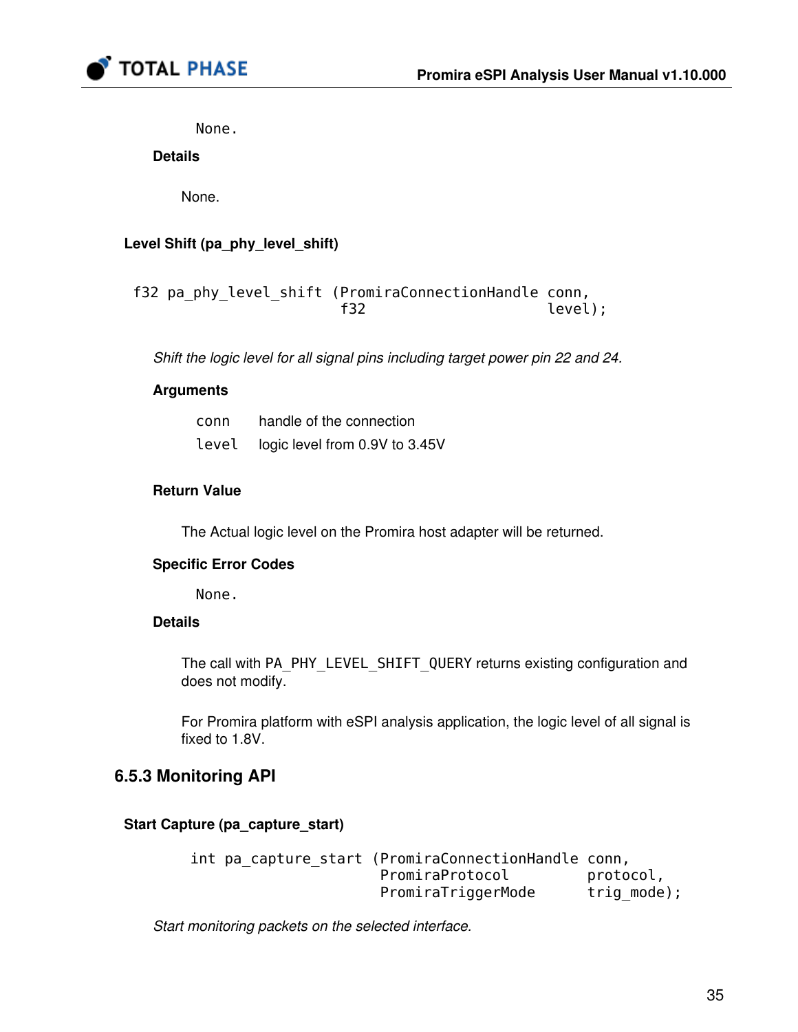None.

**Details**

None.

#### Level Shift (pa_phy_level_shift)

```
f32 pa_phy_level_shift (PromiraConnectionHandle conn,
                        f32                     level);
```

*Shift the logic level for all signal pins including target power pin 22 and 24.*

**Arguments**

| | |
|---|---|
| `conn` | handle of the connection |
| `level` | logic level from 0.9V to 3.45V |

**Return Value**

The Actual logic level on the Promira host adapter will be returned.

**Specific Error Codes**

None.

**Details**

The call with `PA_PHY_LEVEL_SHIFT_QUERY` returns existing configuration and does not modify.

For Promira platform with eSPI analysis application, the logic level of all signal is fixed to 1.8V.

### 6.5.3 Monitoring API

#### Start Capture (pa_capture_start)

```
int pa_capture_start (PromiraConnectionHandle conn,
                      PromiraProtocol         protocol,
                      PromiraTriggerMode      trig_mode);
```

*Start monitoring packets on the selected interface.*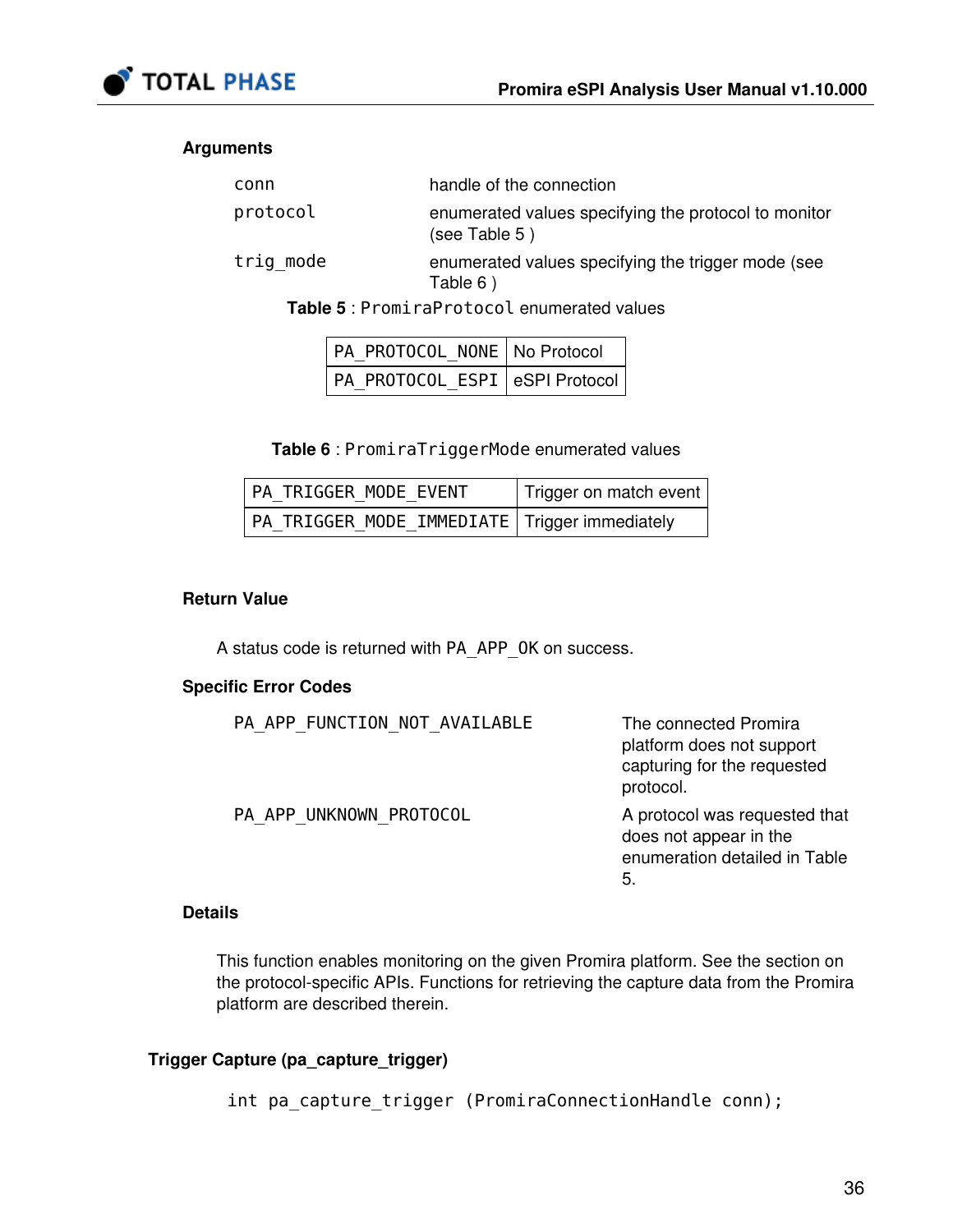#### Arguments

| | |
|---|---|
| `conn` | handle of the connection |
| `protocol` | enumerated values specifying the protocol to monitor (see Table 5 ) |
| `trig_mode` | enumerated values specifying the trigger mode (see Table 6 ) |

**Table 5** : `PromiraProtocol` enumerated values

| | |
|---|---|
| `PA_PROTOCOL_NONE` | No Protocol |
| `PA_PROTOCOL_ESPI` | eSPI Protocol |

**Table 6** : `PromiraTriggerMode` enumerated values

| | |
|---|---|
| `PA_TRIGGER_MODE_EVENT` | Trigger on match event |
| `PA_TRIGGER_MODE_IMMEDIATE` | Trigger immediately |

#### Return Value

A status code is returned with `PA_APP_OK` on success.

#### Specific Error Codes

| | |
|---|---|
| `PA_APP_FUNCTION_NOT_AVAILABLE` | The connected Promira platform does not support capturing for the requested protocol. |
| `PA_APP_UNKNOWN_PROTOCOL` | A protocol was requested that does not appear in the enumeration detailed in Table 5. |

#### Details

This function enables monitoring on the given Promira platform. See the section on the protocol-specific APIs. Functions for retrieving the capture data from the Promira platform are described therein.

### Trigger Capture (pa_capture_trigger)

```
int pa_capture_trigger (PromiraConnectionHandle conn);
```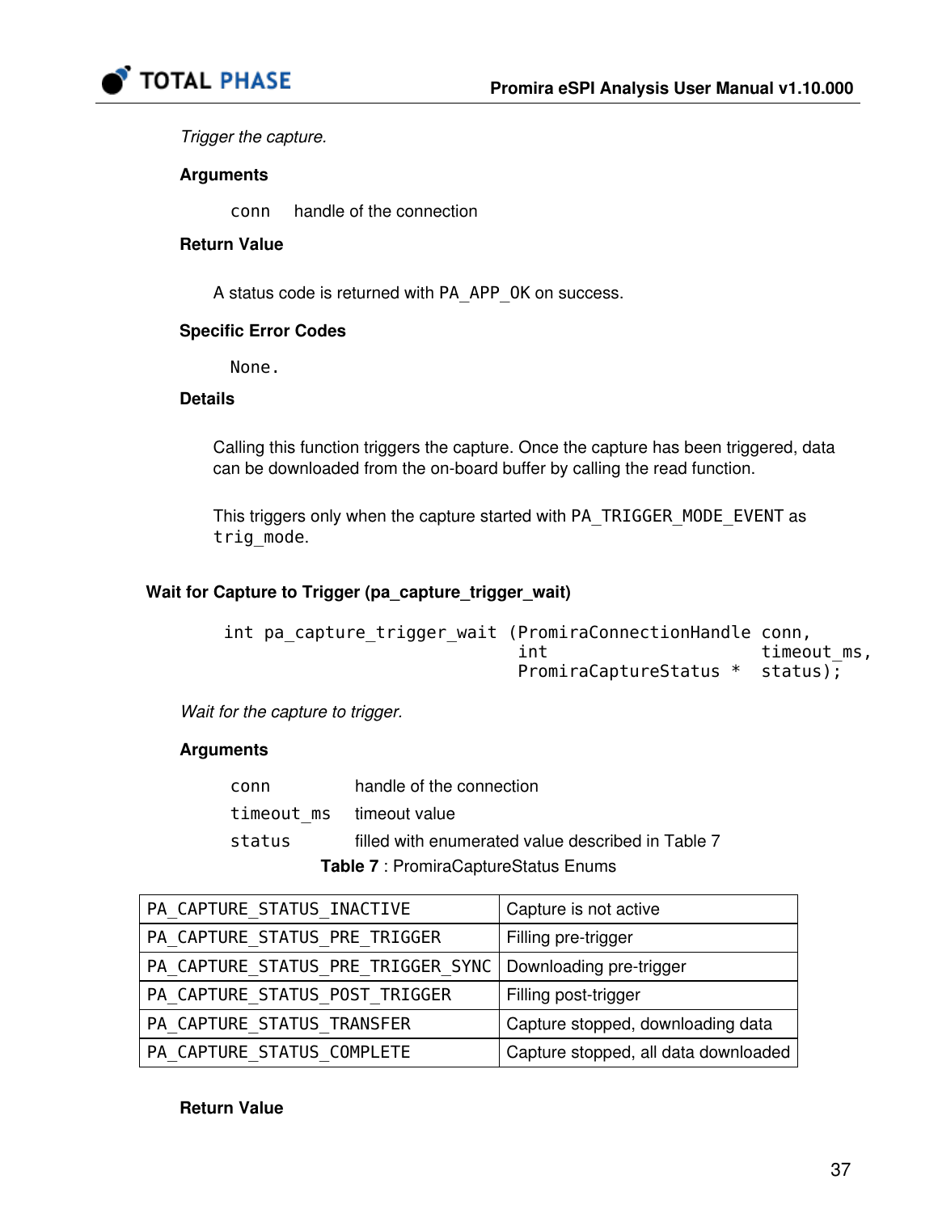*Trigger the capture.*

#### Arguments

`conn` handle of the connection

#### Return Value

A status code is returned with `PA_APP_OK` on success.

#### Specific Error Codes

`None.`

#### Details

Calling this function triggers the capture. Once the capture has been triggered, data can be downloaded from the on-board buffer by calling the read function.

This triggers only when the capture started with `PA_TRIGGER_MODE_EVENT` as `trig_mode`.

### Wait for Capture to Trigger (pa_capture_trigger_wait)

```
int pa_capture_trigger_wait (PromiraConnectionHandle conn,
                             int                     timeout_ms,
                             PromiraCaptureStatus *  status);
```

*Wait for the capture to trigger.*

#### Arguments

`conn` handle of the connection

`timeout_ms` timeout value

`status` filled with enumerated value described in Table 7

**Table 7** : PromiraCaptureStatus Enums

| | |
|---|---|
| PA_CAPTURE_STATUS_INACTIVE | Capture is not active |
| PA_CAPTURE_STATUS_PRE_TRIGGER | Filling pre-trigger |
| PA_CAPTURE_STATUS_PRE_TRIGGER_SYNC | Downloading pre-trigger |
| PA_CAPTURE_STATUS_POST_TRIGGER | Filling post-trigger |
| PA_CAPTURE_STATUS_TRANSFER | Capture stopped, downloading data |
| PA_CAPTURE_STATUS_COMPLETE | Capture stopped, all data downloaded |

#### Return Value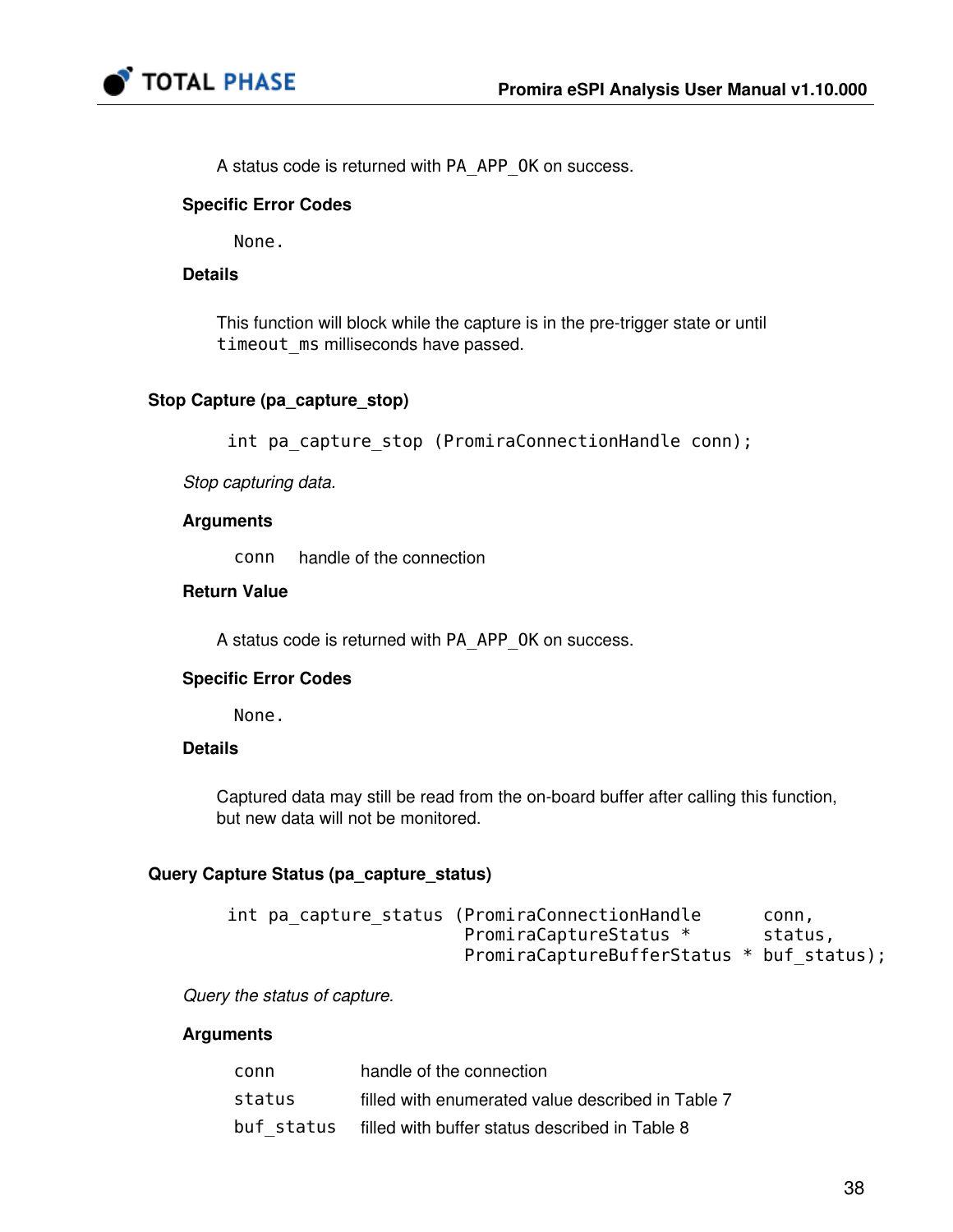A status code is returned with `PA_APP_OK` on success.

#### Specific Error Codes

None.

#### Details

This function will block while the capture is in the pre-trigger state or until `timeout_ms` milliseconds have passed.

### Stop Capture (pa_capture_stop)

```
int pa_capture_stop (PromiraConnectionHandle conn);
```

*Stop capturing data.*

#### Arguments

| | |
|---|---|
| `conn` | handle of the connection |

#### Return Value

A status code is returned with `PA_APP_OK` on success.

#### Specific Error Codes

None.

#### Details

Captured data may still be read from the on-board buffer after calling this function, but new data will not be monitored.

### Query Capture Status (pa_capture_status)

```
int pa_capture_status (PromiraConnectionHandle      conn,
                       PromiraCaptureStatus *       status,
                       PromiraCaptureBufferStatus * buf_status);
```

*Query the status of capture.*

#### Arguments

| | |
|---|---|
| `conn` | handle of the connection |
| `status` | filled with enumerated value described in Table 7 |
| `buf_status` | filled with buffer status described in Table 8 |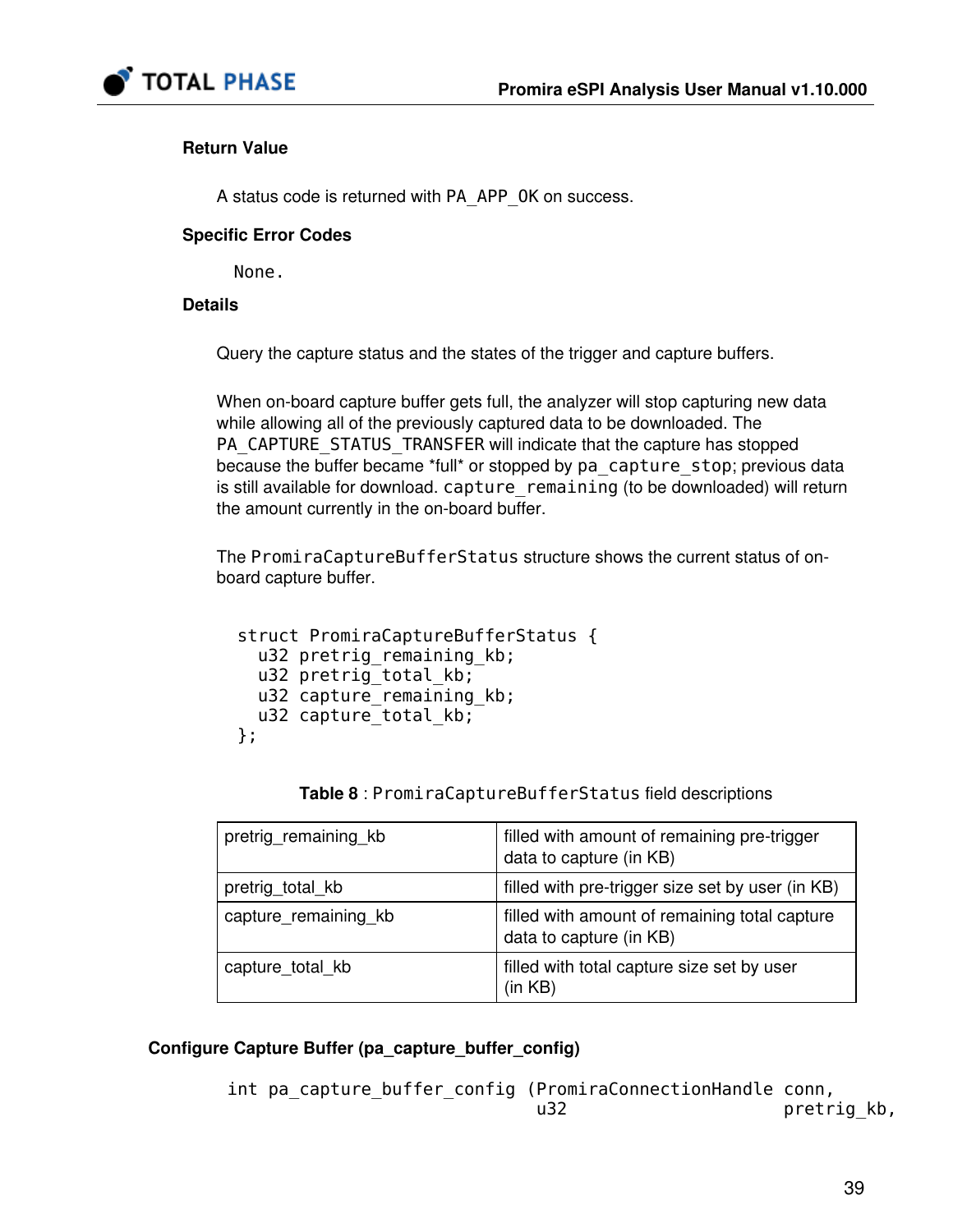#### Return Value

A status code is returned with `PA_APP_OK` on success.

#### Specific Error Codes

None.

#### Details

Query the capture status and the states of the trigger and capture buffers.

When on-board capture buffer gets full, the analyzer will stop capturing new data while allowing all of the previously captured data to be downloaded. The `PA_CAPTURE_STATUS_TRANSFER` will indicate that the capture has stopped because the buffer became *full* or stopped by `pa_capture_stop`; previous data is still available for download. `capture_remaining` (to be downloaded) will return the amount currently in the on-board buffer.

The `PromiraCaptureBufferStatus` structure shows the current status of on-board capture buffer.

```
struct PromiraCaptureBufferStatus {
  u32 pretrig_remaining_kb;
  u32 pretrig_total_kb;
  u32 capture_remaining_kb;
  u32 capture_total_kb;
};
```

**Table 8** : `PromiraCaptureBufferStatus` field descriptions

| | |
|---|---|
| pretrig_remaining_kb | filled with amount of remaining pre-trigger data to capture (in KB) |
| pretrig_total_kb | filled with pre-trigger size set by user (in KB) |
| capture_remaining_kb | filled with amount of remaining total capture data to capture (in KB) |
| capture_total_kb | filled with total capture size set by user (in KB) |

### Configure Capture Buffer (pa_capture_buffer_config)

```
int pa_capture_buffer_config (PromiraConnectionHandle conn,
                              u32                     pretrig_kb,
```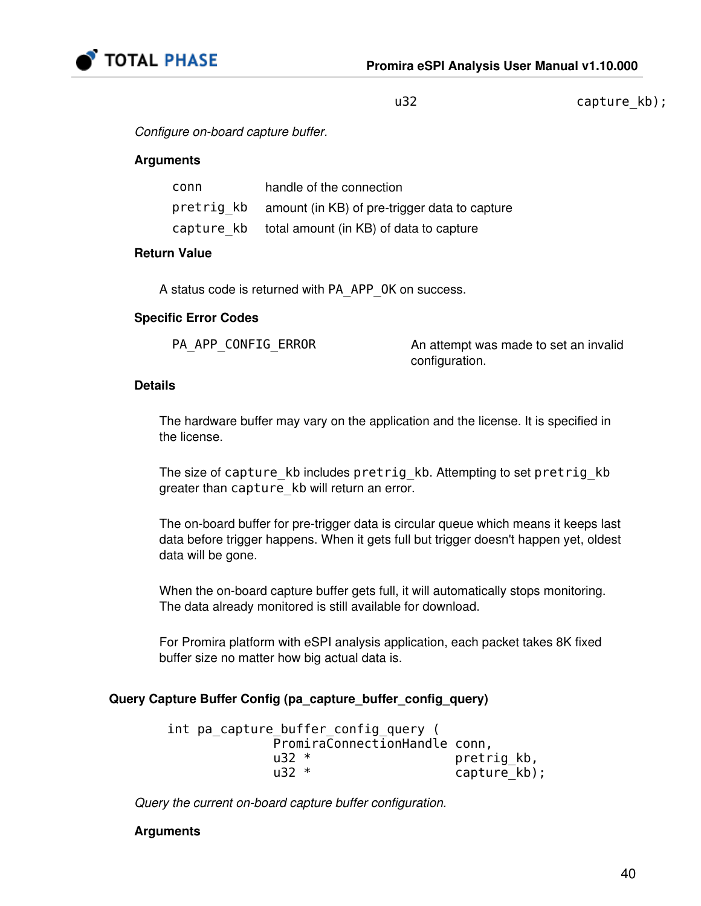```
                                    u32                        capture_kb);
```

*Configure on-board capture buffer.*

**Arguments**

| | |
|---|---|
| `conn` | handle of the connection |
| `pretrig_kb` | amount (in KB) of pre-trigger data to capture |
| `capture_kb` | total amount (in KB) of data to capture |

**Return Value**

A status code is returned with `PA_APP_OK` on success.

**Specific Error Codes**

| | |
|---|---|
| `PA_APP_CONFIG_ERROR` | An attempt was made to set an invalid configuration. |

**Details**

The hardware buffer may vary on the application and the license. It is specified in the license.

The size of `capture_kb` includes `pretrig_kb`. Attempting to set `pretrig_kb` greater than `capture_kb` will return an error.

The on-board buffer for pre-trigger data is circular queue which means it keeps last data before trigger happens. When it gets full but trigger doesn't happen yet, oldest data will be gone.

When the on-board capture buffer gets full, it will automatically stops monitoring. The data already monitored is still available for download.

For Promira platform with eSPI analysis application, each packet takes 8K fixed buffer size no matter how big actual data is.

### Query Capture Buffer Config (pa_capture_buffer_config_query)

```
int pa_capture_buffer_config_query (
                PromiraConnectionHandle conn,
                u32 *                   pretrig_kb,
                u32 *                   capture_kb);
```

*Query the current on-board capture buffer configuration.*

**Arguments**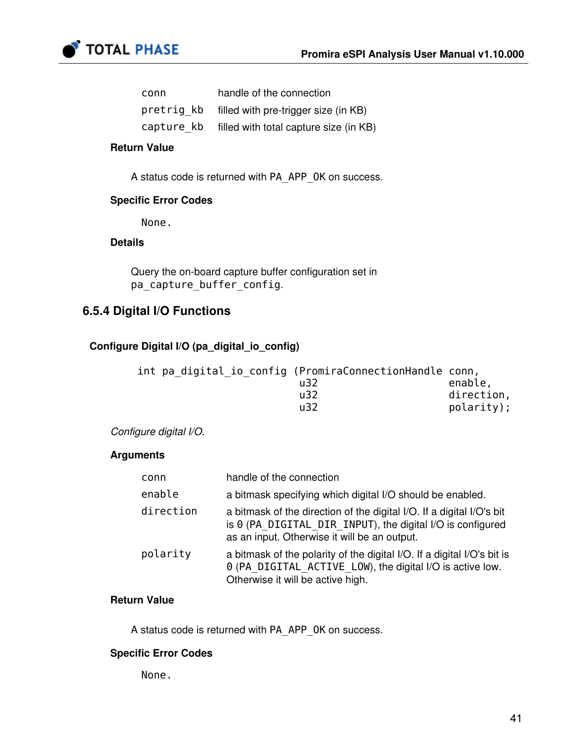| | |
|---|---|
| `conn` | handle of the connection |
| `pretrig_kb` | filled with pre-trigger size (in KB) |
| `capture_kb` | filled with total capture size (in KB) |

**Return Value**

A status code is returned with PA_APP_OK on success.

**Specific Error Codes**

None.

**Details**

Query the on-board capture buffer configuration set in pa_capture_buffer_config.

### 6.5.4 Digital I/O Functions

#### Configure Digital I/O (pa_digital_io_config)

```
int pa_digital_io_config (PromiraConnectionHandle conn,
                          u32                     enable,
                          u32                     direction,
                          u32                     polarity);
```

*Configure digital I/O.*

**Arguments**

| | |
|---|---|
| `conn` | handle of the connection |
| `enable` | a bitmask specifying which digital I/O should be enabled. |
| `direction` | a bitmask of the direction of the digital I/O. If a digital I/O's bit is 0 (PA_DIGITAL_DIR_INPUT), the digital I/O is configured as an input. Otherwise it will be an output. |
| `polarity` | a bitmask of the polarity of the digital I/O. If a digital I/O's bit is 0 (PA_DIGITAL_ACTIVE_LOW), the digital I/O is active low. Otherwise it will be active high. |

**Return Value**

A status code is returned with PA_APP_OK on success.

**Specific Error Codes**

None.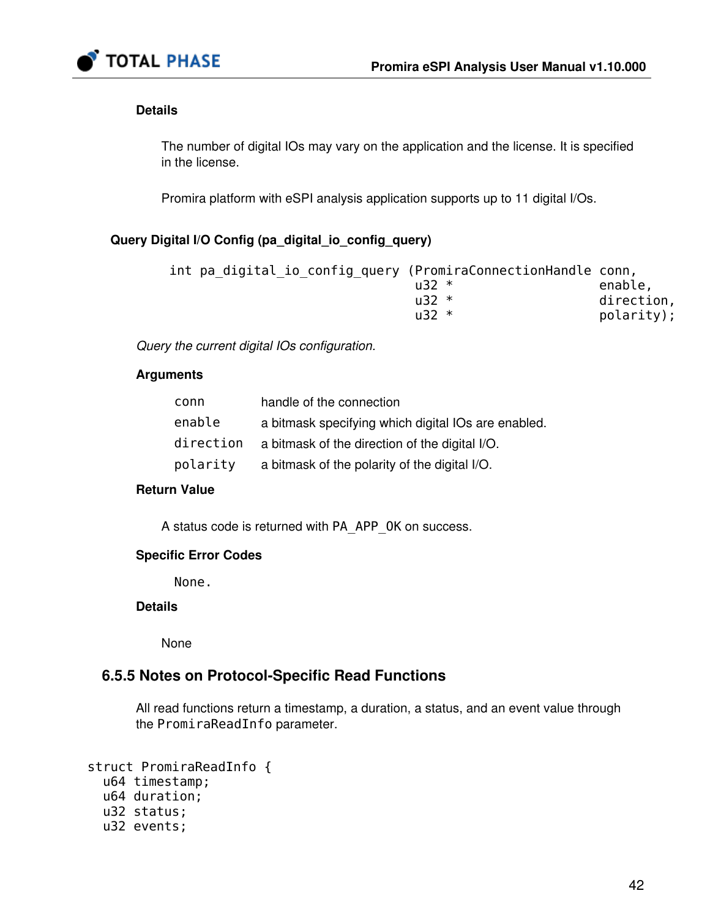#### Details

The number of digital IOs may vary on the application and the license. It is specified in the license.

Promira platform with eSPI analysis application supports up to 11 digital I/Os.

### Query Digital I/O Config (pa_digital_io_config_query)

```
int pa_digital_io_config_query (PromiraConnectionHandle conn,
                                u32 *                   enable,
                                u32 *                   direction,
                                u32 *                   polarity);
```

*Query the current digital IOs configuration.*

#### Arguments

| | |
|---|---|
| `conn` | handle of the connection |
| `enable` | a bitmask specifying which digital IOs are enabled. |
| `direction` | a bitmask of the direction of the digital I/O. |
| `polarity` | a bitmask of the polarity of the digital I/O. |

#### Return Value

A status code is returned with `PA_APP_OK` on success.

#### Specific Error Codes

`None.`

#### Details

None

## 6.5.5 Notes on Protocol-Specific Read Functions

All read functions return a timestamp, a duration, a status, and an event value through the `PromiraReadInfo` parameter.

```
struct PromiraReadInfo {
  u64 timestamp;
  u64 duration;
  u32 status;
  u32 events;
```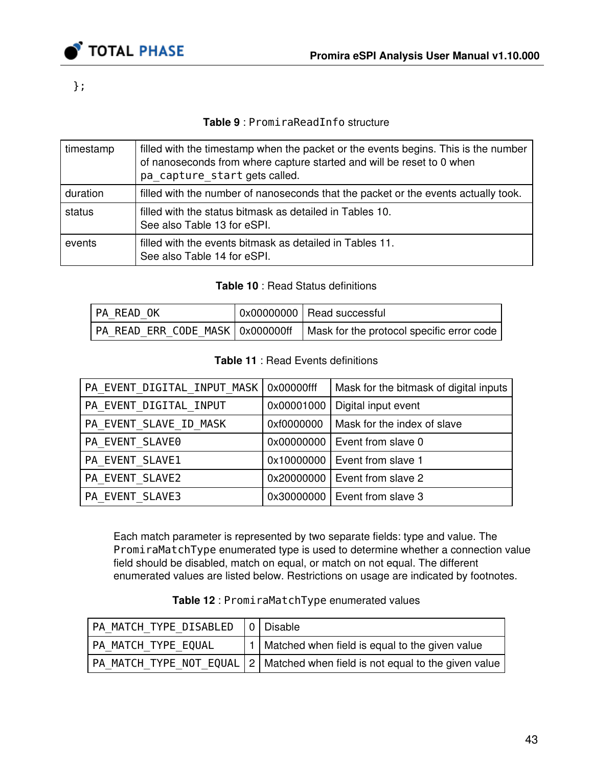```
};
```

**Table 9** : `PromiraReadInfo` structure

| | |
|---|---|
| timestamp | filled with the timestamp when the packet or the events begins. This is the number of nanoseconds from where capture started and will be reset to 0 when `pa_capture_start` gets called. |
| duration | filled with the number of nanoseconds that the packet or the events actually took. |
| status | filled with the status bitmask as detailed in Tables 10. See also Table 13 for eSPI. |
| events | filled with the events bitmask as detailed in Tables 11. See also Table 14 for eSPI. |

**Table 10** : Read Status definitions

| | | |
|---|---|---|
| `PA_READ_OK` | 0x00000000 | Read successful |
| `PA_READ_ERR_CODE_MASK` | 0x000000ff | Mask for the protocol specific error code |

**Table 11** : Read Events definitions

| | | |
|---|---|---|
| `PA_EVENT_DIGITAL_INPUT_MASK` | 0x00000fff | Mask for the bitmask of digital inputs |
| `PA_EVENT_DIGITAL_INPUT` | 0x00001000 | Digital input event |
| `PA_EVENT_SLAVE_ID_MASK` | 0xf0000000 | Mask for the index of slave |
| `PA_EVENT_SLAVE0` | 0x00000000 | Event from slave 0 |
| `PA_EVENT_SLAVE1` | 0x10000000 | Event from slave 1 |
| `PA_EVENT_SLAVE2` | 0x20000000 | Event from slave 2 |
| `PA_EVENT_SLAVE3` | 0x30000000 | Event from slave 3 |

Each match parameter is represented by two separate fields: type and value. The `PromiraMatchType` enumerated type is used to determine whether a connection value field should be disabled, match on equal, or match on not equal. The different enumerated values are listed below. Restrictions on usage are indicated by footnotes.

**Table 12** : `PromiraMatchType` enumerated values

| | | |
|---|---|---|
| `PA_MATCH_TYPE_DISABLED` | 0 | Disable |
| `PA_MATCH_TYPE_EQUAL` | 1 | Matched when field is equal to the given value |
| `PA_MATCH_TYPE_NOT_EQUAL` | 2 | Matched when field is not equal to the given value |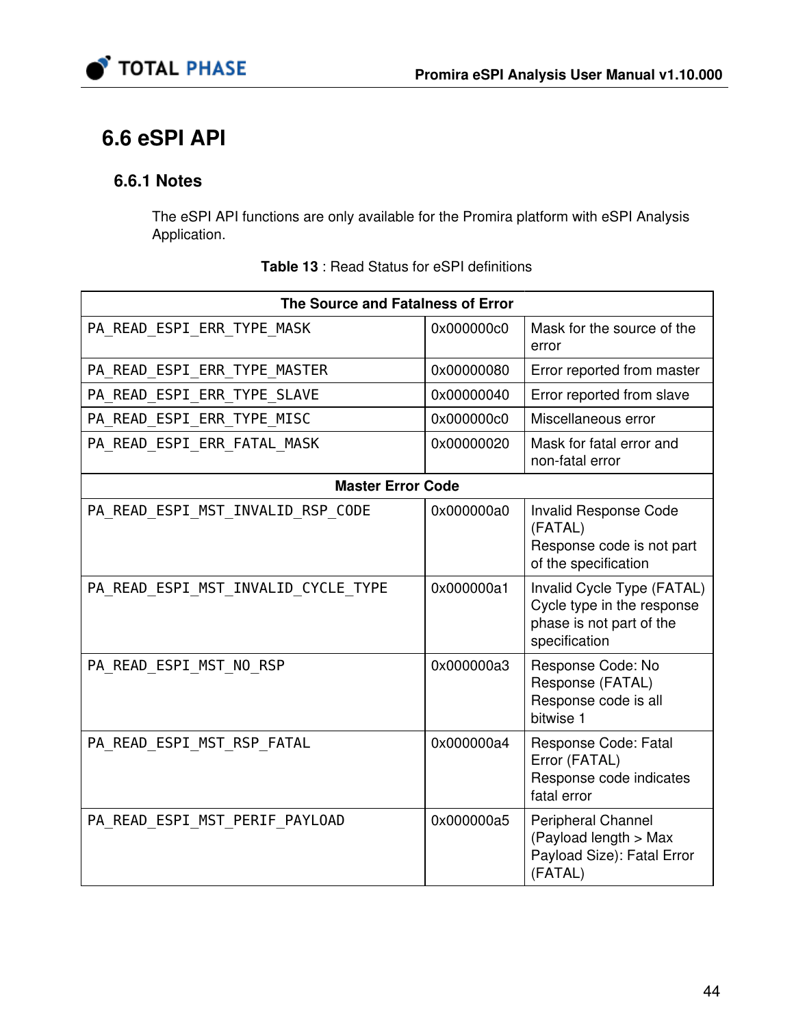## 6.6 eSPI API

### 6.6.1 Notes

The eSPI API functions are only available for the Promira platform with eSPI Analysis Application.

**Table 13** : Read Status for eSPI definitions

| The Source and Fatalness of Error | | |
|---|---|---|
| PA_READ_ESPI_ERR_TYPE_MASK | 0x000000c0 | Mask for the source of the error |
| PA_READ_ESPI_ERR_TYPE_MASTER | 0x00000080 | Error reported from master |
| PA_READ_ESPI_ERR_TYPE_SLAVE | 0x00000040 | Error reported from slave |
| PA_READ_ESPI_ERR_TYPE_MISC | 0x000000c0 | Miscellaneous error |
| PA_READ_ESPI_ERR_FATAL_MASK | 0x00000020 | Mask for fatal error and non-fatal error |
| **Master Error Code** | | |
| PA_READ_ESPI_MST_INVALID_RSP_CODE | 0x000000a0 | Invalid Response Code (FATAL) Response code is not part of the specification |
| PA_READ_ESPI_MST_INVALID_CYCLE_TYPE | 0x000000a1 | Invalid Cycle Type (FATAL) Cycle type in the response phase is not part of the specification |
| PA_READ_ESPI_MST_NO_RSP | 0x000000a3 | Response Code: No Response (FATAL) Response code is all bitwise 1 |
| PA_READ_ESPI_MST_RSP_FATAL | 0x000000a4 | Response Code: Fatal Error (FATAL) Response code indicates fatal error |
| PA_READ_ESPI_MST_PERIF_PAYLOAD | 0x000000a5 | Peripheral Channel (Payload length > Max Payload Size): Fatal Error (FATAL) |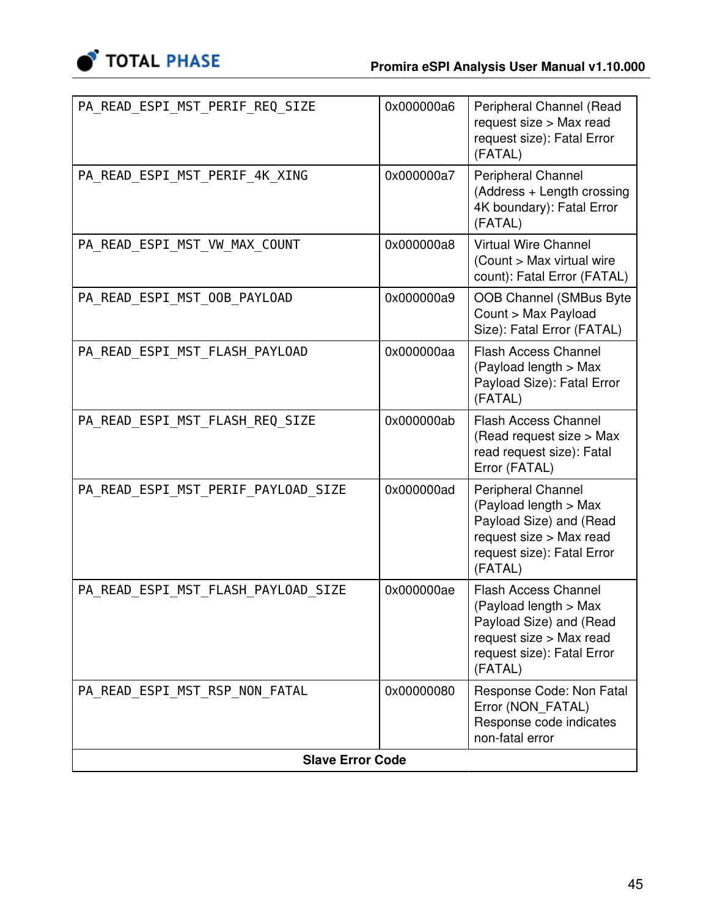| | | |
|---|---|---|
| PA_READ_ESPI_MST_PERIF_REQ_SIZE | 0x000000a6 | Peripheral Channel (Read request size > Max read request size): Fatal Error (FATAL) |
| PA_READ_ESPI_MST_PERIF_4K_XING | 0x000000a7 | Peripheral Channel (Address + Length crossing 4K boundary): Fatal Error (FATAL) |
| PA_READ_ESPI_MST_VW_MAX_COUNT | 0x000000a8 | Virtual Wire Channel (Count > Max virtual wire count): Fatal Error (FATAL) |
| PA_READ_ESPI_MST_OOB_PAYLOAD | 0x000000a9 | OOB Channel (SMBus Byte Count > Max Payload Size): Fatal Error (FATAL) |
| PA_READ_ESPI_MST_FLASH_PAYLOAD | 0x000000aa | Flash Access Channel (Payload length > Max Payload Size): Fatal Error (FATAL) |
| PA_READ_ESPI_MST_FLASH_REQ_SIZE | 0x000000ab | Flash Access Channel (Read request size > Max read request size): Fatal Error (FATAL) |
| PA_READ_ESPI_MST_PERIF_PAYLOAD_SIZE | 0x000000ad | Peripheral Channel (Payload length > Max Payload Size) and (Read request size > Max read request size): Fatal Error (FATAL) |
| PA_READ_ESPI_MST_FLASH_PAYLOAD_SIZE | 0x000000ae | Flash Access Channel (Payload length > Max Payload Size) and (Read request size > Max read request size): Fatal Error (FATAL) |
| PA_READ_ESPI_MST_RSP_NON_FATAL | 0x00000080 | Response Code: Non Fatal Error (NON_FATAL) Response code indicates non-fatal error |
| **Slave Error Code** | | |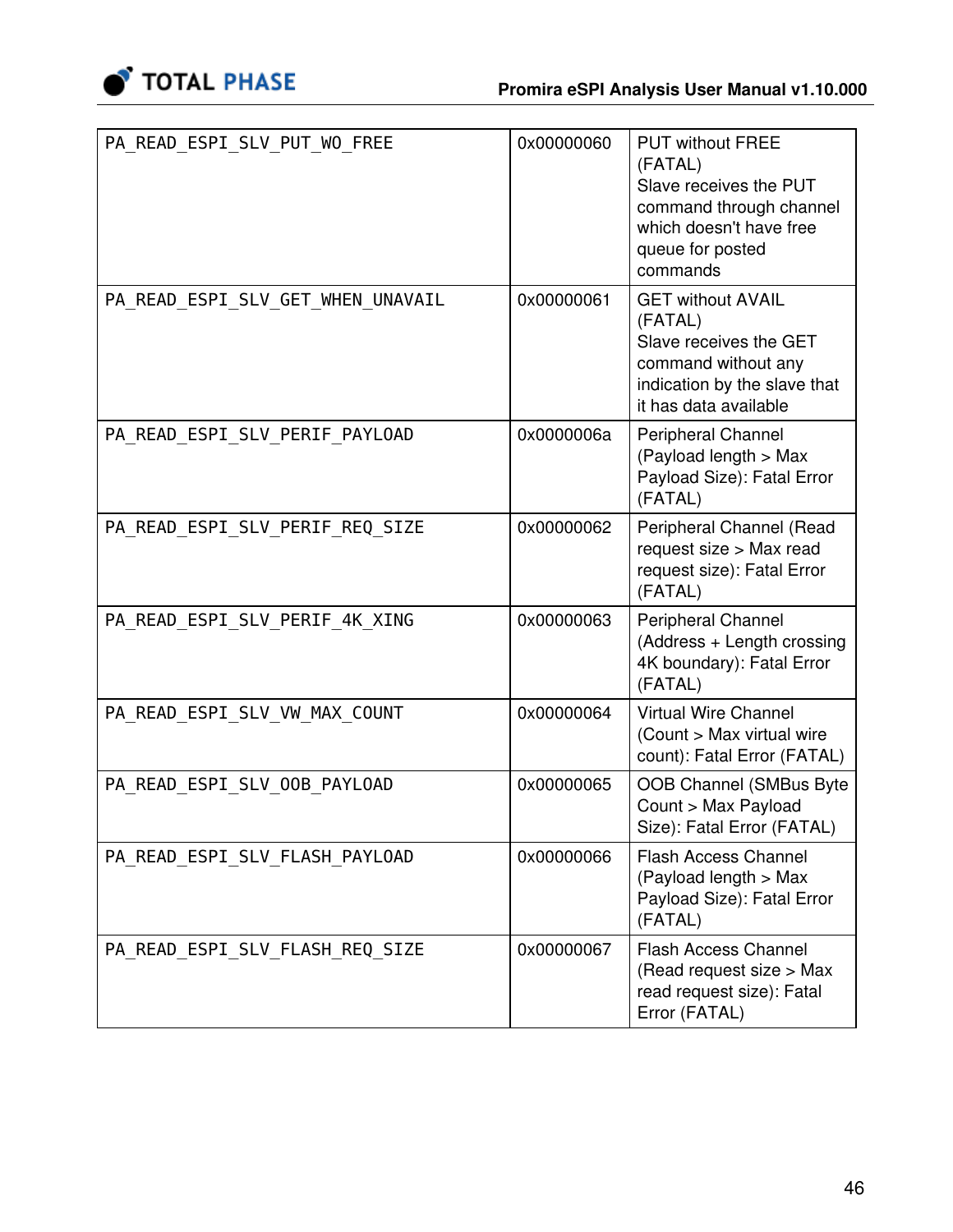| | | |
|---|---|---|
| PA_READ_ESPI_SLV_PUT_WO_FREE | 0x00000060 | PUT without FREE (FATAL) Slave receives the PUT command through channel which doesn't have free queue for posted commands |
| PA_READ_ESPI_SLV_GET_WHEN_UNAVAIL | 0x00000061 | GET without AVAIL (FATAL) Slave receives the GET command without any indication by the slave that it has data available |
| PA_READ_ESPI_SLV_PERIF_PAYLOAD | 0x0000006a | Peripheral Channel (Payload length > Max Payload Size): Fatal Error (FATAL) |
| PA_READ_ESPI_SLV_PERIF_REQ_SIZE | 0x00000062 | Peripheral Channel (Read request size > Max read request size): Fatal Error (FATAL) |
| PA_READ_ESPI_SLV_PERIF_4K_XING | 0x00000063 | Peripheral Channel (Address + Length crossing 4K boundary): Fatal Error (FATAL) |
| PA_READ_ESPI_SLV_VW_MAX_COUNT | 0x00000064 | Virtual Wire Channel (Count > Max virtual wire count): Fatal Error (FATAL) |
| PA_READ_ESPI_SLV_OOB_PAYLOAD | 0x00000065 | OOB Channel (SMBus Byte Count > Max Payload Size): Fatal Error (FATAL) |
| PA_READ_ESPI_SLV_FLASH_PAYLOAD | 0x00000066 | Flash Access Channel (Payload length > Max Payload Size): Fatal Error (FATAL) |
| PA_READ_ESPI_SLV_FLASH_REQ_SIZE | 0x00000067 | Flash Access Channel (Read request size > Max read request size): Fatal Error (FATAL) |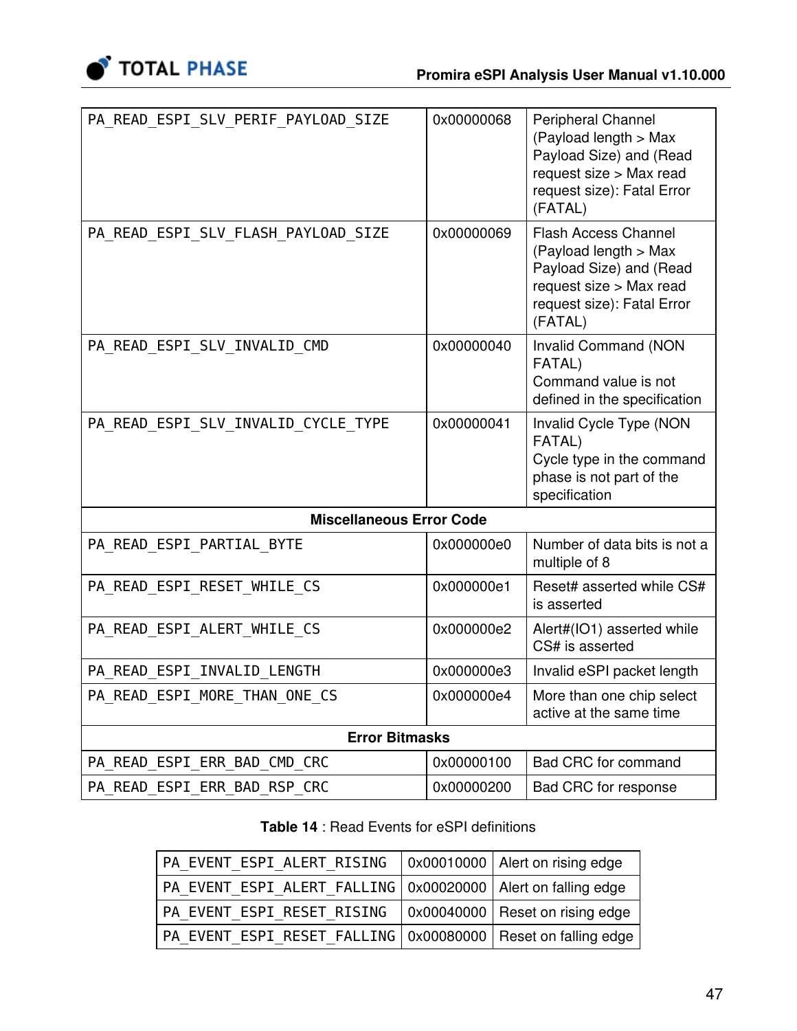| | | |
|---|---|---|
| PA_READ_ESPI_SLV_PERIF_PAYLOAD_SIZE | 0x00000068 | Peripheral Channel (Payload length > Max Payload Size) and (Read request size > Max read request size): Fatal Error (FATAL) |
| PA_READ_ESPI_SLV_FLASH_PAYLOAD_SIZE | 0x00000069 | Flash Access Channel (Payload length > Max Payload Size) and (Read request size > Max read request size): Fatal Error (FATAL) |
| PA_READ_ESPI_SLV_INVALID_CMD | 0x00000040 | Invalid Command (NON FATAL) Command value is not defined in the specification |
| PA_READ_ESPI_SLV_INVALID_CYCLE_TYPE | 0x00000041 | Invalid Cycle Type (NON FATAL) Cycle type in the command phase is not part of the specification |
| **Miscellaneous Error Code** | | |
| PA_READ_ESPI_PARTIAL_BYTE | 0x000000e0 | Number of data bits is not a multiple of 8 |
| PA_READ_ESPI_RESET_WHILE_CS | 0x000000e1 | Reset# asserted while CS# is asserted |
| PA_READ_ESPI_ALERT_WHILE_CS | 0x000000e2 | Alert#(IO1) asserted while CS# is asserted |
| PA_READ_ESPI_INVALID_LENGTH | 0x000000e3 | Invalid eSPI packet length |
| PA_READ_ESPI_MORE_THAN_ONE_CS | 0x000000e4 | More than one chip select active at the same time |
| **Error Bitmasks** | | |
| PA_READ_ESPI_ERR_BAD_CMD_CRC | 0x00000100 | Bad CRC for command |
| PA_READ_ESPI_ERR_BAD_RSP_CRC | 0x00000200 | Bad CRC for response |

**Table 14** : Read Events for eSPI definitions

| | | |
|---|---|---|
| PA_EVENT_ESPI_ALERT_RISING | 0x00010000 | Alert on rising edge |
| PA_EVENT_ESPI_ALERT_FALLING | 0x00020000 | Alert on falling edge |
| PA_EVENT_ESPI_RESET_RISING | 0x00040000 | Reset on rising edge |
| PA_EVENT_ESPI_RESET_FALLING | 0x00080000 | Reset on falling edge |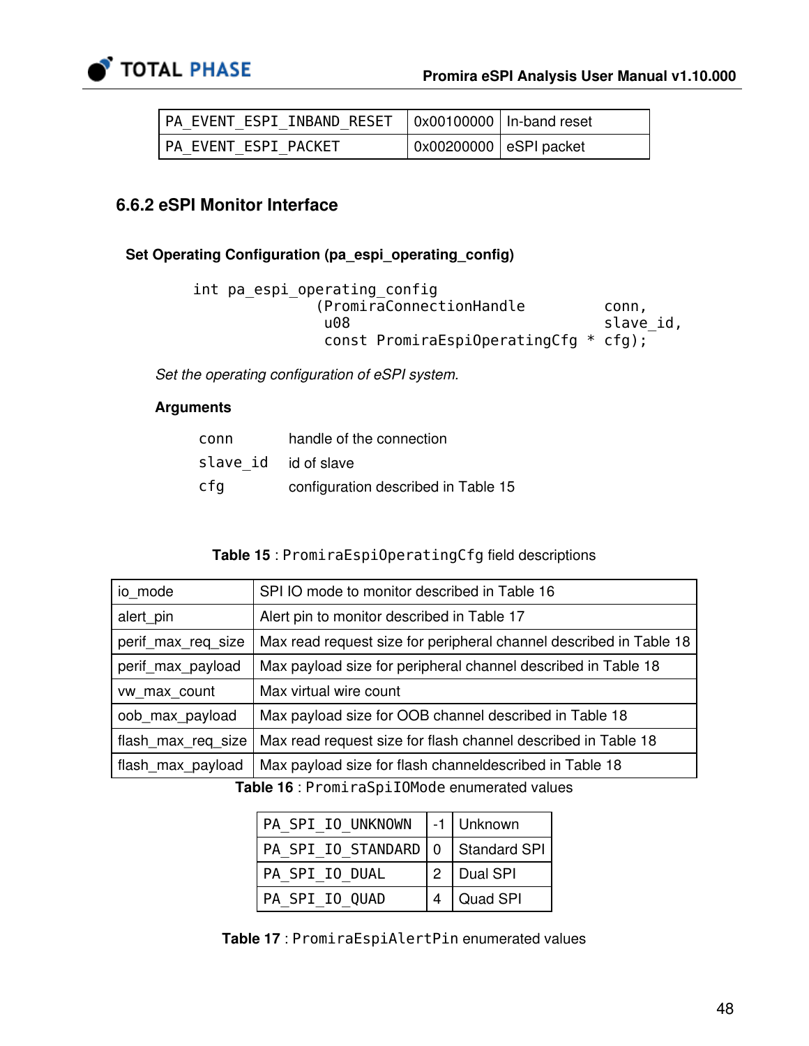| | | |
|---|---|---|
| PA_EVENT_ESPI_INBAND_RESET | 0x00100000 | In-band reset |
| PA_EVENT_ESPI_PACKET | 0x00200000 | eSPI packet |

### 6.6.2 eSPI Monitor Interface

#### Set Operating Configuration (pa_espi_operating_config)

```
int pa_espi_operating_config
               (PromiraConnectionHandle         conn,
                u08                             slave_id,
                const PromiraEspiOperatingCfg * cfg);
```

*Set the operating configuration of eSPI system.*

**Arguments**

| | |
|---|---|
| conn | handle of the connection |
| slave_id | id of slave |
| cfg | configuration described in Table 15 |

**Table 15** : PromiraEspiOperatingCfg field descriptions

| | |
|---|---|
| io_mode | SPI IO mode to monitor described in Table 16 |
| alert_pin | Alert pin to monitor described in Table 17 |
| perif_max_req_size | Max read request size for peripheral channel described in Table 18 |
| perif_max_payload | Max payload size for peripheral channel described in Table 18 |
| vw_max_count | Max virtual wire count |
| oob_max_payload | Max payload size for OOB channel described in Table 18 |
| flash_max_req_size | Max read request size for flash channel described in Table 18 |
| flash_max_payload | Max payload size for flash channeldescribed in Table 18 |

**Table 16** : PromiraSpiIOMode enumerated values

| | | |
|---|---|---|
| PA_SPI_IO_UNKNOWN | -1 | Unknown |
| PA_SPI_IO_STANDARD | 0 | Standard SPI |
| PA_SPI_IO_DUAL | 2 | Dual SPI |
| PA_SPI_IO_QUAD | 4 | Quad SPI |

**Table 17** : PromiraEspiAlertPin enumerated values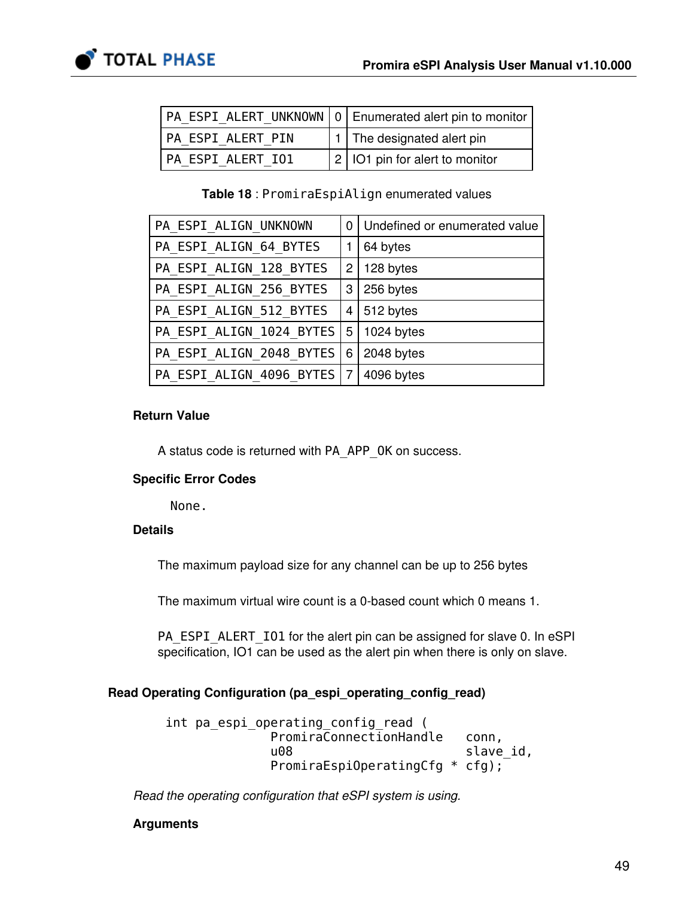| PA_ESPI_ALERT_UNKNOWN | 0 | Enumerated alert pin to monitor |
|---|---|---|
| PA_ESPI_ALERT_PIN | 1 | The designated alert pin |
| PA_ESPI_ALERT_IO1 | 2 | IO1 pin for alert to monitor |

**Table 18** : PromiraEspiAlign enumerated values

| PA_ESPI_ALIGN_UNKNOWN | 0 | Undefined or enumerated value |
|---|---|---|
| PA_ESPI_ALIGN_64_BYTES | 1 | 64 bytes |
| PA_ESPI_ALIGN_128_BYTES | 2 | 128 bytes |
| PA_ESPI_ALIGN_256_BYTES | 3 | 256 bytes |
| PA_ESPI_ALIGN_512_BYTES | 4 | 512 bytes |
| PA_ESPI_ALIGN_1024_BYTES | 5 | 1024 bytes |
| PA_ESPI_ALIGN_2048_BYTES | 6 | 2048 bytes |
| PA_ESPI_ALIGN_4096_BYTES | 7 | 4096 bytes |

**Return Value**

A status code is returned with PA_APP_OK on success.

**Specific Error Codes**

None.

**Details**

The maximum payload size for any channel can be up to 256 bytes

The maximum virtual wire count is a 0-based count which 0 means 1.

PA_ESPI_ALERT_IO1 for the alert pin can be assigned for slave 0. In eSPI specification, IO1 can be used as the alert pin when there is only on slave.

### Read Operating Configuration (pa_espi_operating_config_read)

```
int pa_espi_operating_config_read (
              PromiraConnectionHandle   conn,
              u08                       slave_id,
              PromiraEspiOperatingCfg * cfg);
```

*Read the operating configuration that eSPI system is using.*

**Arguments**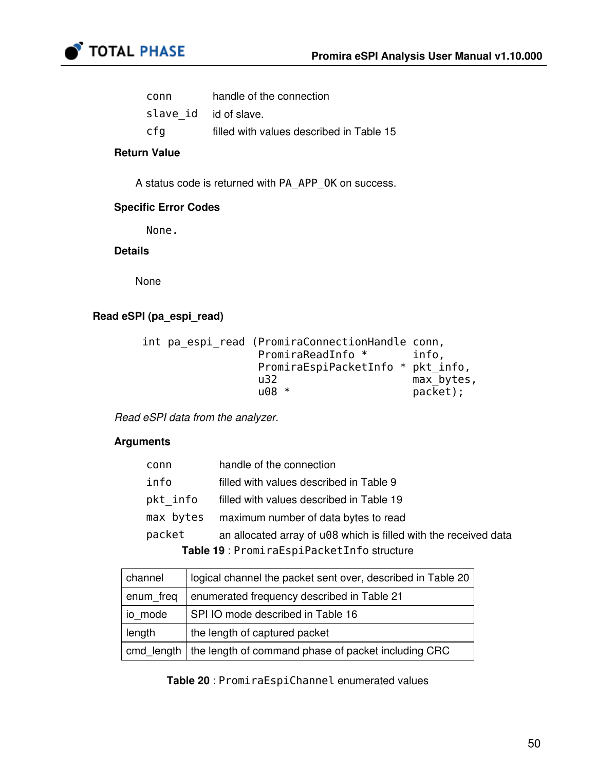| | |
|---|---|
| `conn` | handle of the connection |
| `slave_id` | id of slave. |
| `cfg` | filled with values described in Table 15 |

**Return Value**

A status code is returned with `PA_APP_OK` on success.

**Specific Error Codes**

None.

**Details**

None

### Read eSPI (pa_espi_read)

```
int pa_espi_read (PromiraConnectionHandle conn,
                  PromiraReadInfo *       info,
                  PromiraEspiPacketInfo * pkt_info,
                  u32                     max_bytes,
                  u08 *                   packet);
```

*Read eSPI data from the analyzer.*

**Arguments**

| | |
|---|---|
| `conn` | handle of the connection |
| `info` | filled with values described in Table 9 |
| `pkt_info` | filled with values described in Table 19 |
| `max_bytes` | maximum number of data bytes to read |
| `packet` | an allocated array of `u08` which is filled with the received data |

**Table 19** : `PromiraEspiPacketInfo` structure

| | |
|---|---|
| channel | logical channel the packet sent over, described in Table 20 |
| enum_freq | enumerated frequency described in Table 21 |
| io_mode | SPI IO mode described in Table 16 |
| length | the length of captured packet |
| cmd_length | the length of command phase of packet including CRC |

**Table 20** : `PromiraEspiChannel` enumerated values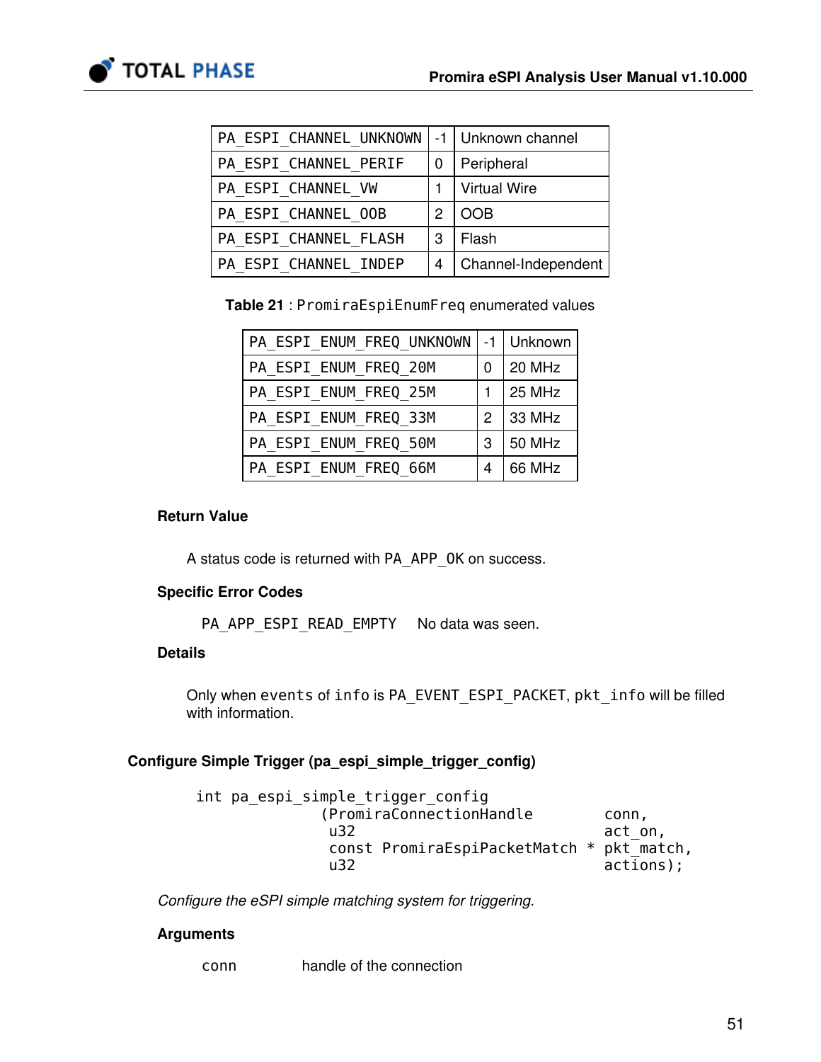| | | |
|---|---|---|
| PA_ESPI_CHANNEL_UNKNOWN | -1 | Unknown channel |
| PA_ESPI_CHANNEL_PERIF | 0 | Peripheral |
| PA_ESPI_CHANNEL_VW | 1 | Virtual Wire |
| PA_ESPI_CHANNEL_OOB | 2 | OOB |
| PA_ESPI_CHANNEL_FLASH | 3 | Flash |
| PA_ESPI_CHANNEL_INDEP | 4 | Channel-Independent |

**Table 21** : PromiraEspiEnumFreq enumerated values

| | | |
|---|---|---|
| PA_ESPI_ENUM_FREQ_UNKNOWN | -1 | Unknown |
| PA_ESPI_ENUM_FREQ_20M | 0 | 20 MHz |
| PA_ESPI_ENUM_FREQ_25M | 1 | 25 MHz |
| PA_ESPI_ENUM_FREQ_33M | 2 | 33 MHz |
| PA_ESPI_ENUM_FREQ_50M | 3 | 50 MHz |
| PA_ESPI_ENUM_FREQ_66M | 4 | 66 MHz |

#### Return Value

A status code is returned with PA_APP_OK on success.

#### Specific Error Codes

PA_APP_ESPI_READ_EMPTY    No data was seen.

#### Details

Only when events of info is PA_EVENT_ESPI_PACKET, pkt_info will be filled with information.

### Configure Simple Trigger (pa_espi_simple_trigger_config)

```
int pa_espi_simple_trigger_config
               (PromiraConnectionHandle        conn,
                u32                            act_on,
                const PromiraEspiPacketMatch * pkt_match,
                u32                            actions);
```

*Configure the eSPI simple matching system for triggering.*

#### Arguments

conn    handle of the connection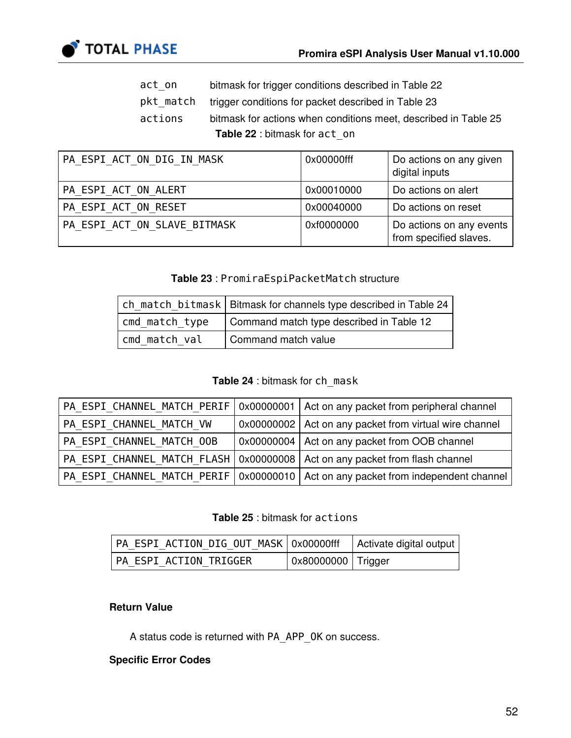| | |
|---|---|
| act_on | bitmask for trigger conditions described in Table 22 |
| pkt_match | trigger conditions for packet described in Table 23 |
| actions | bitmask for actions when conditions meet, described in Table 25 |

**Table 22** : bitmask for act_on

| | | |
|---|---|---|
| PA_ESPI_ACT_ON_DIG_IN_MASK | 0x00000fff | Do actions on any given digital inputs |
| PA_ESPI_ACT_ON_ALERT | 0x00010000 | Do actions on alert |
| PA_ESPI_ACT_ON_RESET | 0x00040000 | Do actions on reset |
| PA_ESPI_ACT_ON_SLAVE_BITMASK | 0xf0000000 | Do actions on any events from specified slaves. |

**Table 23** : PromiraEspiPacketMatch structure

| | |
|---|---|
| ch_match_bitmask | Bitmask for channels type described in Table 24 |
| cmd_match_type | Command match type described in Table 12 |
| cmd_match_val | Command match value |

**Table 24** : bitmask for ch_mask

| | | |
|---|---|---|
| PA_ESPI_CHANNEL_MATCH_PERIF | 0x00000001 | Act on any packet from peripheral channel |
| PA_ESPI_CHANNEL_MATCH_VW | 0x00000002 | Act on any packet from virtual wire channel |
| PA_ESPI_CHANNEL_MATCH_OOB | 0x00000004 | Act on any packet from OOB channel |
| PA_ESPI_CHANNEL_MATCH_FLASH | 0x00000008 | Act on any packet from flash channel |
| PA_ESPI_CHANNEL_MATCH_PERIF | 0x00000010 | Act on any packet from independent channel |

**Table 25** : bitmask for actions

| | | |
|---|---|---|
| PA_ESPI_ACTION_DIG_OUT_MASK | 0x00000fff | Activate digital output |
| PA_ESPI_ACTION_TRIGGER | 0x80000000 | Trigger |

**Return Value**

A status code is returned with PA_APP_OK on success.

**Specific Error Codes**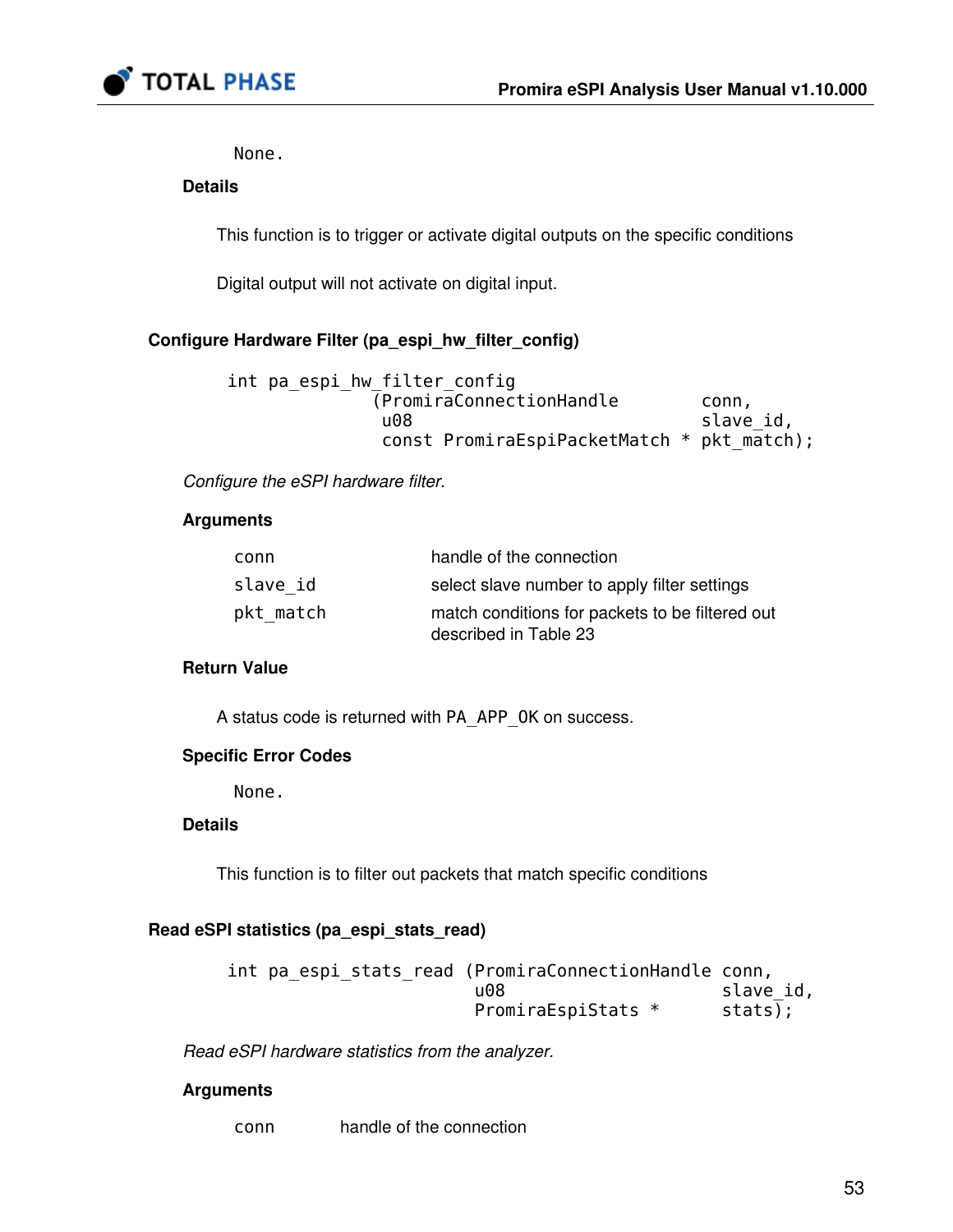None.

**Details**

This function is to trigger or activate digital outputs on the specific conditions

Digital output will not activate on digital input.

### Configure Hardware Filter (pa_espi_hw_filter_config)

```
int pa_espi_hw_filter_config
              (PromiraConnectionHandle        conn,
               u08                            slave_id,
               const PromiraEspiPacketMatch * pkt_match);
```

*Configure the eSPI hardware filter.*

**Arguments**

| | |
|---|---|
| conn | handle of the connection |
| slave_id | select slave number to apply filter settings |
| pkt_match | match conditions for packets to be filtered out described in Table 23 |

**Return Value**

A status code is returned with PA_APP_OK on success.

**Specific Error Codes**

None.

**Details**

This function is to filter out packets that match specific conditions

### Read eSPI statistics (pa_espi_stats_read)

```
int pa_espi_stats_read (PromiraConnectionHandle conn,
                        u08                     slave_id,
                        PromiraEspiStats *      stats);
```

*Read eSPI hardware statistics from the analyzer.*

**Arguments**

| | |
|---|---|
| conn | handle of the connection |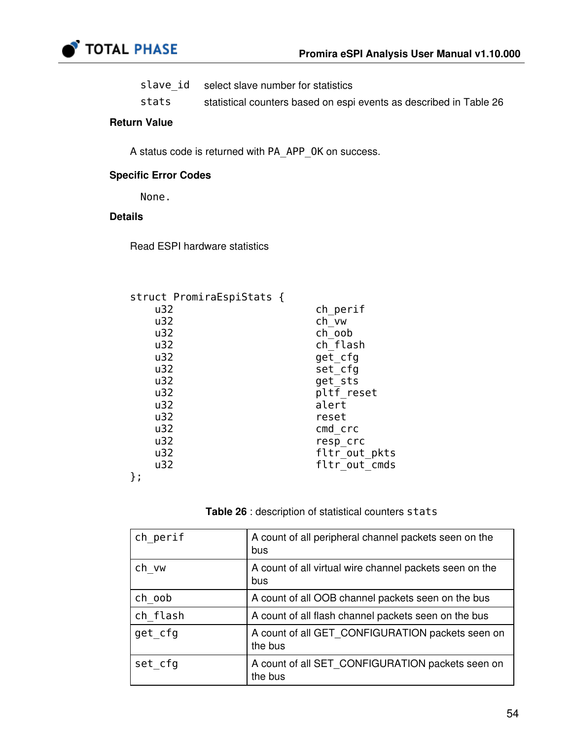| | |
|---|---|
| `slave_id` | select slave number for statistics |
| `stats` | statistical counters based on espi events as described in Table 26 |

**Return Value**

A status code is returned with `PA_APP_OK` on success.

**Specific Error Codes**

None.

**Details**

Read ESPI hardware statistics

```
struct PromiraEspiStats {
    u32                         ch_perif
    u32                         ch_vw
    u32                         ch_oob
    u32                         ch_flash
    u32                         get_cfg
    u32                         set_cfg
    u32                         get_sts
    u32                         pltf_reset
    u32                         alert
    u32                         reset
    u32                         cmd_crc
    u32                         resp_crc
    u32                         fltr_out_pkts
    u32                         fltr_out_cmds
};
```

**Table 26** : description of statistical counters `stats`

| | |
|---|---|
| `ch_perif` | A count of all peripheral channel packets seen on the bus |
| `ch_vw` | A count of all virtual wire channel packets seen on the bus |
| `ch_oob` | A count of all OOB channel packets seen on the bus |
| `ch_flash` | A count of all flash channel packets seen on the bus |
| `get_cfg` | A count of all GET_CONFIGURATION packets seen on the bus |
| `set_cfg` | A count of all SET_CONFIGURATION packets seen on the bus |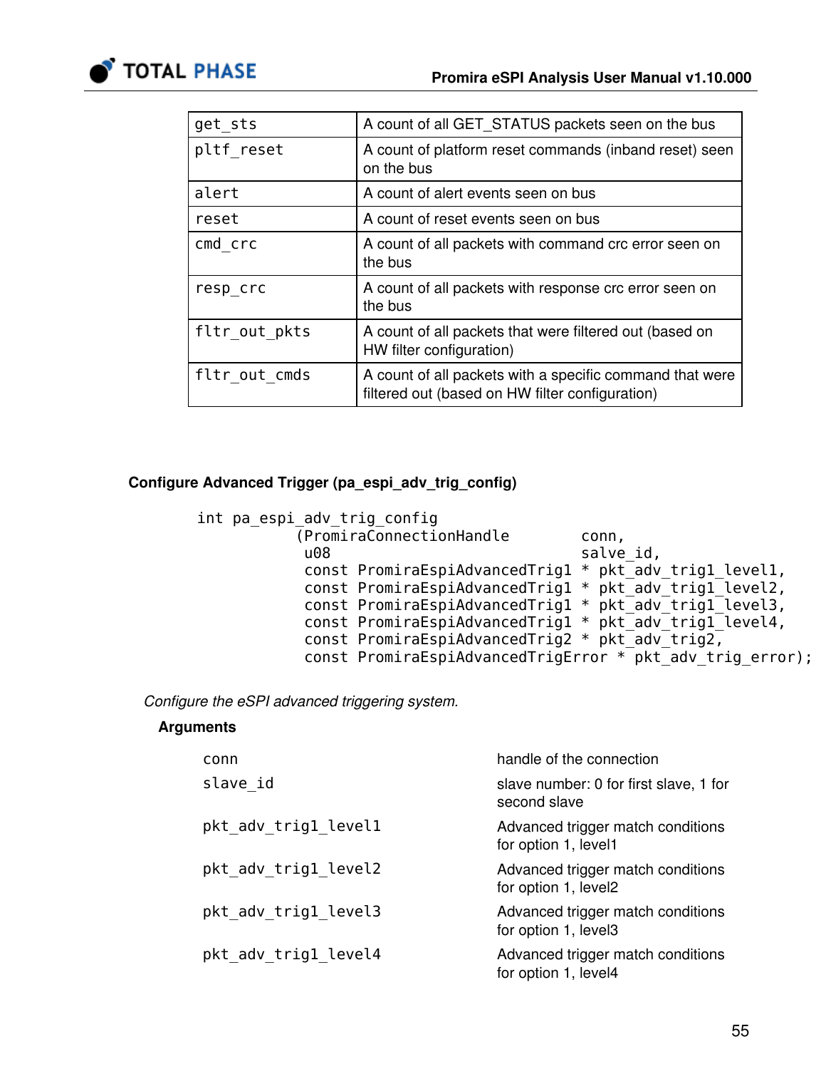| | |
|---|---|
| get_sts | A count of all GET_STATUS packets seen on the bus |
| pltf_reset | A count of platform reset commands (inband reset) seen on the bus |
| alert | A count of alert events seen on bus |
| reset | A count of reset events seen on bus |
| cmd_crc | A count of all packets with command crc error seen on the bus |
| resp_crc | A count of all packets with response crc error seen on the bus |
| fltr_out_pkts | A count of all packets that were filtered out (based on HW filter configuration) |
| fltr_out_cmds | A count of all packets with a specific command that were filtered out (based on HW filter configuration) |

### Configure Advanced Trigger (pa_espi_adv_trig_config)

```
int pa_espi_adv_trig_config
            (PromiraConnectionHandle        conn,
             u08                            salve_id,
             const PromiraEspiAdvancedTrig1 * pkt_adv_trig1_level1,
             const PromiraEspiAdvancedTrig1 * pkt_adv_trig1_level2,
             const PromiraEspiAdvancedTrig1 * pkt_adv_trig1_level3,
             const PromiraEspiAdvancedTrig1 * pkt_adv_trig1_level4,
             const PromiraEspiAdvancedTrig2 * pkt_adv_trig2,
             const PromiraEspiAdvancedTrigError * pkt_adv_trig_error);
```

*Configure the eSPI advanced triggering system.*

**Arguments**

| | |
|---|---|
| conn | handle of the connection |
| slave_id | slave number: 0 for first slave, 1 for second slave |
| pkt_adv_trig1_level1 | Advanced trigger match conditions for option 1, level1 |
| pkt_adv_trig1_level2 | Advanced trigger match conditions for option 1, level2 |
| pkt_adv_trig1_level3 | Advanced trigger match conditions for option 1, level3 |
| pkt_adv_trig1_level4 | Advanced trigger match conditions for option 1, level4 |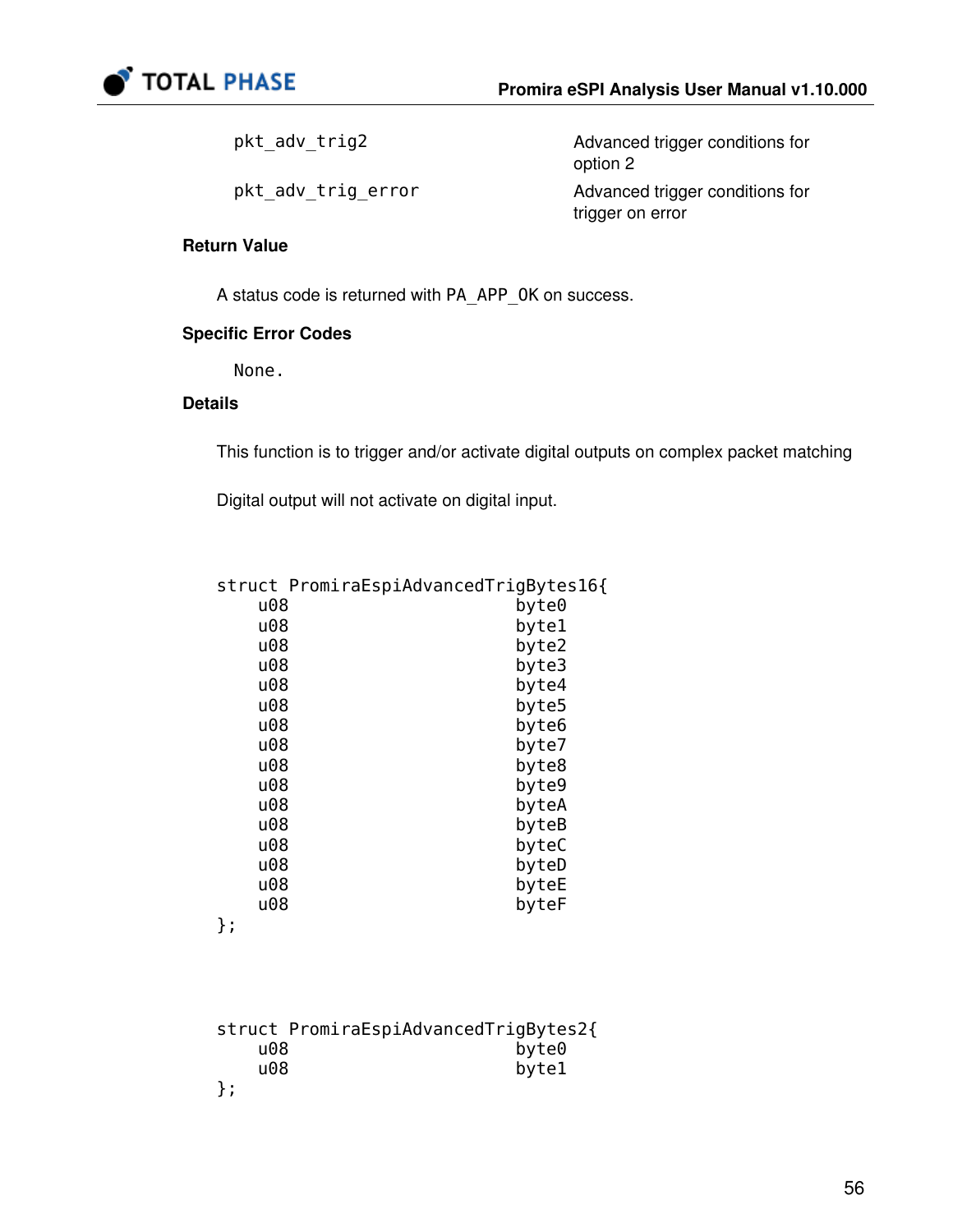| | |
|---|---|
| `pkt_adv_trig2` | Advanced trigger conditions for option 2 |
| `pkt_adv_trig_error` | Advanced trigger conditions for trigger on error |

#### Return Value

A status code is returned with `PA_APP_OK` on success.

#### Specific Error Codes

None.

#### Details

This function is to trigger and/or activate digital outputs on complex packet matching

Digital output will not activate on digital input.

```
struct PromiraEspiAdvancedTrigBytes16{
    u08                         byte0
    u08                         byte1
    u08                         byte2
    u08                         byte3
    u08                         byte4
    u08                         byte5
    u08                         byte6
    u08                         byte7
    u08                         byte8
    u08                         byte9
    u08                         byteA
    u08                         byteB
    u08                         byteC
    u08                         byteD
    u08                         byteE
    u08                         byteF
};
```

```
struct PromiraEspiAdvancedTrigBytes2{
    u08                         byte0
    u08                         byte1
};
```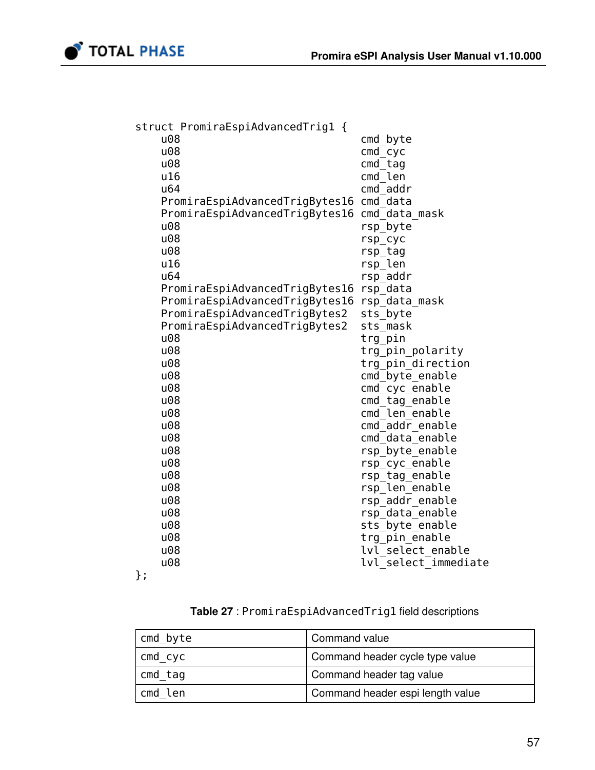```
struct PromiraEspiAdvancedTrig1 {
    u08                           cmd_byte
    u08                           cmd_cyc
    u08                           cmd_tag
    u16                           cmd_len
    u64                           cmd_addr
    PromiraEspiAdvancedTrigBytes16 cmd_data
    PromiraEspiAdvancedTrigBytes16 cmd_data_mask
    u08                           rsp_byte
    u08                           rsp_cyc
    u08                           rsp_tag
    u16                           rsp_len
    u64                           rsp_addr
    PromiraEspiAdvancedTrigBytes16 rsp_data
    PromiraEspiAdvancedTrigBytes16 rsp_data_mask
    PromiraEspiAdvancedTrigBytes2  sts_byte
    PromiraEspiAdvancedTrigBytes2  sts_mask
    u08                           trg_pin
    u08                           trg_pin_polarity
    u08                           trg_pin_direction
    u08                           cmd_byte_enable
    u08                           cmd_cyc_enable
    u08                           cmd_tag_enable
    u08                           cmd_len_enable
    u08                           cmd_addr_enable
    u08                           cmd_data_enable
    u08                           rsp_byte_enable
    u08                           rsp_cyc_enable
    u08                           rsp_tag_enable
    u08                           rsp_len_enable
    u08                           rsp_addr_enable
    u08                           rsp_data_enable
    u08                           sts_byte_enable
    u08                           trg_pin_enable
    u08                           lvl_select_enable
    u08                           lvl_select_immediate
};
```

**Table 27** : `PromiraEspiAdvancedTrig1` field descriptions

| | |
|---|---|
| `cmd_byte` | Command value |
| `cmd_cyc` | Command header cycle type value |
| `cmd_tag` | Command header tag value |
| `cmd_len` | Command header espi length value |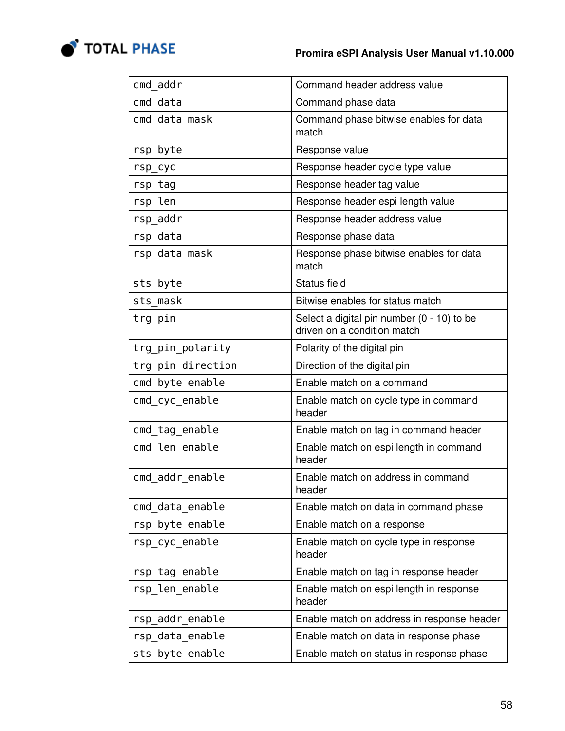| | |
|---|---|
| cmd_addr | Command header address value |
| cmd_data | Command phase data |
| cmd_data_mask | Command phase bitwise enables for data match |
| rsp_byte | Response value |
| rsp_cyc | Response header cycle type value |
| rsp_tag | Response header tag value |
| rsp_len | Response header espi length value |
| rsp_addr | Response header address value |
| rsp_data | Response phase data |
| rsp_data_mask | Response phase bitwise enables for data match |
| sts_byte | Status field |
| sts_mask | Bitwise enables for status match |
| trg_pin | Select a digital pin number (0 - 10) to be driven on a condition match |
| trg_pin_polarity | Polarity of the digital pin |
| trg_pin_direction | Direction of the digital pin |
| cmd_byte_enable | Enable match on a command |
| cmd_cyc_enable | Enable match on cycle type in command header |
| cmd_tag_enable | Enable match on tag in command header |
| cmd_len_enable | Enable match on espi length in command header |
| cmd_addr_enable | Enable match on address in command header |
| cmd_data_enable | Enable match on data in command phase |
| rsp_byte_enable | Enable match on a response |
| rsp_cyc_enable | Enable match on cycle type in response header |
| rsp_tag_enable | Enable match on tag in response header |
| rsp_len_enable | Enable match on espi length in response header |
| rsp_addr_enable | Enable match on address in response header |
| rsp_data_enable | Enable match on data in response phase |
| sts_byte_enable | Enable match on status in response phase |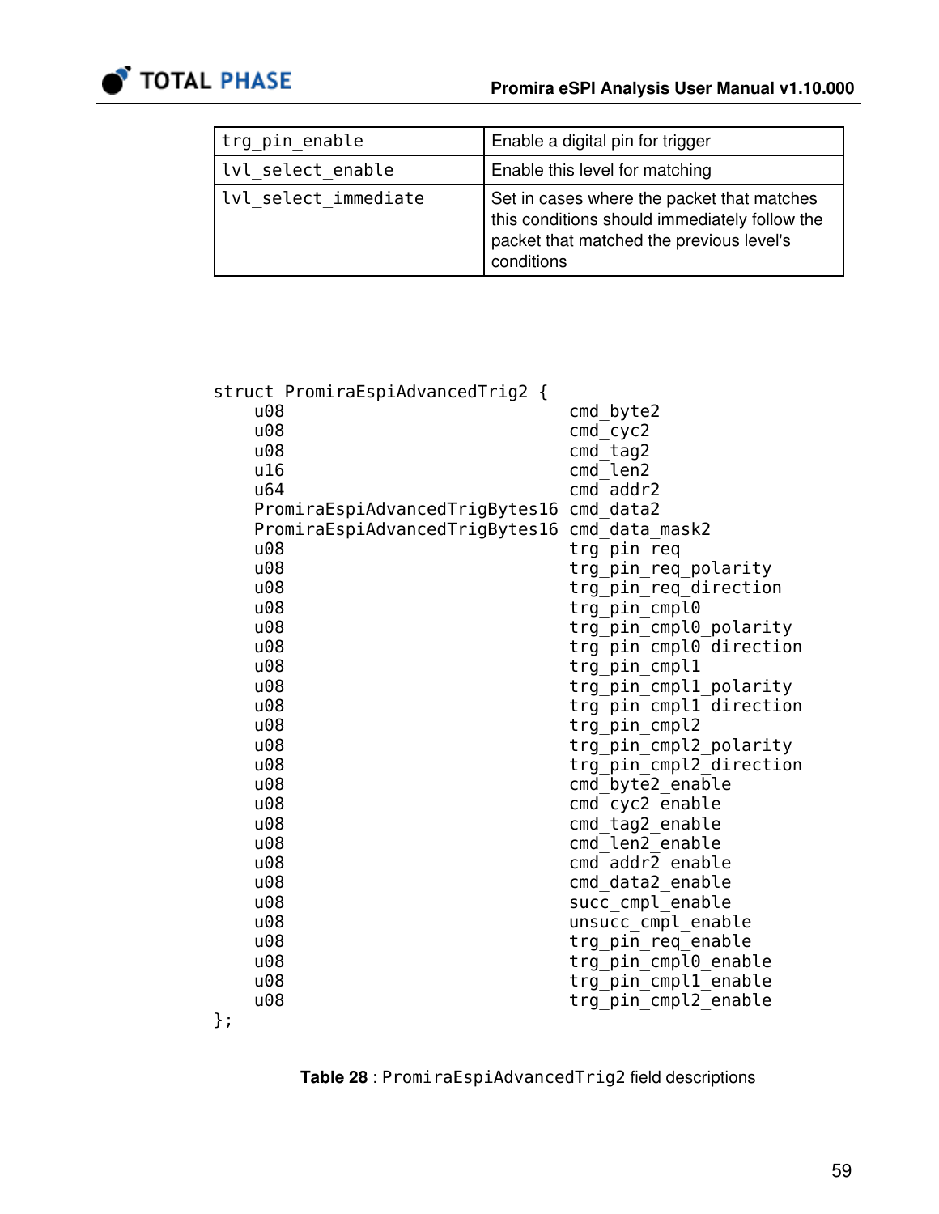| | |
|---|---|
| trg_pin_enable | Enable a digital pin for trigger |
| lvl_select_enable | Enable this level for matching |
| lvl_select_immediate | Set in cases where the packet that matches this conditions should immediately follow the packet that matched the previous level's conditions |

```
struct PromiraEspiAdvancedTrig2 {
    u08                           cmd_byte2
    u08                           cmd_cyc2
    u08                           cmd_tag2
    u16                           cmd_len2
    u64                           cmd_addr2
    PromiraEspiAdvancedTrigBytes16 cmd_data2
    PromiraEspiAdvancedTrigBytes16 cmd_data_mask2
    u08                           trg_pin_req
    u08                           trg_pin_req_polarity
    u08                           trg_pin_req_direction
    u08                           trg_pin_cmpl0
    u08                           trg_pin_cmpl0_polarity
    u08                           trg_pin_cmpl0_direction
    u08                           trg_pin_cmpl1
    u08                           trg_pin_cmpl1_polarity
    u08                           trg_pin_cmpl1_direction
    u08                           trg_pin_cmpl2
    u08                           trg_pin_cmpl2_polarity
    u08                           trg_pin_cmpl2_direction
    u08                           cmd_byte2_enable
    u08                           cmd_cyc2_enable
    u08                           cmd_tag2_enable
    u08                           cmd_len2_enable
    u08                           cmd_addr2_enable
    u08                           cmd_data2_enable
    u08                           succ_cmpl_enable
    u08                           unsucc_cmpl_enable
    u08                           trg_pin_req_enable
    u08                           trg_pin_cmpl0_enable
    u08                           trg_pin_cmpl1_enable
    u08                           trg_pin_cmpl2_enable
};
```

**Table 28** : `PromiraEspiAdvancedTrig2` field descriptions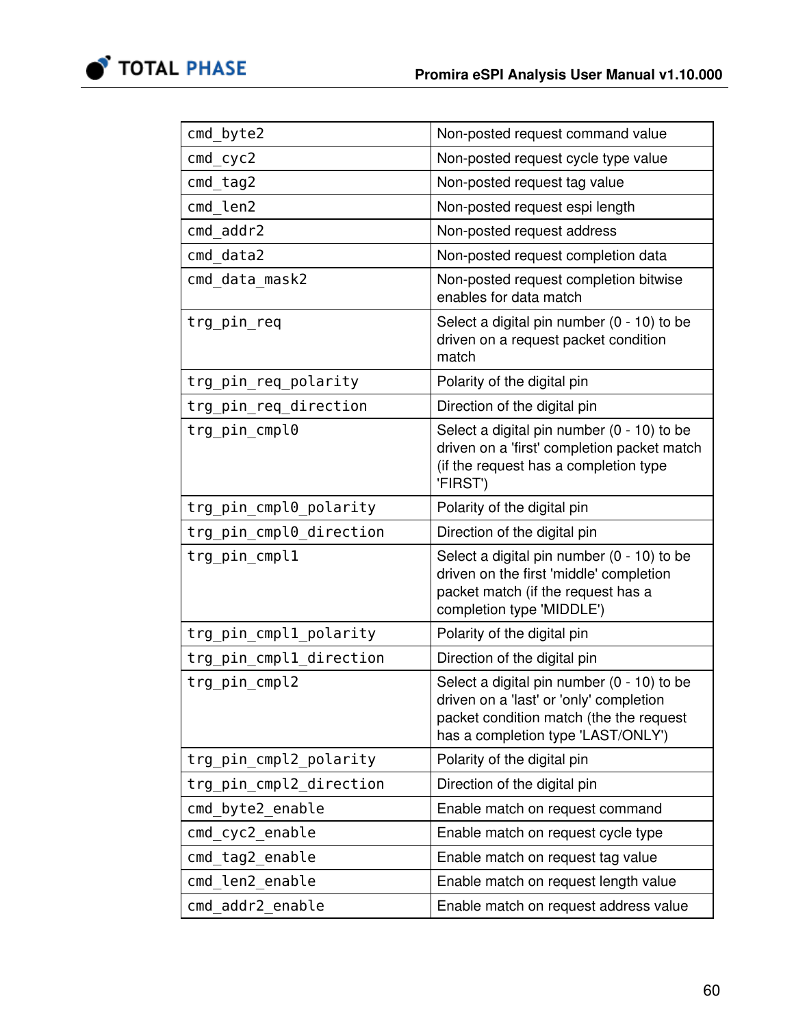| | |
|---|---|
| cmd_byte2 | Non-posted request command value |
| cmd_cyc2 | Non-posted request cycle type value |
| cmd_tag2 | Non-posted request tag value |
| cmd_len2 | Non-posted request espi length |
| cmd_addr2 | Non-posted request address |
| cmd_data2 | Non-posted request completion data |
| cmd_data_mask2 | Non-posted request completion bitwise enables for data match |
| trg_pin_req | Select a digital pin number (0 - 10) to be driven on a request packet condition match |
| trg_pin_req_polarity | Polarity of the digital pin |
| trg_pin_req_direction | Direction of the digital pin |
| trg_pin_cmpl0 | Select a digital pin number (0 - 10) to be driven on a 'first' completion packet match (if the request has a completion type 'FIRST') |
| trg_pin_cmpl0_polarity | Polarity of the digital pin |
| trg_pin_cmpl0_direction | Direction of the digital pin |
| trg_pin_cmpl1 | Select a digital pin number (0 - 10) to be driven on the first 'middle' completion packet match (if the request has a completion type 'MIDDLE') |
| trg_pin_cmpl1_polarity | Polarity of the digital pin |
| trg_pin_cmpl1_direction | Direction of the digital pin |
| trg_pin_cmpl2 | Select a digital pin number (0 - 10) to be driven on a 'last' or 'only' completion packet condition match (the the request has a completion type 'LAST/ONLY') |
| trg_pin_cmpl2_polarity | Polarity of the digital pin |
| trg_pin_cmpl2_direction | Direction of the digital pin |
| cmd_byte2_enable | Enable match on request command |
| cmd_cyc2_enable | Enable match on request cycle type |
| cmd_tag2_enable | Enable match on request tag value |
| cmd_len2_enable | Enable match on request length value |
| cmd_addr2_enable | Enable match on request address value |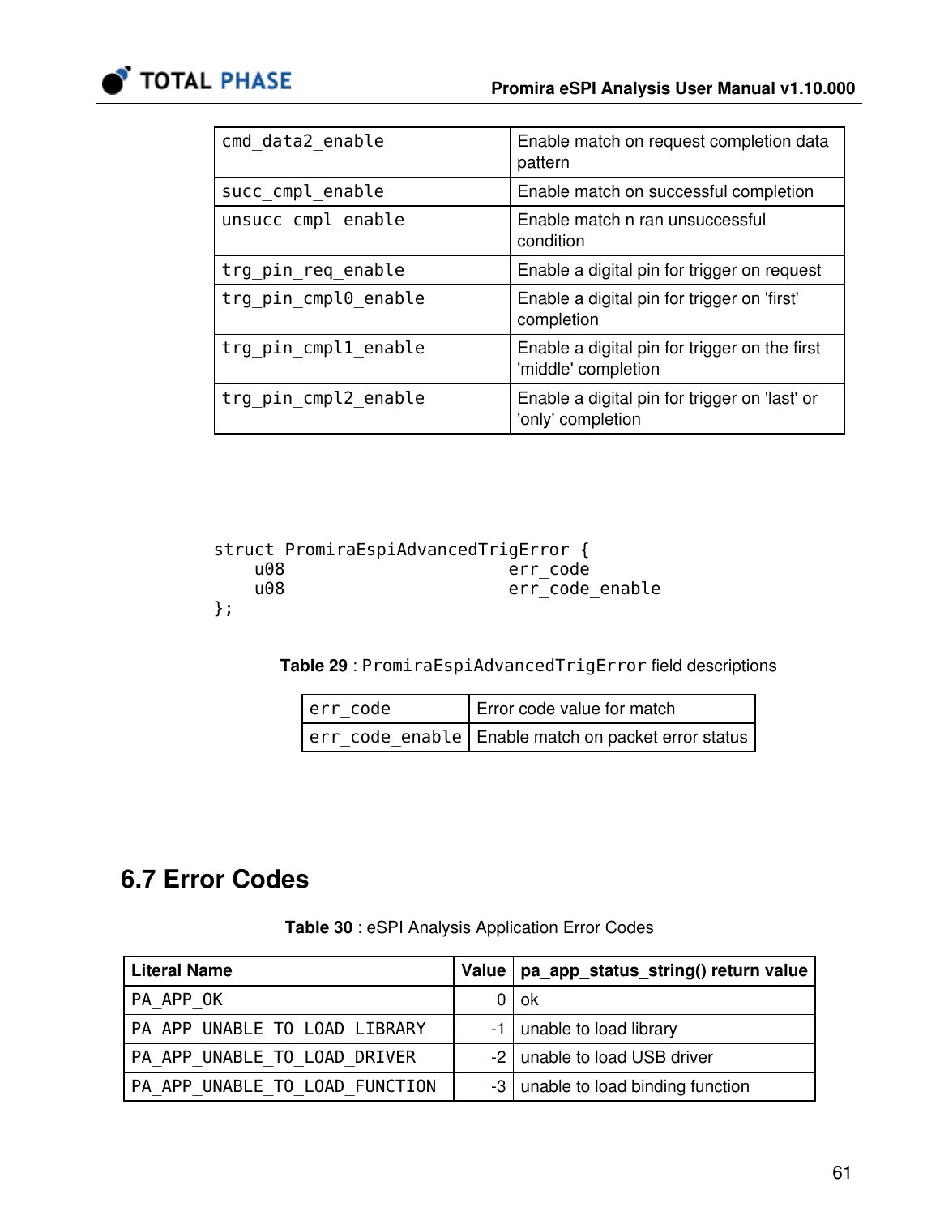| | |
|---|---|
| cmd_data2_enable | Enable match on request completion data pattern |
| succ_cmpl_enable | Enable match on successful completion |
| unsucc_cmpl_enable | Enable match n ran unsuccessful condition |
| trg_pin_req_enable | Enable a digital pin for trigger on request |
| trg_pin_cmpl0_enable | Enable a digital pin for trigger on 'first' completion |
| trg_pin_cmpl1_enable | Enable a digital pin for trigger on the first 'middle' completion |
| trg_pin_cmpl2_enable | Enable a digital pin for trigger on 'last' or 'only' completion |

```
struct PromiraEspiAdvancedTrigError {
    u08                         err_code
    u08                         err_code_enable
};
```

**Table 29** : `PromiraEspiAdvancedTrigError` field descriptions

| | |
|---|---|
| err_code | Error code value for match |
| err_code_enable | Enable match on packet error status |

## 6.7 Error Codes

**Table 30** : eSPI Analysis Application Error Codes

| Literal Name | Value | pa_app_status_string() return value |
|---|---|---|
| PA_APP_OK | 0 | ok |
| PA_APP_UNABLE_TO_LOAD_LIBRARY | -1 | unable to load library |
| PA_APP_UNABLE_TO_LOAD_DRIVER | -2 | unable to load USB driver |
| PA_APP_UNABLE_TO_LOAD_FUNCTION | -3 | unable to load binding function |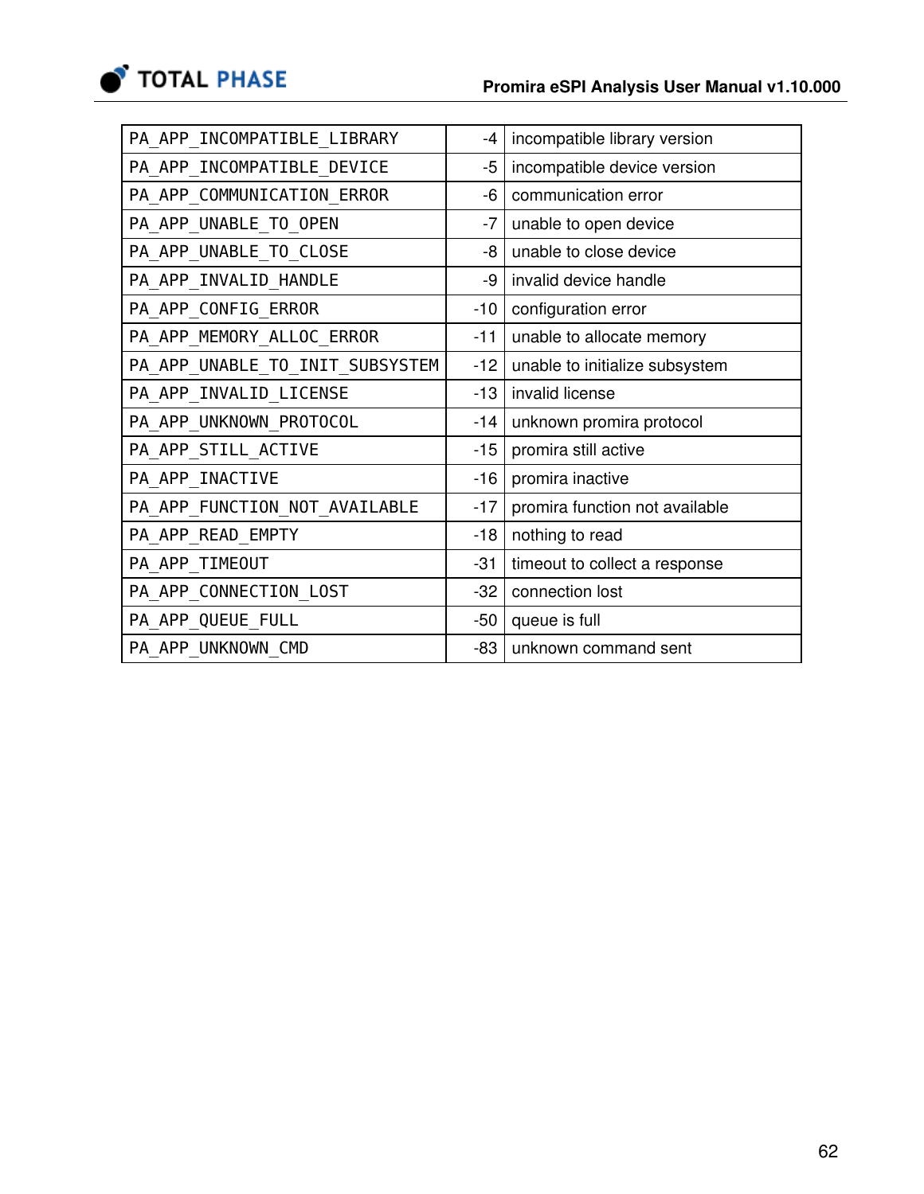| | | |
|---|---|---|
| PA_APP_INCOMPATIBLE_LIBRARY | -4 | incompatible library version |
| PA_APP_INCOMPATIBLE_DEVICE | -5 | incompatible device version |
| PA_APP_COMMUNICATION_ERROR | -6 | communication error |
| PA_APP_UNABLE_TO_OPEN | -7 | unable to open device |
| PA_APP_UNABLE_TO_CLOSE | -8 | unable to close device |
| PA_APP_INVALID_HANDLE | -9 | invalid device handle |
| PA_APP_CONFIG_ERROR | -10 | configuration error |
| PA_APP_MEMORY_ALLOC_ERROR | -11 | unable to allocate memory |
| PA_APP_UNABLE_TO_INIT_SUBSYSTEM | -12 | unable to initialize subsystem |
| PA_APP_INVALID_LICENSE | -13 | invalid license |
| PA_APP_UNKNOWN_PROTOCOL | -14 | unknown promira protocol |
| PA_APP_STILL_ACTIVE | -15 | promira still active |
| PA_APP_INACTIVE | -16 | promira inactive |
| PA_APP_FUNCTION_NOT_AVAILABLE | -17 | promira function not available |
| PA_APP_READ_EMPTY | -18 | nothing to read |
| PA_APP_TIMEOUT | -31 | timeout to collect a response |
| PA_APP_CONNECTION_LOST | -32 | connection lost |
| PA_APP_QUEUE_FULL | -50 | queue is full |
| PA_APP_UNKNOWN_CMD | -83 | unknown command sent |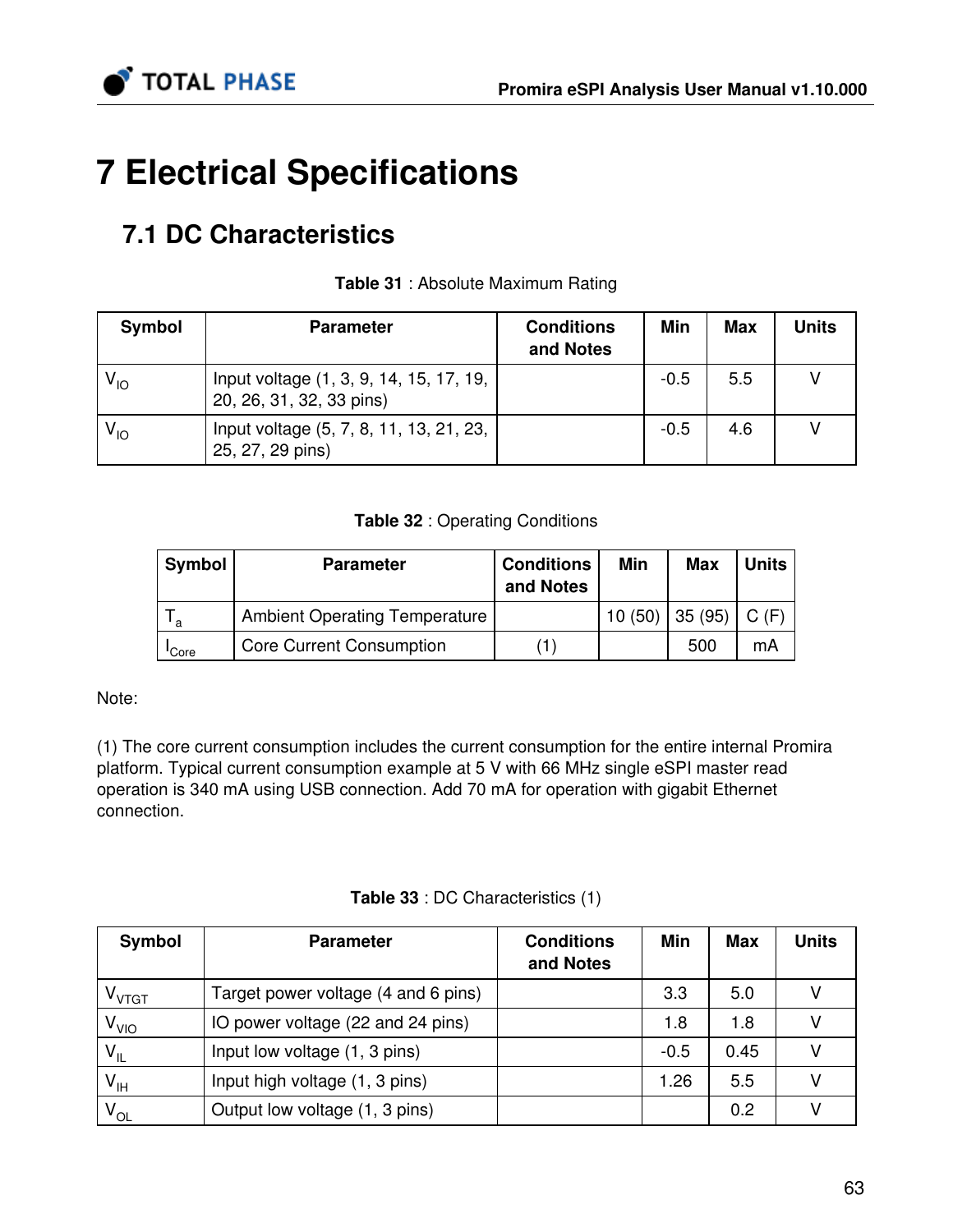# 7 Electrical Specifications

## 7.1 DC Characteristics

**Table 31** : Absolute Maximum Rating

| Symbol | Parameter | Conditions and Notes | Min | Max | Units |
|---|---|---|---|---|---|
| $V_{IO}$ | Input voltage (1, 3, 9, 14, 15, 17, 19, 20, 26, 31, 32, 33 pins) | | -0.5 | 5.5 | V |
| $V_{IO}$ | Input voltage (5, 7, 8, 11, 13, 21, 23, 25, 27, 29 pins) | | -0.5 | 4.6 | V |

**Table 32** : Operating Conditions

| Symbol | Parameter | Conditions and Notes | Min | Max | Units |
|---|---|---|---|---|---|
| $T_a$ | Ambient Operating Temperature | | 10 (50) | 35 (95) | C (F) |
| $I_{Core}$ | Core Current Consumption | (1) | | 500 | mA |

Note:

(1) The core current consumption includes the current consumption for the entire internal Promira platform. Typical current consumption example at 5 V with 66 MHz single eSPI master read operation is 340 mA using USB connection. Add 70 mA for operation with gigabit Ethernet connection.

**Table 33** : DC Characteristics (1)

| Symbol | Parameter | Conditions and Notes | Min | Max | Units |
|---|---|---|---|---|---|
| $V_{VTGT}$ | Target power voltage (4 and 6 pins) | | 3.3 | 5.0 | V |
| $V_{VIO}$ | IO power voltage (22 and 24 pins) | | 1.8 | 1.8 | V |
| $V_{IL}$ | Input low voltage (1, 3 pins) | | -0.5 | 0.45 | V |
| $V_{IH}$ | Input high voltage (1, 3 pins) | | 1.26 | 5.5 | V |
| $V_{OL}$ | Output low voltage (1, 3 pins) | | | 0.2 | V |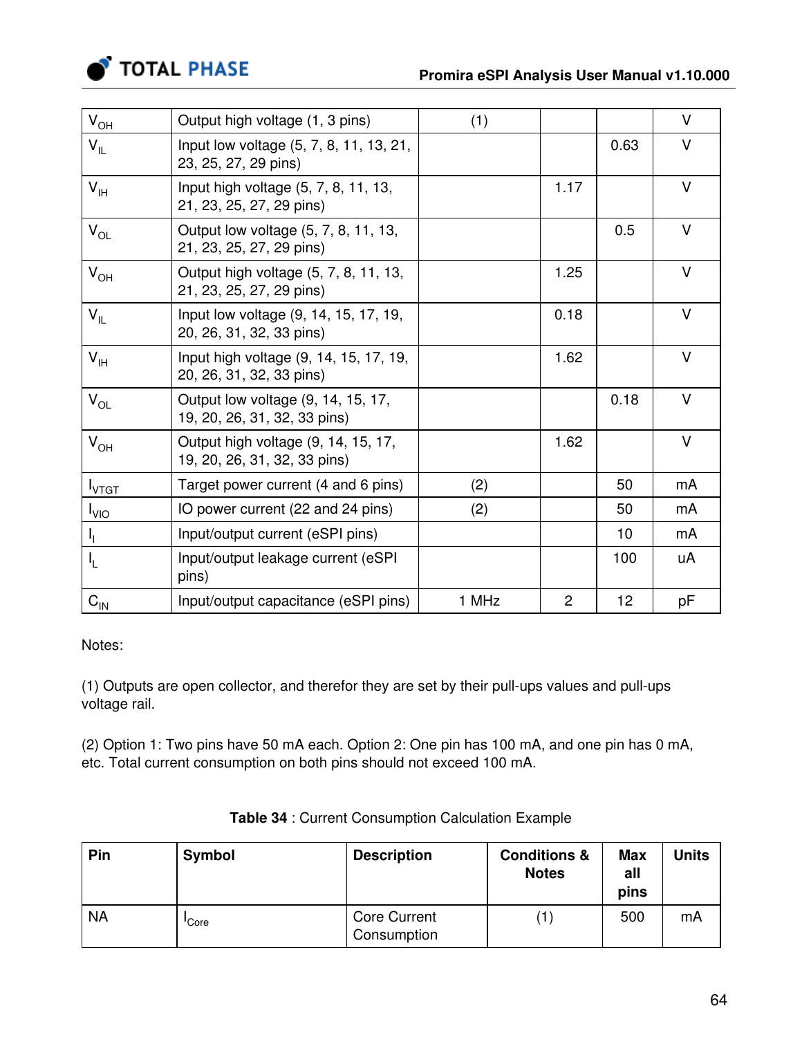| | | | | | |
|---|---|---|---|---|---|
| $V_{OH}$ | Output high voltage (1, 3 pins) | (1) | | | V |
| $V_{IL}$ | Input low voltage (5, 7, 8, 11, 13, 21, 23, 25, 27, 29 pins) | | | 0.63 | V |
| $V_{IH}$ | Input high voltage (5, 7, 8, 11, 13, 21, 23, 25, 27, 29 pins) | | 1.17 | | V |
| $V_{OL}$ | Output low voltage (5, 7, 8, 11, 13, 21, 23, 25, 27, 29 pins) | | | 0.5 | V |
| $V_{OH}$ | Output high voltage (5, 7, 8, 11, 13, 21, 23, 25, 27, 29 pins) | | 1.25 | | V |
| $V_{IL}$ | Input low voltage (9, 14, 15, 17, 19, 20, 26, 31, 32, 33 pins) | | 0.18 | | V |
| $V_{IH}$ | Input high voltage (9, 14, 15, 17, 19, 20, 26, 31, 32, 33 pins) | | 1.62 | | V |
| $V_{OL}$ | Output low voltage (9, 14, 15, 17, 19, 20, 26, 31, 32, 33 pins) | | | 0.18 | V |
| $V_{OH}$ | Output high voltage (9, 14, 15, 17, 19, 20, 26, 31, 32, 33 pins) | | 1.62 | | V |
| $I_{VTGT}$ | Target power current (4 and 6 pins) | (2) | | 50 | mA |
| $I_{VIO}$ | IO power current (22 and 24 pins) | (2) | | 50 | mA |
| $I_I$ | Input/output current (eSPI pins) | | | 10 | mA |
| $I_L$ | Input/output leakage current (eSPI pins) | | | 100 | uA |
| $C_{IN}$ | Input/output capacitance (eSPI pins) | 1 MHz | 2 | 12 | pF |

Notes:

(1) Outputs are open collector, and therefor they are set by their pull-ups values and pull-ups voltage rail.

(2) Option 1: Two pins have 50 mA each. Option 2: One pin has 100 mA, and one pin has 0 mA, etc. Total current consumption on both pins should not exceed 100 mA.

**Table 34** : Current Consumption Calculation Example

| **Pin** | **Symbol** | **Description** | **Conditions & Notes** | **Max all pins** | **Units** |
|---|---|---|---|---|---|
| NA | $I_{Core}$ | Core Current Consumption | (1) | 500 | mA |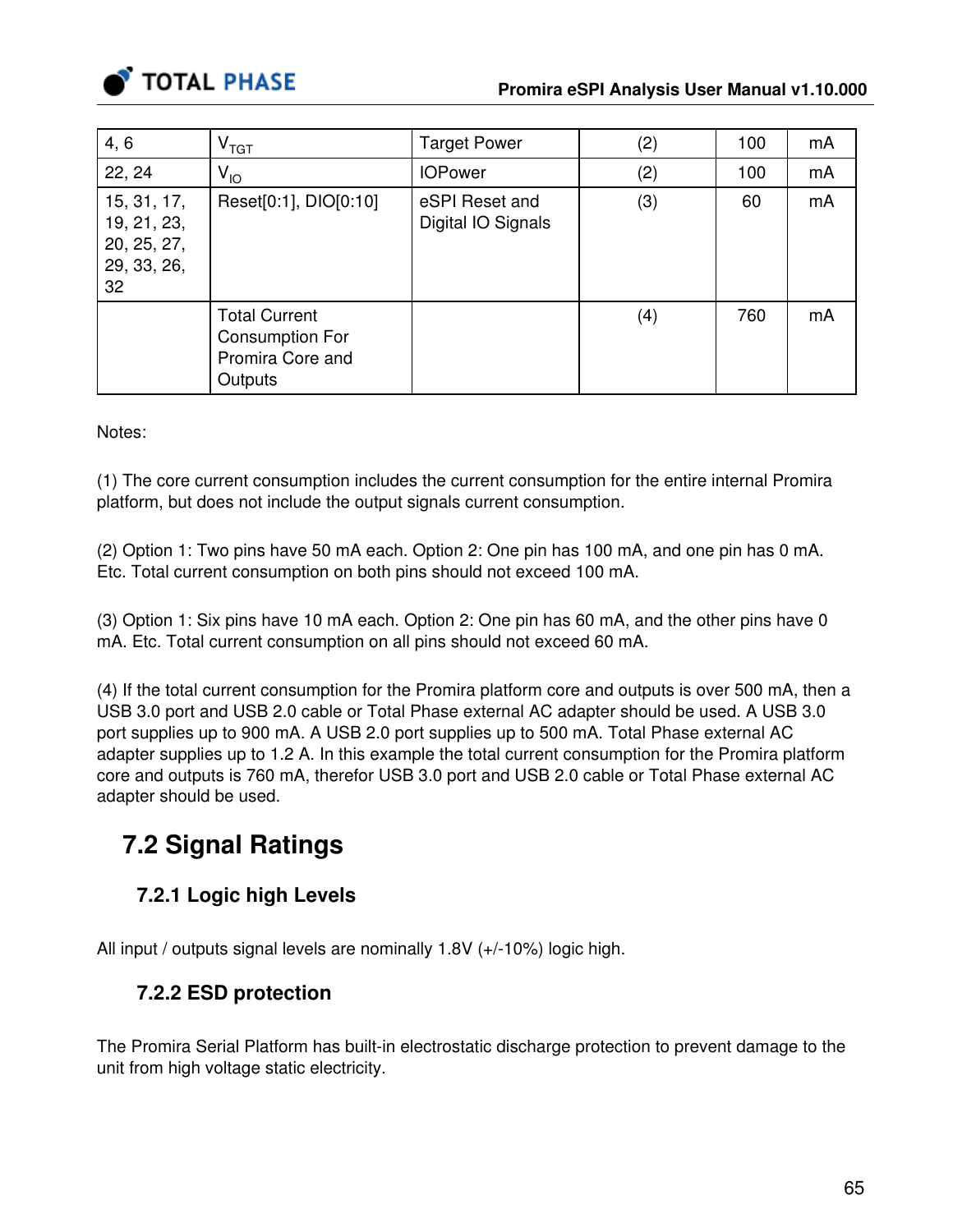| | | | | | |
|---|---|---|---|---|---|
| 4, 6 | $V_{TGT}$ | Target Power | (2) | 100 | mA |
| 22, 24 | $V_{IO}$ | IOPower | (2) | 100 | mA |
| 15, 31, 17, 19, 21, 23, 20, 25, 27, 29, 33, 26, 32 | Reset[0:1], DIO[0:10] | eSPI Reset and Digital IO Signals | (3) | 60 | mA |
| | Total Current Consumption For Promira Core and Outputs | | (4) | 760 | mA |

Notes:

(1) The core current consumption includes the current consumption for the entire internal Promira platform, but does not include the output signals current consumption.

(2) Option 1: Two pins have 50 mA each. Option 2: One pin has 100 mA, and one pin has 0 mA. Etc. Total current consumption on both pins should not exceed 100 mA.

(3) Option 1: Six pins have 10 mA each. Option 2: One pin has 60 mA, and the other pins have 0 mA. Etc. Total current consumption on all pins should not exceed 60 mA.

(4) If the total current consumption for the Promira platform core and outputs is over 500 mA, then a USB 3.0 port and USB 2.0 cable or Total Phase external AC adapter should be used. A USB 3.0 port supplies up to 900 mA. A USB 2.0 port supplies up to 500 mA. Total Phase external AC adapter supplies up to 1.2 A. In this example the total current consumption for the Promira platform core and outputs is 760 mA, therefor USB 3.0 port and USB 2.0 cable or Total Phase external AC adapter should be used.

## 7.2 Signal Ratings

### 7.2.1 Logic high Levels

All input / outputs signal levels are nominally 1.8V (+/-10%) logic high.

### 7.2.2 ESD protection

The Promira Serial Platform has built-in electrostatic discharge protection to prevent damage to the unit from high voltage static electricity.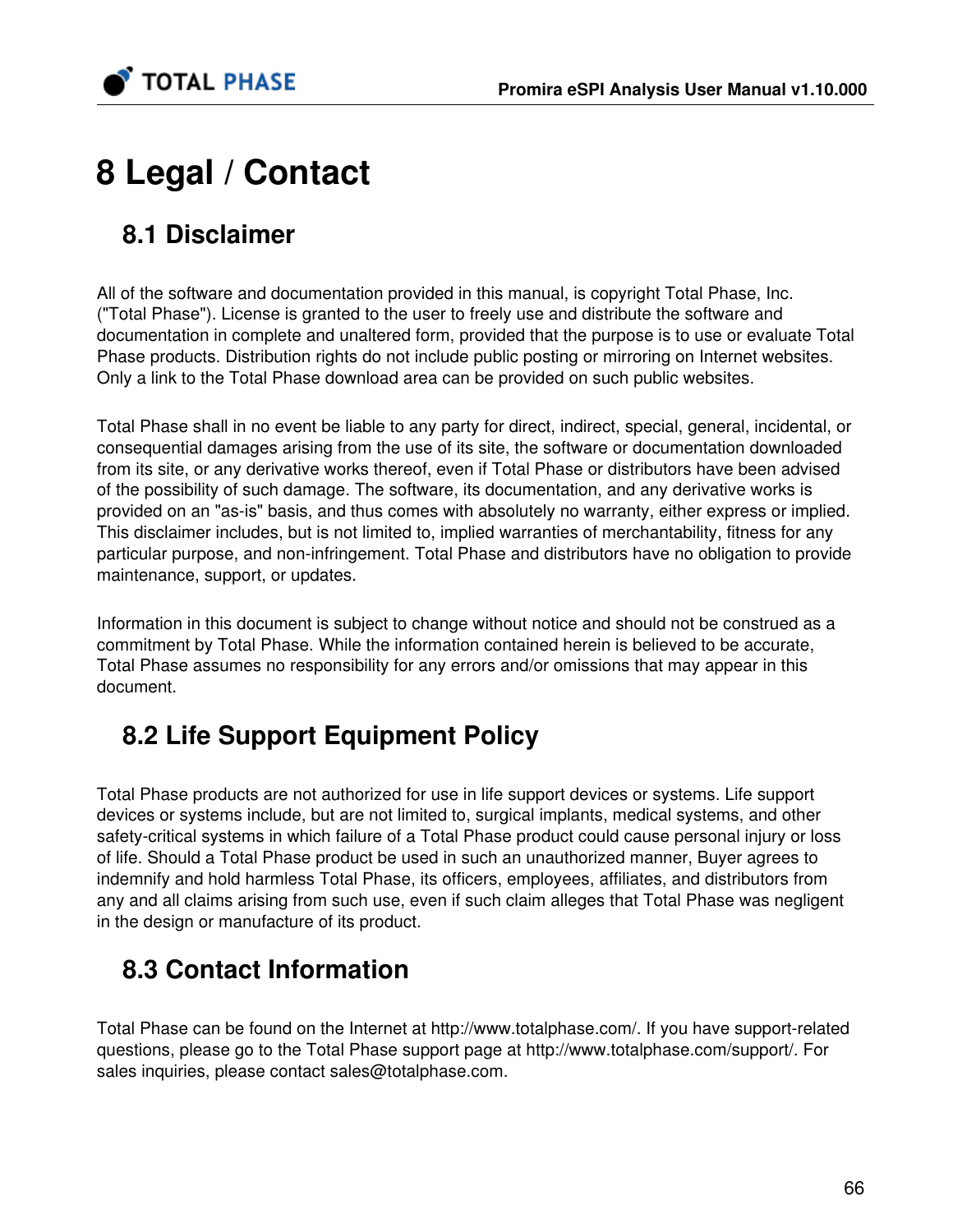# 8 Legal / Contact

## 8.1 Disclaimer

All of the software and documentation provided in this manual, is copyright Total Phase, Inc. ("Total Phase"). License is granted to the user to freely use and distribute the software and documentation in complete and unaltered form, provided that the purpose is to use or evaluate Total Phase products. Distribution rights do not include public posting or mirroring on Internet websites. Only a link to the Total Phase download area can be provided on such public websites.

Total Phase shall in no event be liable to any party for direct, indirect, special, general, incidental, or consequential damages arising from the use of its site, the software or documentation downloaded from its site, or any derivative works thereof, even if Total Phase or distributors have been advised of the possibility of such damage. The software, its documentation, and any derivative works is provided on an "as-is" basis, and thus comes with absolutely no warranty, either express or implied. This disclaimer includes, but is not limited to, implied warranties of merchantability, fitness for any particular purpose, and non-infringement. Total Phase and distributors have no obligation to provide maintenance, support, or updates.

Information in this document is subject to change without notice and should not be construed as a commitment by Total Phase. While the information contained herein is believed to be accurate, Total Phase assumes no responsibility for any errors and/or omissions that may appear in this document.

## 8.2 Life Support Equipment Policy

Total Phase products are not authorized for use in life support devices or systems. Life support devices or systems include, but are not limited to, surgical implants, medical systems, and other safety-critical systems in which failure of a Total Phase product could cause personal injury or loss of life. Should a Total Phase product be used in such an unauthorized manner, Buyer agrees to indemnify and hold harmless Total Phase, its officers, employees, affiliates, and distributors from any and all claims arising from such use, even if such claim alleges that Total Phase was negligent in the design or manufacture of its product.

## 8.3 Contact Information

Total Phase can be found on the Internet at http://www.totalphase.com/. If you have support-related questions, please go to the Total Phase support page at http://www.totalphase.com/support/. For sales inquiries, please contact sales@totalphase.com.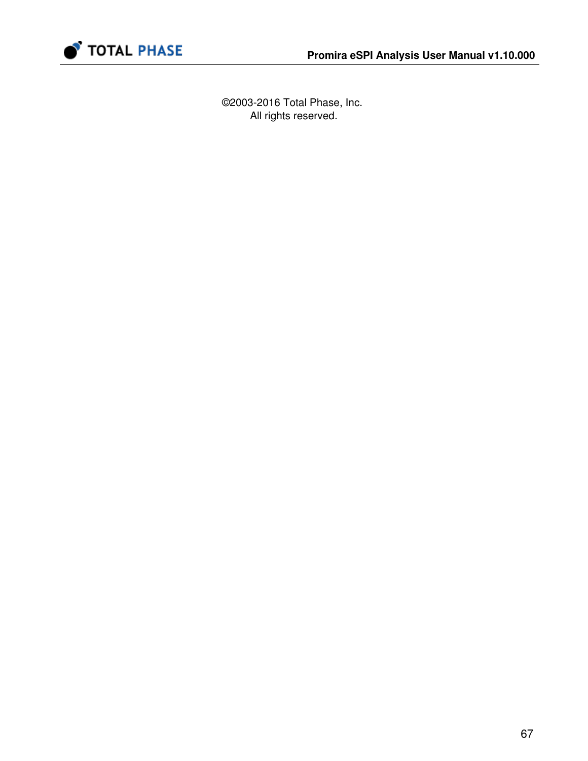©2003-2016 Total Phase, Inc.
All rights reserved.